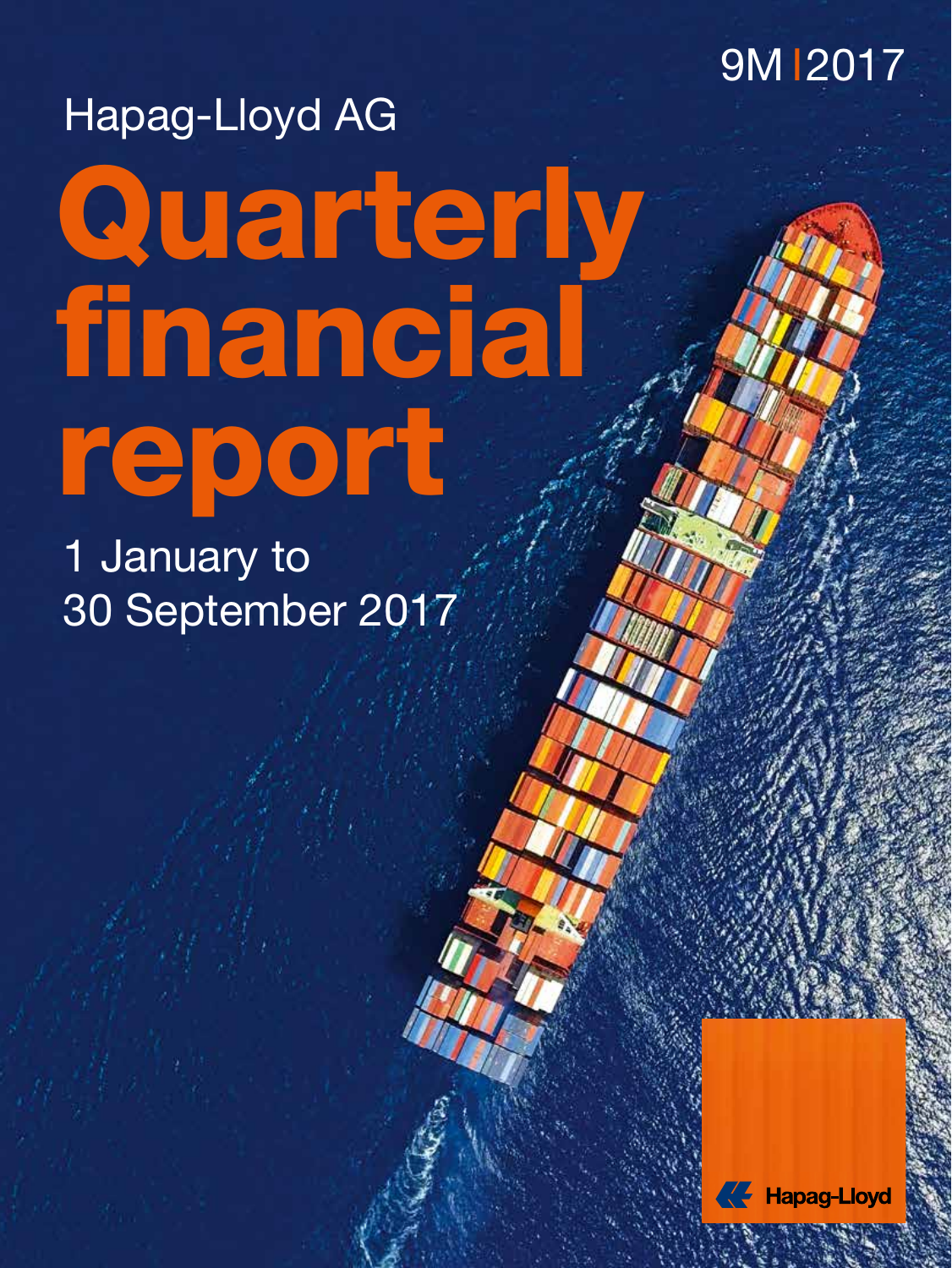9M | 2017

Hapag-Lloyd AG

# Quarterly financial report

1 January to 30 September 2017

Hapag-Lloyd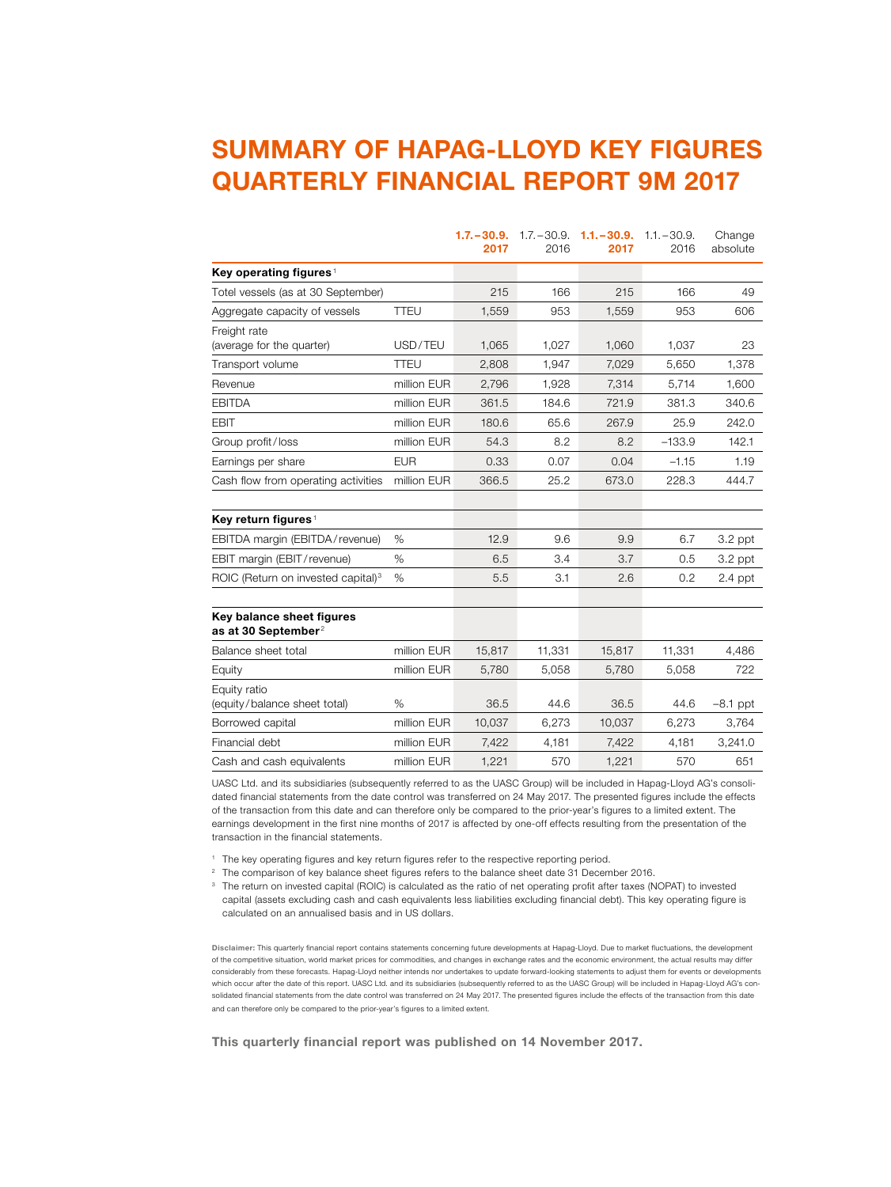# SUMMARY OF HAPAG-LLOYD KEY FIGURES QUARTERLY FINANCIAL REPORT 9M 2017

| | | **1.7.–30.9. 2017** | 1.7.–30.9. 2016 | **1.1.–30.9. 2017** | 1.1.–30.9. 2016 | Change absolute |
|---|---|---|---|---|---|---|
| **Key operating figures**[1] | | | | | | |
| Totel vessels (as at 30 September) | | 215 | 166 | 215 | 166 | 49 |
| Aggregate capacity of vessels | TTEU | 1,559 | 953 | 1,559 | 953 | 606 |
| Freight rate (average for the quarter) | USD/TEU | 1,065 | 1,027 | 1,060 | 1,037 | 23 |
| Transport volume | TTEU | 2,808 | 1,947 | 7,029 | 5,650 | 1,378 |
| Revenue | million EUR | 2,796 | 1,928 | 7,314 | 5,714 | 1,600 |
| EBITDA | million EUR | 361.5 | 184.6 | 721.9 | 381.3 | 340.6 |
| EBIT | million EUR | 180.6 | 65.6 | 267.9 | 25.9 | 242.0 |
| Group profit/loss | million EUR | 54.3 | 8.2 | 8.2 | –133.9 | 142.1 |
| Earnings per share | EUR | 0.33 | 0.07 | 0.04 | –1.15 | 1.19 |
| Cash flow from operating activities | million EUR | 366.5 | 25.2 | 673.0 | 228.3 | 444.7 |
| **Key return figures**[1] | | | | | | |
| EBITDA margin (EBITDA/revenue) | % | 12.9 | 9.6 | 9.9 | 6.7 | 3.2 ppt |
| EBIT margin (EBIT/revenue) | % | 6.5 | 3.4 | 3.7 | 0.5 | 3.2 ppt |
| ROIC (Return on invested capital)[3] | % | 5.5 | 3.1 | 2.6 | 0.2 | 2.4 ppt |
| **Key balance sheet figures as at 30 September**[2] | | | | | | |
| Balance sheet total | million EUR | 15,817 | 11,331 | 15,817 | 11,331 | 4,486 |
| Equity | million EUR | 5,780 | 5,058 | 5,780 | 5,058 | 722 |
| Equity ratio (equity/balance sheet total) | % | 36.5 | 44.6 | 36.5 | 44.6 | –8.1 ppt |
| Borrowed capital | million EUR | 10,037 | 6,273 | 10,037 | 6,273 | 3,764 |
| Financial debt | million EUR | 7,422 | 4,181 | 7,422 | 4,181 | 3,241.0 |
| Cash and cash equivalents | million EUR | 1,221 | 570 | 1,221 | 570 | 651 |

UASC Ltd. and its subsidiaries (subsequently referred to as the UASC Group) will be included in Hapag-Lloyd AG's consolidated financial statements from the date control was transferred on 24 May 2017. The presented figures include the effects of the transaction from this date and can therefore only be compared to the prior-year's figures to a limited extent. The earnings development in the first nine months of 2017 is affected by one-off effects resulting from the presentation of the transaction in the financial statements.

[1] The key operating figures and key return figures refer to the respective reporting period.
[2] The comparison of key balance sheet figures refers to the balance sheet date 31 December 2016.
[3] The return on invested capital (ROIC) is calculated as the ratio of net operating profit after taxes (NOPAT) to invested capital (assets excluding cash and cash equivalents less liabilities excluding financial debt). This key operating figure is calculated on an annualised basis and in US dollars.

**Disclaimer:** This quarterly financial report contains statements concerning future developments at Hapag-Lloyd. Due to market fluctuations, the development of the competitive situation, world market prices for commodities, and changes in exchange rates and the economic environment, the actual results may differ considerably from these forecasts. Hapag-Lloyd neither intends nor undertakes to update forward-looking statements to adjust them for events or developments which occur after the date of this report. UASC Ltd. and its subsidiaries (subsequently referred to as the UASC Group) will be included in Hapag-Lloyd AG's consolidated financial statements from the date control was transferred on 24 May 2017. The presented figures include the effects of the transaction from this date and can therefore only be compared to the prior-year's figures to a limited extent.

**This quarterly financial report was published on 14 November 2017.**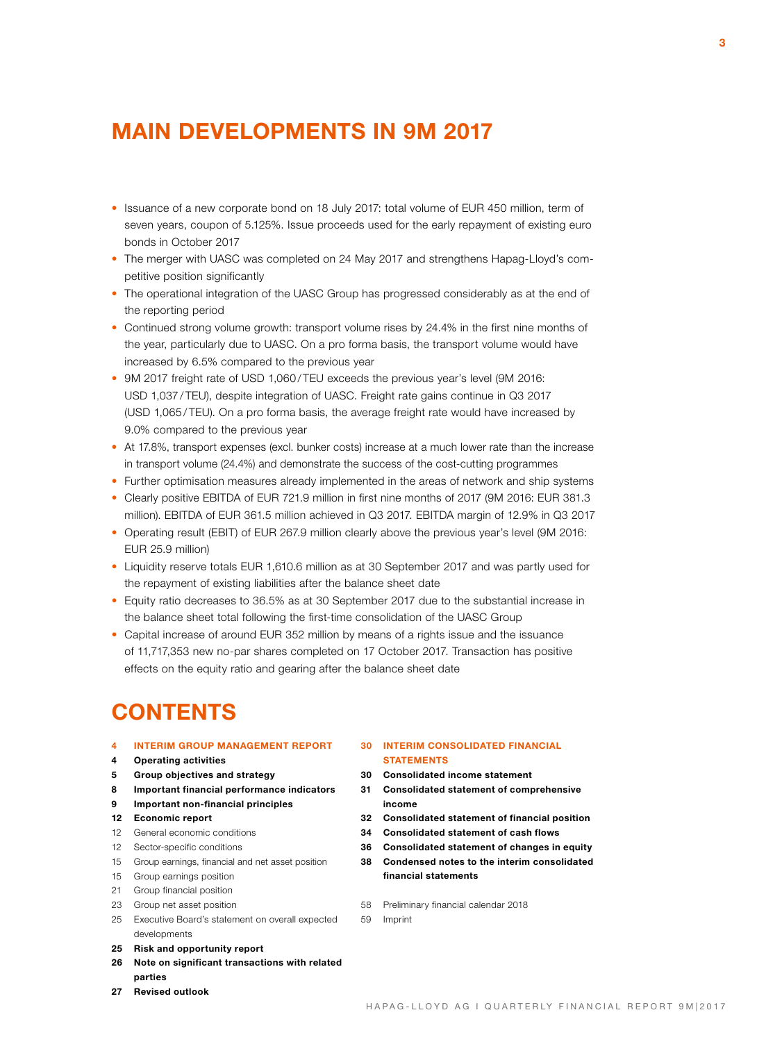# MAIN DEVELOPMENTS IN 9M 2017

- Issuance of a new corporate bond on 18 July 2017: total volume of EUR 450 million, term of seven years, coupon of 5.125%. Issue proceeds used for the early repayment of existing euro bonds in October 2017
- The merger with UASC was completed on 24 May 2017 and strengthens Hapag-Lloyd's competitive position significantly
- The operational integration of the UASC Group has progressed considerably as at the end of the reporting period
- Continued strong volume growth: transport volume rises by 24.4% in the first nine months of the year, particularly due to UASC. On a pro forma basis, the transport volume would have increased by 6.5% compared to the previous year
- 9M 2017 freight rate of USD 1,060 / TEU exceeds the previous year's level (9M 2016: USD 1,037 / TEU), despite integration of UASC. Freight rate gains continue in Q3 2017 (USD 1,065 / TEU). On a pro forma basis, the average freight rate would have increased by 9.0% compared to the previous year
- At 17.8%, transport expenses (excl. bunker costs) increase at a much lower rate than the increase in transport volume (24.4%) and demonstrate the success of the cost-cutting programmes
- Further optimisation measures already implemented in the areas of network and ship systems
- Clearly positive EBITDA of EUR 721.9 million in first nine months of 2017 (9M 2016: EUR 381.3 million). EBITDA of EUR 361.5 million achieved in Q3 2017. EBITDA margin of 12.9% in Q3 2017
- Operating result (EBIT) of EUR 267.9 million clearly above the previous year's level (9M 2016: EUR 25.9 million)
- Liquidity reserve totals EUR 1,610.6 million as at 30 September 2017 and was partly used for the repayment of existing liabilities after the balance sheet date
- Equity ratio decreases to 36.5% as at 30 September 2017 due to the substantial increase in the balance sheet total following the first-time consolidation of the UASC Group
- Capital increase of around EUR 352 million by means of a rights issue and the issuance of 11,717,353 new no-par shares completed on 17 October 2017. Transaction has positive effects on the equity ratio and gearing after the balance sheet date

# CONTENTS

- 4 **INTERIM GROUP MANAGEMENT REPORT**
- 4 **Operating activities**
- 5 **Group objectives and strategy**
- 8 **Important financial performance indicators**
- 9 **Important non-financial principles**
- 12 **Economic report**
- 12 General economic conditions
- 12 Sector-specific conditions
- 15 Group earnings, financial and net asset position
- 15 Group earnings position
- 21 Group financial position
- 23 Group net asset position
- 25 Executive Board's statement on overall expected developments
- 25 **Risk and opportunity report**
- 26 **Note on significant transactions with related parties**
- 27 **Revised outlook**

- 30 **INTERIM CONSOLIDATED FINANCIAL STATEMENTS**
- 30 **Consolidated income statement**
- 31 **Consolidated statement of comprehensive income**
- 32 **Consolidated statement of financial position**
- 34 **Consolidated statement of cash flows**
- 36 **Consolidated statement of changes in equity**
- 38 **Condensed notes to the interim consolidated financial statements**

- 58 Preliminary financial calendar 2018
- 59 Imprint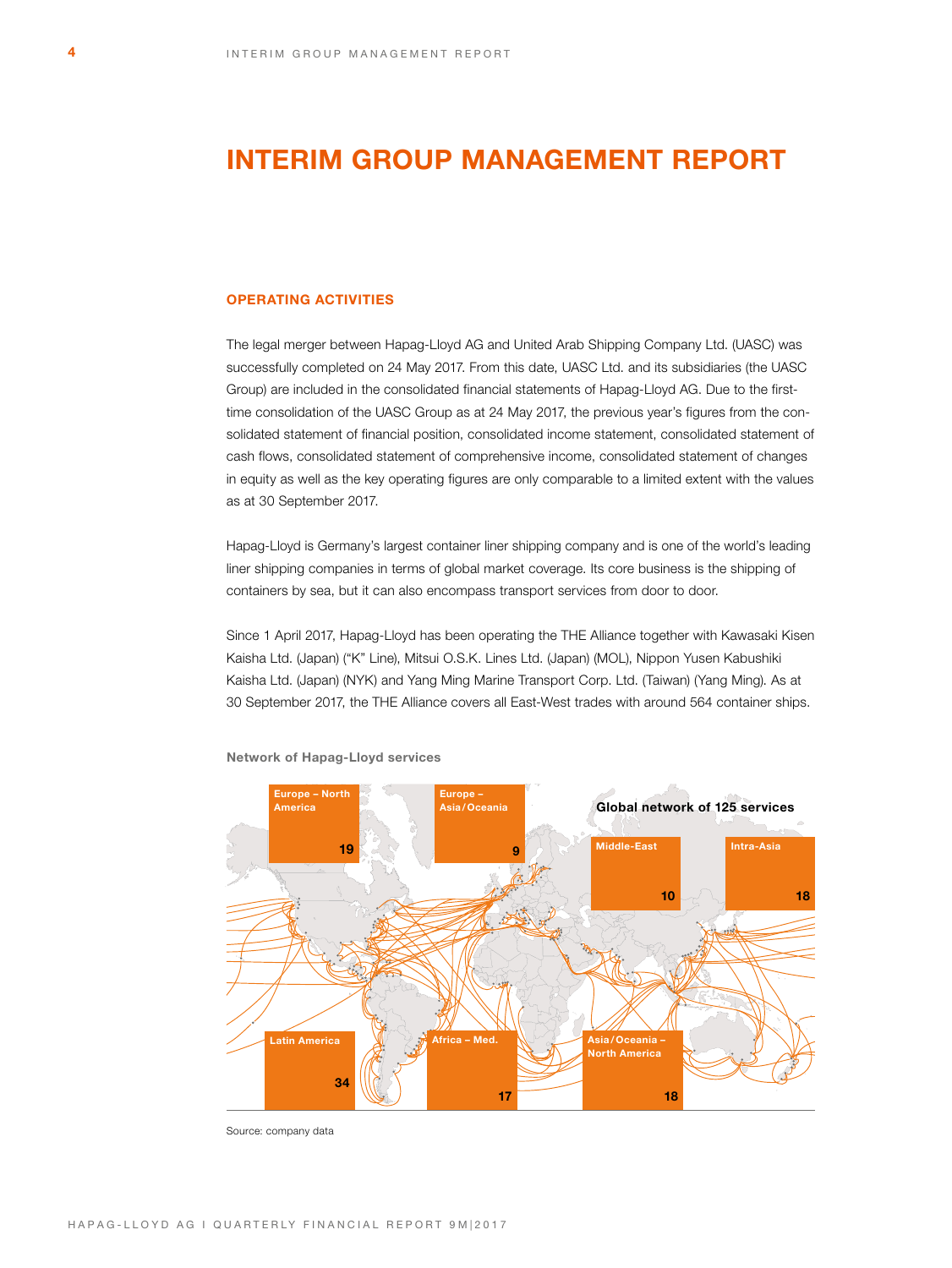# INTERIM GROUP MANAGEMENT REPORT

## OPERATING ACTIVITIES

The legal merger between Hapag-Lloyd AG and United Arab Shipping Company Ltd. (UASC) was successfully completed on 24 May 2017. From this date, UASC Ltd. and its subsidiaries (the UASC Group) are included in the consolidated financial statements of Hapag-Lloyd AG. Due to the first-time consolidation of the UASC Group as at 24 May 2017, the previous year's figures from the consolidated statement of financial position, consolidated income statement, consolidated statement of cash flows, consolidated statement of comprehensive income, consolidated statement of changes in equity as well as the key operating figures are only comparable to a limited extent with the values as at 30 September 2017.

Hapag-Lloyd is Germany's largest container liner shipping company and is one of the world's leading liner shipping companies in terms of global market coverage. Its core business is the shipping of containers by sea, but it can also encompass transport services from door to door.

Since 1 April 2017, Hapag-Lloyd has been operating the THE Alliance together with Kawasaki Kisen Kaisha Ltd. (Japan) ("K" Line), Mitsui O.S.K. Lines Ltd. (Japan) (MOL), Nippon Yusen Kabushiki Kaisha Ltd. (Japan) (NYK) and Yang Ming Marine Transport Corp. Ltd. (Taiwan) (Yang Ming). As at 30 September 2017, the THE Alliance covers all East-West trades with around 564 container ships.

**Network of Hapag-Lloyd services**

Global network of 125 services

| Trade | Services |
|---|---|
| Europe – North America | 19 |
| Europe – Asia/Oceania | 9 |
| Middle-East | 10 |
| Intra-Asia | 18 |
| Latin America | 34 |
| Africa – Med. | 17 |
| Asia/Oceania – North America | 18 |

Source: company data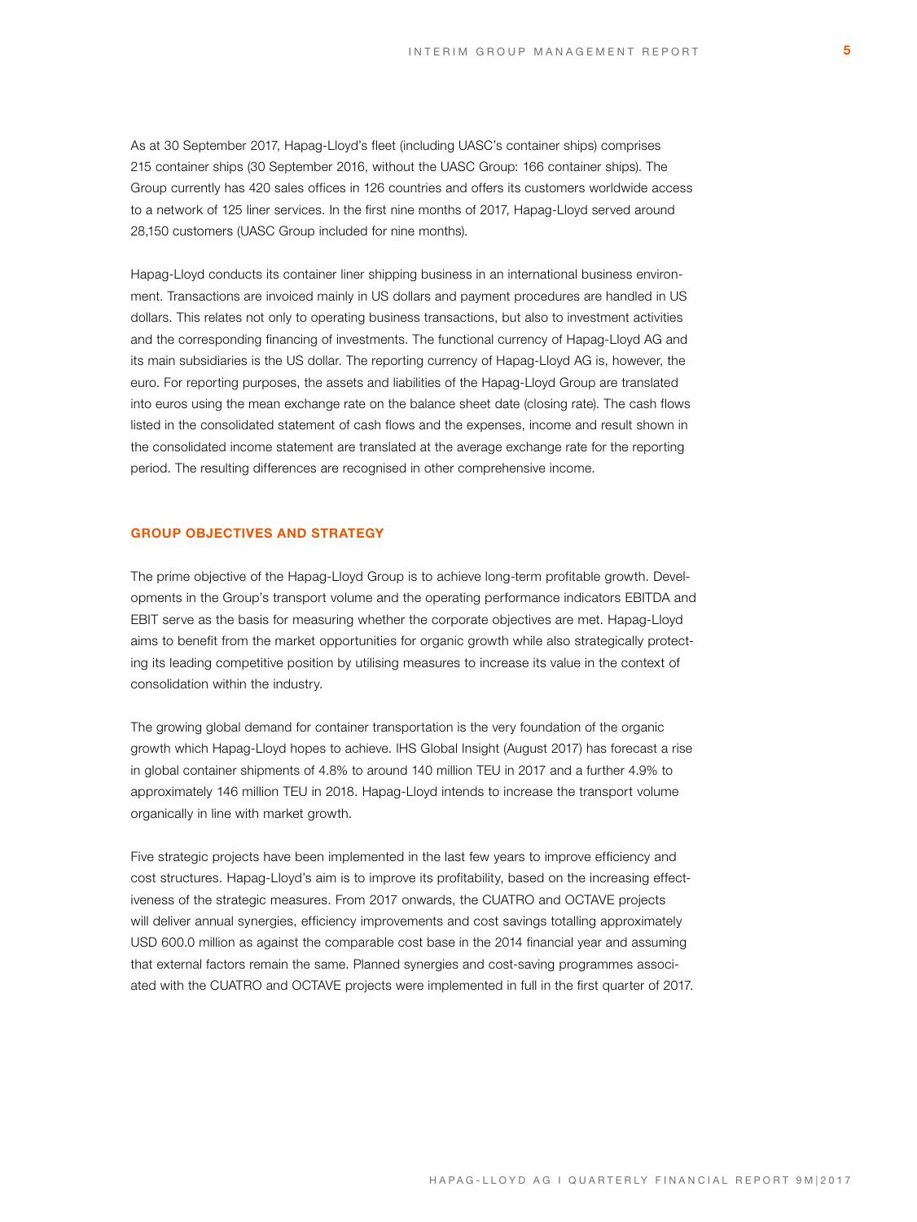As at 30 September 2017, Hapag-Lloyd's fleet (including UASC's container ships) comprises 215 container ships (30 September 2016, without the UASC Group: 166 container ships). The Group currently has 420 sales offices in 126 countries and offers its customers worldwide access to a network of 125 liner services. In the first nine months of 2017, Hapag-Lloyd served around 28,150 customers (UASC Group included for nine months).

Hapag-Lloyd conducts its container liner shipping business in an international business environment. Transactions are invoiced mainly in US dollars and payment procedures are handled in US dollars. This relates not only to operating business transactions, but also to investment activities and the corresponding financing of investments. The functional currency of Hapag-Lloyd AG and its main subsidiaries is the US dollar. The reporting currency of Hapag-Lloyd AG is, however, the euro. For reporting purposes, the assets and liabilities of the Hapag-Lloyd Group are translated into euros using the mean exchange rate on the balance sheet date (closing rate). The cash flows listed in the consolidated statement of cash flows and the expenses, income and result shown in the consolidated income statement are translated at the average exchange rate for the reporting period. The resulting differences are recognised in other comprehensive income.

## GROUP OBJECTIVES AND STRATEGY

The prime objective of the Hapag-Lloyd Group is to achieve long-term profitable growth. Developments in the Group's transport volume and the operating performance indicators EBITDA and EBIT serve as the basis for measuring whether the corporate objectives are met. Hapag-Lloyd aims to benefit from the market opportunities for organic growth while also strategically protecting its leading competitive position by utilising measures to increase its value in the context of consolidation within the industry.

The growing global demand for container transportation is the very foundation of the organic growth which Hapag-Lloyd hopes to achieve. IHS Global Insight (August 2017) has forecast a rise in global container shipments of 4.8% to around 140 million TEU in 2017 and a further 4.9% to approximately 146 million TEU in 2018. Hapag-Lloyd intends to increase the transport volume organically in line with market growth.

Five strategic projects have been implemented in the last few years to improve efficiency and cost structures. Hapag-Lloyd's aim is to improve its profitability, based on the increasing effectiveness of the strategic measures. From 2017 onwards, the CUATRO and OCTAVE projects will deliver annual synergies, efficiency improvements and cost savings totalling approximately USD 600.0 million as against the comparable cost base in the 2014 financial year and assuming that external factors remain the same. Planned synergies and cost-saving programmes associated with the CUATRO and OCTAVE projects were implemented in full in the first quarter of 2017.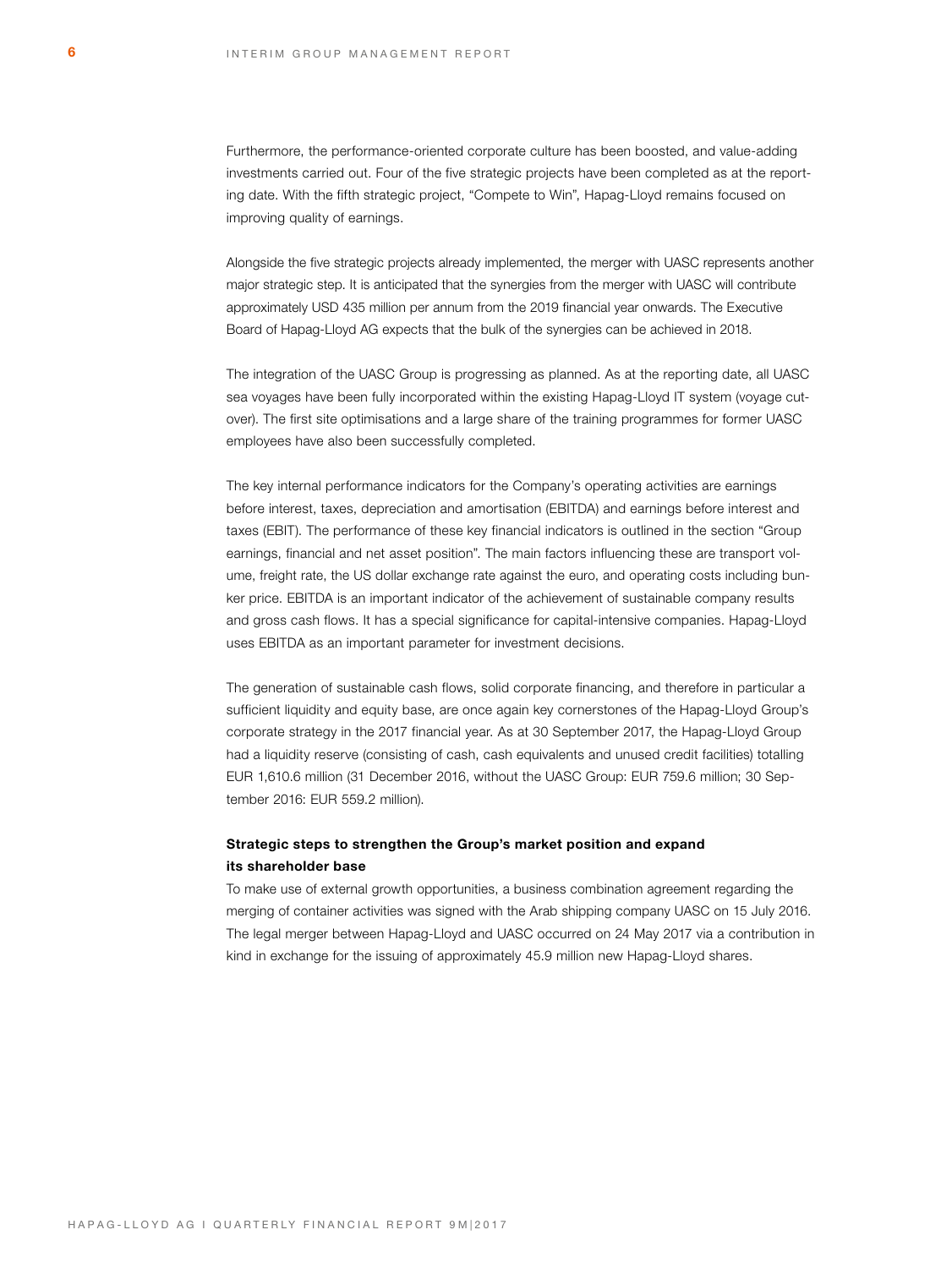Furthermore, the performance-oriented corporate culture has been boosted, and value-adding investments carried out. Four of the five strategic projects have been completed as at the reporting date. With the fifth strategic project, "Compete to Win", Hapag-Lloyd remains focused on improving quality of earnings.

Alongside the five strategic projects already implemented, the merger with UASC represents another major strategic step. It is anticipated that the synergies from the merger with UASC will contribute approximately USD 435 million per annum from the 2019 financial year onwards. The Executive Board of Hapag-Lloyd AG expects that the bulk of the synergies can be achieved in 2018.

The integration of the UASC Group is progressing as planned. As at the reporting date, all UASC sea voyages have been fully incorporated within the existing Hapag-Lloyd IT system (voyage cutover). The first site optimisations and a large share of the training programmes for former UASC employees have also been successfully completed.

The key internal performance indicators for the Company's operating activities are earnings before interest, taxes, depreciation and amortisation (EBITDA) and earnings before interest and taxes (EBIT). The performance of these key financial indicators is outlined in the section "Group earnings, financial and net asset position". The main factors influencing these are transport volume, freight rate, the US dollar exchange rate against the euro, and operating costs including bunker price. EBITDA is an important indicator of the achievement of sustainable company results and gross cash flows. It has a special significance for capital-intensive companies. Hapag-Lloyd uses EBITDA as an important parameter for investment decisions.

The generation of sustainable cash flows, solid corporate financing, and therefore in particular a sufficient liquidity and equity base, are once again key cornerstones of the Hapag-Lloyd Group's corporate strategy in the 2017 financial year. As at 30 September 2017, the Hapag-Lloyd Group had a liquidity reserve (consisting of cash, cash equivalents and unused credit facilities) totalling EUR 1,610.6 million (31 December 2016, without the UASC Group: EUR 759.6 million; 30 September 2016: EUR 559.2 million).

**Strategic steps to strengthen the Group's market position and expand its shareholder base**

To make use of external growth opportunities, a business combination agreement regarding the merging of container activities was signed with the Arab shipping company UASC on 15 July 2016. The legal merger between Hapag-Lloyd and UASC occurred on 24 May 2017 via a contribution in kind in exchange for the issuing of approximately 45.9 million new Hapag-Lloyd shares.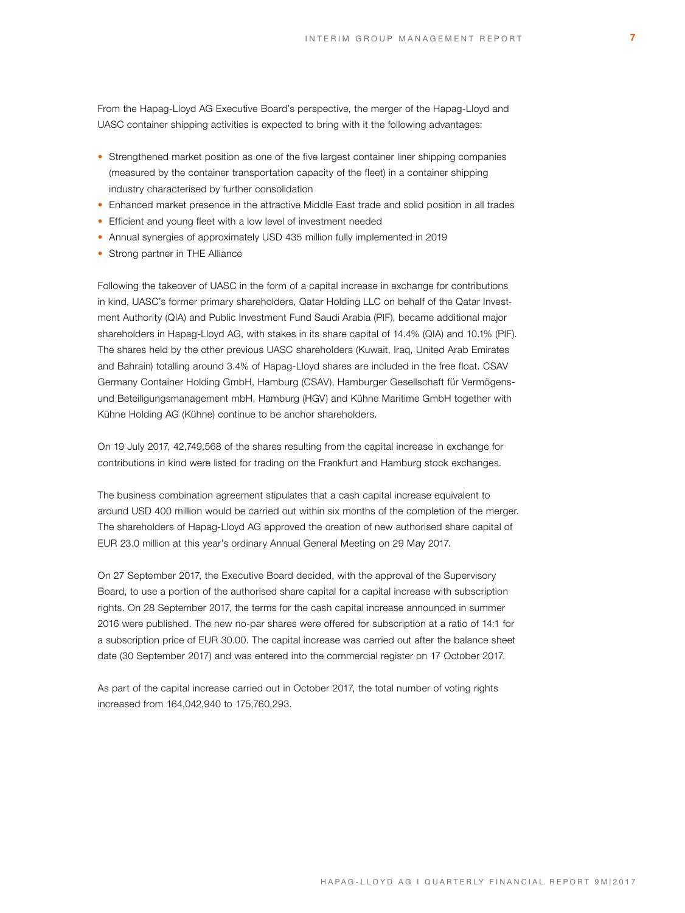From the Hapag-Lloyd AG Executive Board's perspective, the merger of the Hapag-Lloyd and UASC container shipping activities is expected to bring with it the following advantages:

- Strengthened market position as one of the five largest container liner shipping companies (measured by the container transportation capacity of the fleet) in a container shipping industry characterised by further consolidation
- Enhanced market presence in the attractive Middle East trade and solid position in all trades
- Efficient and young fleet with a low level of investment needed
- Annual synergies of approximately USD 435 million fully implemented in 2019
- Strong partner in THE Alliance

Following the takeover of UASC in the form of a capital increase in exchange for contributions in kind, UASC's former primary shareholders, Qatar Holding LLC on behalf of the Qatar Investment Authority (QIA) and Public Investment Fund Saudi Arabia (PIF), became additional major shareholders in Hapag-Lloyd AG, with stakes in its share capital of 14.4% (QIA) and 10.1% (PIF). The shares held by the other previous UASC shareholders (Kuwait, Iraq, United Arab Emirates and Bahrain) totalling around 3.4% of Hapag-Lloyd shares are included in the free float. CSAV Germany Container Holding GmbH, Hamburg (CSAV), Hamburger Gesellschaft für Vermögens- und Beteiligungsmanagement mbH, Hamburg (HGV) and Kühne Maritime GmbH together with Kühne Holding AG (Kühne) continue to be anchor shareholders.

On 19 July 2017, 42,749,568 of the shares resulting from the capital increase in exchange for contributions in kind were listed for trading on the Frankfurt and Hamburg stock exchanges.

The business combination agreement stipulates that a cash capital increase equivalent to around USD 400 million would be carried out within six months of the completion of the merger. The shareholders of Hapag-Lloyd AG approved the creation of new authorised share capital of EUR 23.0 million at this year's ordinary Annual General Meeting on 29 May 2017.

On 27 September 2017, the Executive Board decided, with the approval of the Supervisory Board, to use a portion of the authorised share capital for a capital increase with subscription rights. On 28 September 2017, the terms for the cash capital increase announced in summer 2016 were published. The new no-par shares were offered for subscription at a ratio of 14:1 for a subscription price of EUR 30.00. The capital increase was carried out after the balance sheet date (30 September 2017) and was entered into the commercial register on 17 October 2017.

As part of the capital increase carried out in October 2017, the total number of voting rights increased from 164,042,940 to 175,760,293.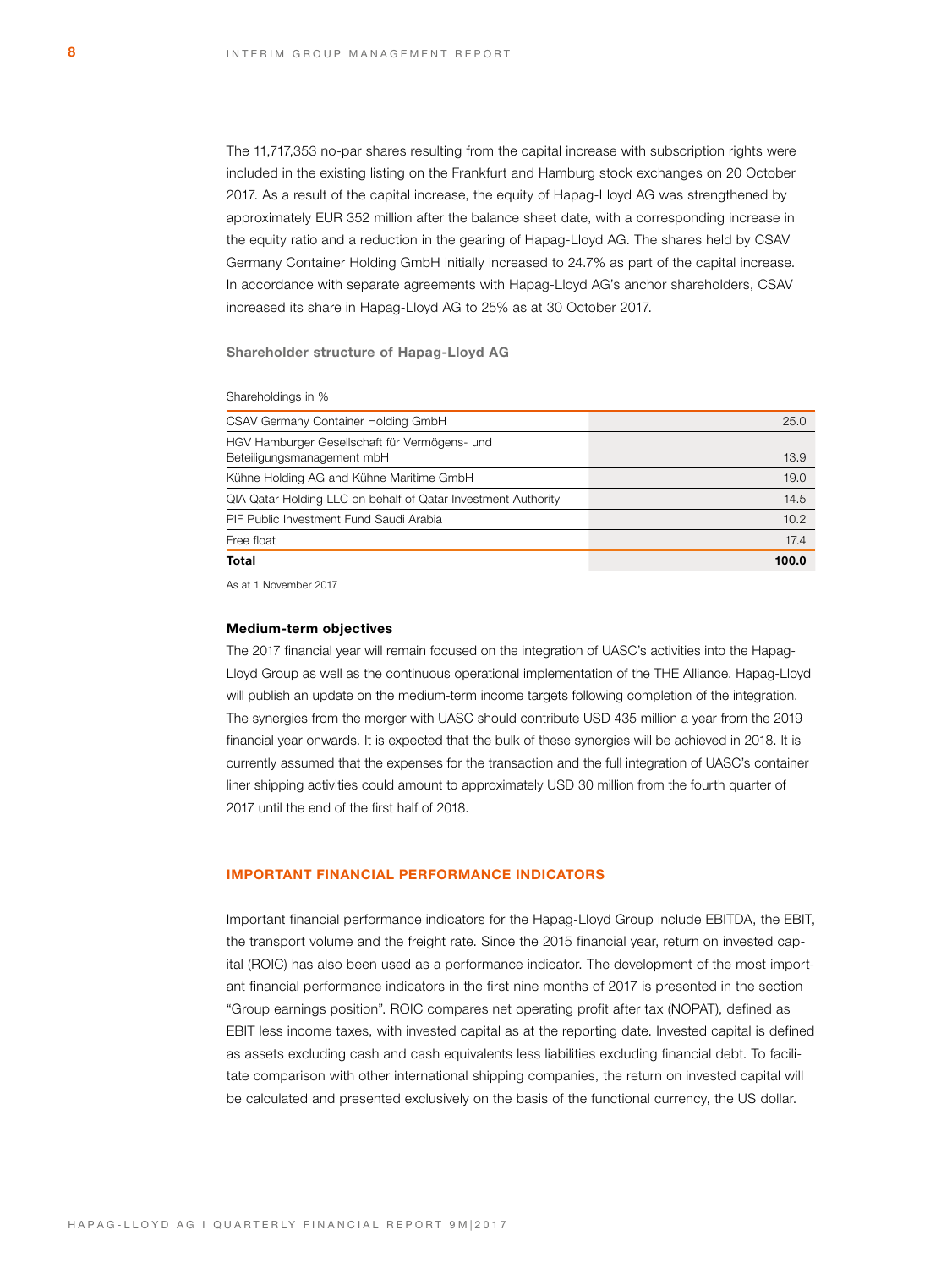The 11,717,353 no-par shares resulting from the capital increase with subscription rights were included in the existing listing on the Frankfurt and Hamburg stock exchanges on 20 October 2017. As a result of the capital increase, the equity of Hapag-Lloyd AG was strengthened by approximately EUR 352 million after the balance sheet date, with a corresponding increase in the equity ratio and a reduction in the gearing of Hapag-Lloyd AG. The shares held by CSAV Germany Container Holding GmbH initially increased to 24.7% as part of the capital increase. In accordance with separate agreements with Hapag-Lloyd AG's anchor shareholders, CSAV increased its share in Hapag-Lloyd AG to 25% as at 30 October 2017.

**Shareholder structure of Hapag-Lloyd AG**

Shareholdings in %

| | |
|---|---:|
| CSAV Germany Container Holding GmbH | 25.0 |
| HGV Hamburger Gesellschaft für Vermögens- und Beteiligungsmanagement mbH | 13.9 |
| Kühne Holding AG and Kühne Maritime GmbH | 19.0 |
| QIA Qatar Holding LLC on behalf of Qatar Investment Authority | 14.5 |
| PIF Public Investment Fund Saudi Arabia | 10.2 |
| Free float | 17.4 |
| **Total** | **100.0** |

As at 1 November 2017

### Medium-term objectives

The 2017 financial year will remain focused on the integration of UASC's activities into the Hapag-Lloyd Group as well as the continuous operational implementation of the THE Alliance. Hapag-Lloyd will publish an update on the medium-term income targets following completion of the integration. The synergies from the merger with UASC should contribute USD 435 million a year from the 2019 financial year onwards. It is expected that the bulk of these synergies will be achieved in 2018. It is currently assumed that the expenses for the transaction and the full integration of UASC's container liner shipping activities could amount to approximately USD 30 million from the fourth quarter of 2017 until the end of the first half of 2018.

## IMPORTANT FINANCIAL PERFORMANCE INDICATORS

Important financial performance indicators for the Hapag-Lloyd Group include EBITDA, the EBIT, the transport volume and the freight rate. Since the 2015 financial year, return on invested capital (ROIC) has also been used as a performance indicator. The development of the most important financial performance indicators in the first nine months of 2017 is presented in the section "Group earnings position". ROIC compares net operating profit after tax (NOPAT), defined as EBIT less income taxes, with invested capital as at the reporting date. Invested capital is defined as assets excluding cash and cash equivalents less liabilities excluding financial debt. To facilitate comparison with other international shipping companies, the return on invested capital will be calculated and presented exclusively on the basis of the functional currency, the US dollar.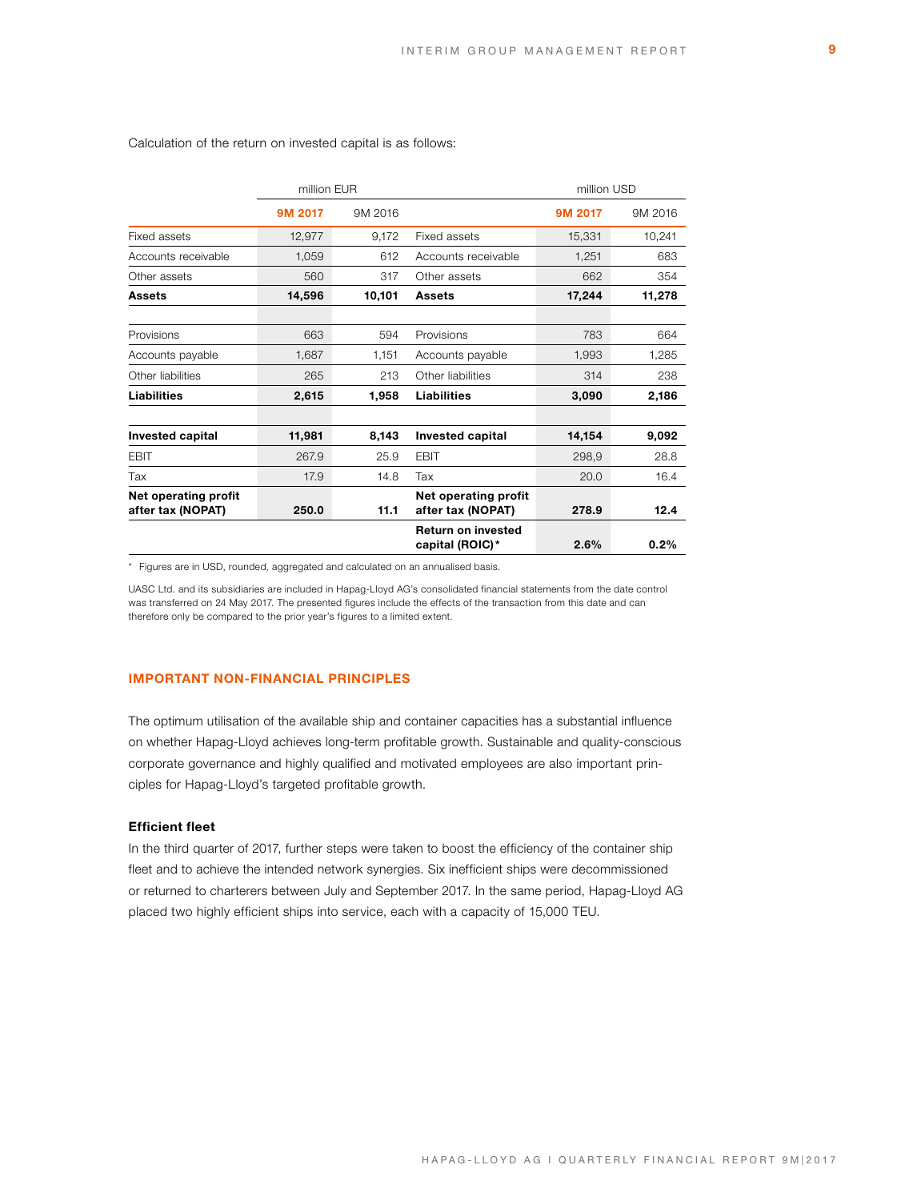Calculation of the return on invested capital is as follows:

| | million EUR | | | million USD | |
|---|---|---|---|---|---|
| | 9M 2017 | 9M 2016 | | 9M 2017 | 9M 2016 |
| Fixed assets | 12,977 | 9,172 | Fixed assets | 15,331 | 10,241 |
| Accounts receivable | 1,059 | 612 | Accounts receivable | 1,251 | 683 |
| Other assets | 560 | 317 | Other assets | 662 | 354 |
| **Assets** | **14,596** | **10,101** | **Assets** | **17,244** | **11,278** |
| | | | | | |
| Provisions | 663 | 594 | Provisions | 783 | 664 |
| Accounts payable | 1,687 | 1,151 | Accounts payable | 1,993 | 1,285 |
| Other liabilities | 265 | 213 | Other liabilities | 314 | 238 |
| **Liabilities** | **2,615** | **1,958** | **Liabilities** | **3,090** | **2,186** |
| | | | | | |
| **Invested capital** | **11,981** | **8,143** | **Invested capital** | **14,154** | **9,092** |
| EBIT | 267.9 | 25.9 | EBIT | 298,9 | 28.8 |
| Tax | 17.9 | 14.8 | Tax | 20.0 | 16.4 |
| **Net operating profit after tax (NOPAT)** | **250.0** | **11.1** | **Net operating profit after tax (NOPAT)** | **278.9** | **12.4** |
| | | | **Return on invested capital (ROIC)*** | **2.6%** | **0.2%** |

* Figures are in USD, rounded, aggregated and calculated on an annualised basis.

UASC Ltd. and its subsidiaries are included in Hapag-Lloyd AG's consolidated financial statements from the date control was transferred on 24 May 2017. The presented figures include the effects of the transaction from this date and can therefore only be compared to the prior year's figures to a limited extent.

## IMPORTANT NON-FINANCIAL PRINCIPLES

The optimum utilisation of the available ship and container capacities has a substantial influence on whether Hapag-Lloyd achieves long-term profitable growth. Sustainable and quality-conscious corporate governance and highly qualified and motivated employees are also important principles for Hapag-Lloyd's targeted profitable growth.

### Efficient fleet

In the third quarter of 2017, further steps were taken to boost the efficiency of the container ship fleet and to achieve the intended network synergies. Six inefficient ships were decommissioned or returned to charterers between July and September 2017. In the same period, Hapag-Lloyd AG placed two highly efficient ships into service, each with a capacity of 15,000 TEU.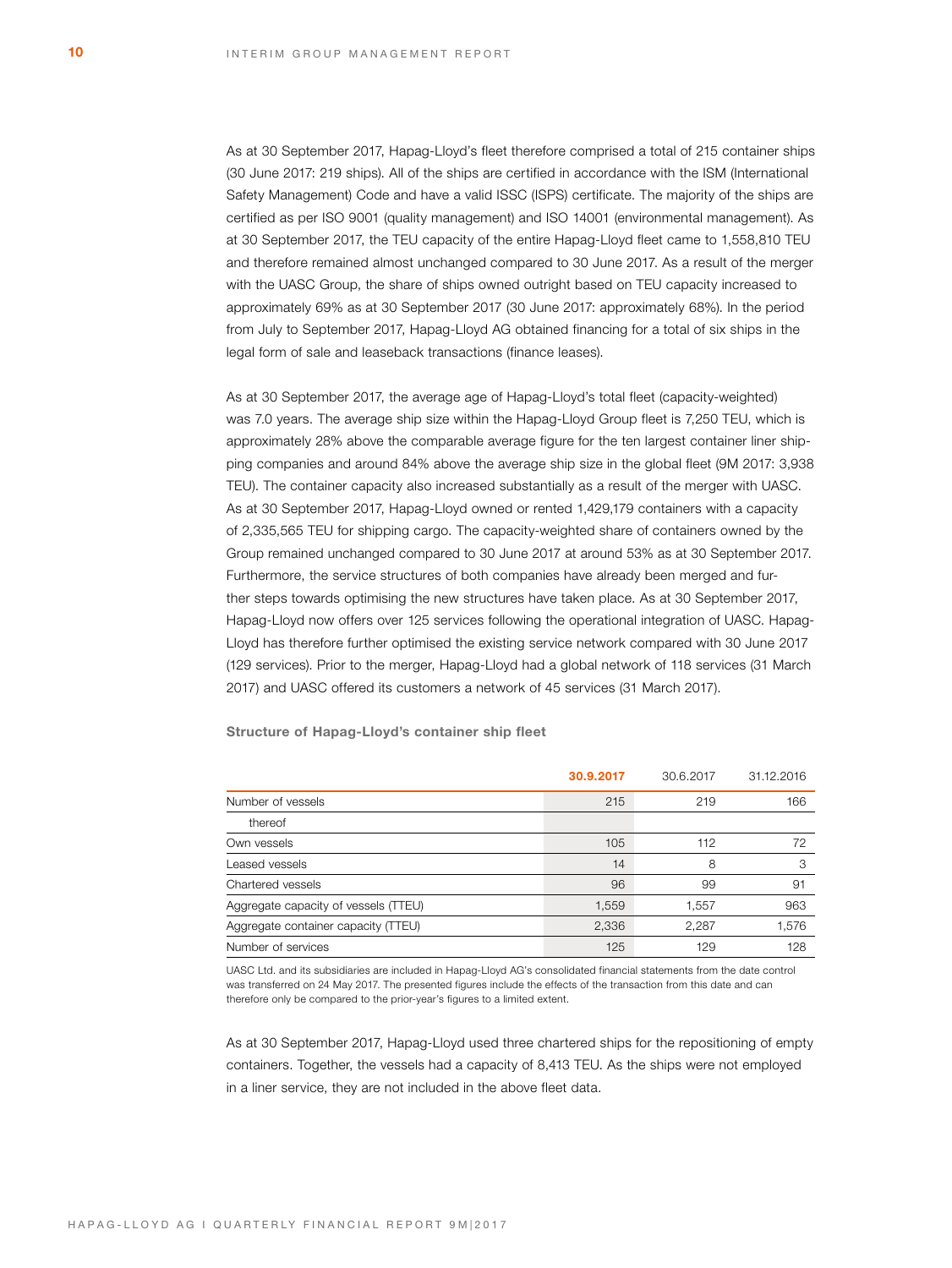As at 30 September 2017, Hapag-Lloyd's fleet therefore comprised a total of 215 container ships (30 June 2017: 219 ships). All of the ships are certified in accordance with the ISM (International Safety Management) Code and have a valid ISSC (ISPS) certificate. The majority of the ships are certified as per ISO 9001 (quality management) and ISO 14001 (environmental management). As at 30 September 2017, the TEU capacity of the entire Hapag-Lloyd fleet came to 1,558,810 TEU and therefore remained almost unchanged compared to 30 June 2017. As a result of the merger with the UASC Group, the share of ships owned outright based on TEU capacity increased to approximately 69% as at 30 September 2017 (30 June 2017: approximately 68%). In the period from July to September 2017, Hapag-Lloyd AG obtained financing for a total of six ships in the legal form of sale and leaseback transactions (finance leases).

As at 30 September 2017, the average age of Hapag-Lloyd's total fleet (capacity-weighted) was 7.0 years. The average ship size within the Hapag-Lloyd Group fleet is 7,250 TEU, which is approximately 28% above the comparable average figure for the ten largest container liner shipping companies and around 84% above the average ship size in the global fleet (9M 2017: 3,938 TEU). The container capacity also increased substantially as a result of the merger with UASC. As at 30 September 2017, Hapag-Lloyd owned or rented 1,429,179 containers with a capacity of 2,335,565 TEU for shipping cargo. The capacity-weighted share of containers owned by the Group remained unchanged compared to 30 June 2017 at around 53% as at 30 September 2017. Furthermore, the service structures of both companies have already been merged and further steps towards optimising the new structures have taken place. As at 30 September 2017, Hapag-Lloyd now offers over 125 services following the operational integration of UASC. Hapag-Lloyd has therefore further optimised the existing service network compared with 30 June 2017 (129 services). Prior to the merger, Hapag-Lloyd had a global network of 118 services (31 March 2017) and UASC offered its customers a network of 45 services (31 March 2017).

**Structure of Hapag-Lloyd's container ship fleet**

| | **30.9.2017** | 30.6.2017 | 31.12.2016 |
|---|---|---|---|
| Number of vessels | 215 | 219 | 166 |
| thereof | | | |
| Own vessels | 105 | 112 | 72 |
| Leased vessels | 14 | 8 | 3 |
| Chartered vessels | 96 | 99 | 91 |
| Aggregate capacity of vessels (TTEU) | 1,559 | 1,557 | 963 |
| Aggregate container capacity (TTEU) | 2,336 | 2,287 | 1,576 |
| Number of services | 125 | 129 | 128 |

UASC Ltd. and its subsidiaries are included in Hapag-Lloyd AG's consolidated financial statements from the date control was transferred on 24 May 2017. The presented figures include the effects of the transaction from this date and can therefore only be compared to the prior-year's figures to a limited extent.

As at 30 September 2017, Hapag-Lloyd used three chartered ships for the repositioning of empty containers. Together, the vessels had a capacity of 8,413 TEU. As the ships were not employed in a liner service, they are not included in the above fleet data.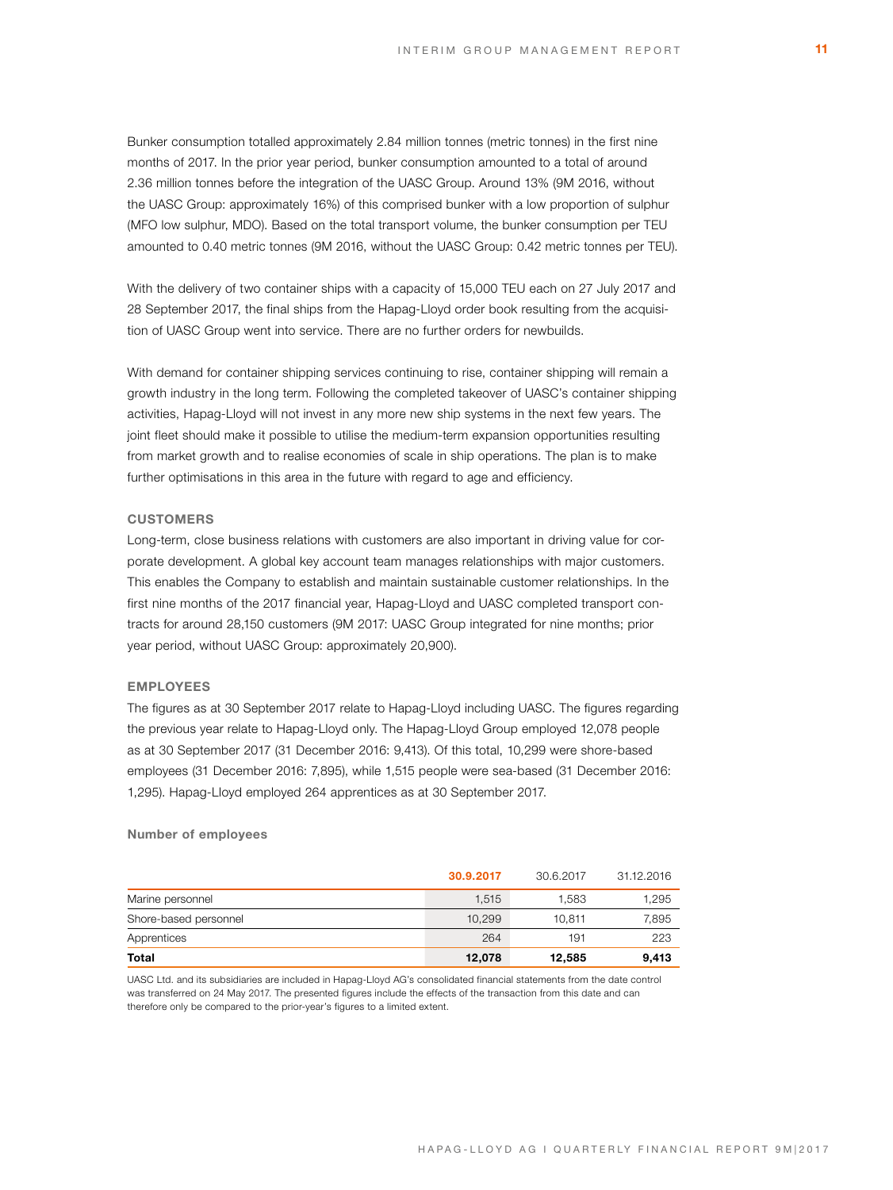Bunker consumption totalled approximately 2.84 million tonnes (metric tonnes) in the first nine months of 2017. In the prior year period, bunker consumption amounted to a total of around 2.36 million tonnes before the integration of the UASC Group. Around 13% (9M 2016, without the UASC Group: approximately 16%) of this comprised bunker with a low proportion of sulphur (MFO low sulphur, MDO). Based on the total transport volume, the bunker consumption per TEU amounted to 0.40 metric tonnes (9M 2016, without the UASC Group: 0.42 metric tonnes per TEU).

With the delivery of two container ships with a capacity of 15,000 TEU each on 27 July 2017 and 28 September 2017, the final ships from the Hapag-Lloyd order book resulting from the acquisition of UASC Group went into service. There are no further orders for newbuilds.

With demand for container shipping services continuing to rise, container shipping will remain a growth industry in the long term. Following the completed takeover of UASC's container shipping activities, Hapag-Lloyd will not invest in any more new ship systems in the next few years. The joint fleet should make it possible to utilise the medium-term expansion opportunities resulting from market growth and to realise economies of scale in ship operations. The plan is to make further optimisations in this area in the future with regard to age and efficiency.

### CUSTOMERS

Long-term, close business relations with customers are also important in driving value for corporate development. A global key account team manages relationships with major customers. This enables the Company to establish and maintain sustainable customer relationships. In the first nine months of the 2017 financial year, Hapag-Lloyd and UASC completed transport contracts for around 28,150 customers (9M 2017: UASC Group integrated for nine months; prior year period, without UASC Group: approximately 20,900).

### EMPLOYEES

The figures as at 30 September 2017 relate to Hapag-Lloyd including UASC. The figures regarding the previous year relate to Hapag-Lloyd only. The Hapag-Lloyd Group employed 12,078 people as at 30 September 2017 (31 December 2016: 9,413). Of this total, 10,299 were shore-based employees (31 December 2016: 7,895), while 1,515 people were sea-based (31 December 2016: 1,295). Hapag-Lloyd employed 264 apprentices as at 30 September 2017.

**Number of employees**

| | **30.9.2017** | 30.6.2017 | 31.12.2016 |
|---|---|---|---|
| Marine personnel | 1,515 | 1,583 | 1,295 |
| Shore-based personnel | 10,299 | 10,811 | 7,895 |
| Apprentices | 264 | 191 | 223 |
| **Total** | **12,078** | **12,585** | **9,413** |

UASC Ltd. and its subsidiaries are included in Hapag-Lloyd AG's consolidated financial statements from the date control was transferred on 24 May 2017. The presented figures include the effects of the transaction from this date and can therefore only be compared to the prior-year's figures to a limited extent.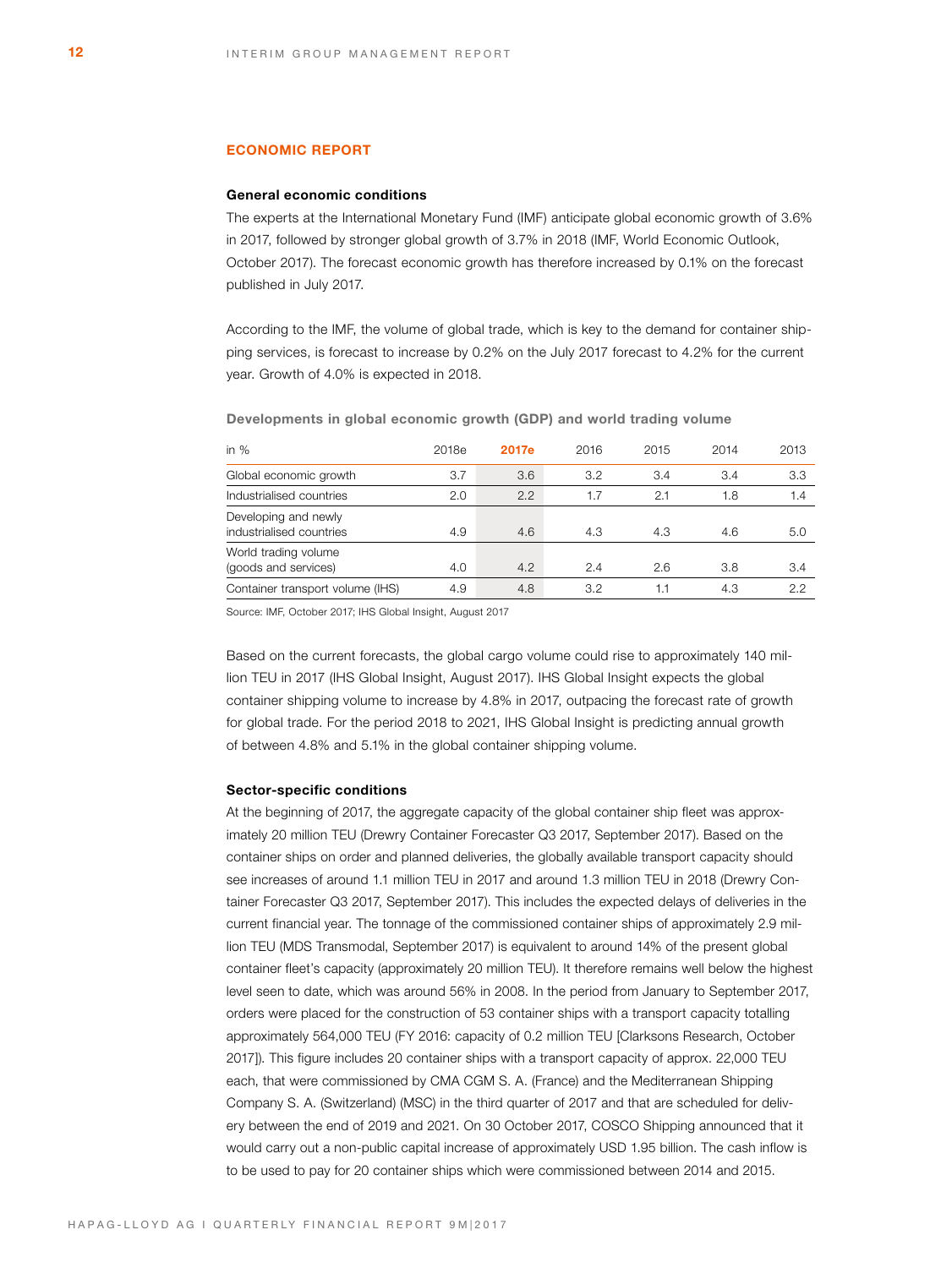## ECONOMIC REPORT

### General economic conditions

The experts at the International Monetary Fund (IMF) anticipate global economic growth of 3.6% in 2017, followed by stronger global growth of 3.7% in 2018 (IMF, World Economic Outlook, October 2017). The forecast economic growth has therefore increased by 0.1% on the forecast published in July 2017.

According to the IMF, the volume of global trade, which is key to the demand for container shipping services, is forecast to increase by 0.2% on the July 2017 forecast to 4.2% for the current year. Growth of 4.0% is expected in 2018.

**Developments in global economic growth (GDP) and world trading volume**

| in % | 2018e | 2017e | 2016 | 2015 | 2014 | 2013 |
|---|---|---|---|---|---|---|
| Global economic growth | 3.7 | 3.6 | 3.2 | 3.4 | 3.4 | 3.3 |
| Industrialised countries | 2.0 | 2.2 | 1.7 | 2.1 | 1.8 | 1.4 |
| Developing and newly industrialised countries | 4.9 | 4.6 | 4.3 | 4.3 | 4.6 | 5.0 |
| World trading volume (goods and services) | 4.0 | 4.2 | 2.4 | 2.6 | 3.8 | 3.4 |
| Container transport volume (IHS) | 4.9 | 4.8 | 3.2 | 1.1 | 4.3 | 2.2 |

Source: IMF, October 2017; IHS Global Insight, August 2017

Based on the current forecasts, the global cargo volume could rise to approximately 140 million TEU in 2017 (IHS Global Insight, August 2017). IHS Global Insight expects the global container shipping volume to increase by 4.8% in 2017, outpacing the forecast rate of growth for global trade. For the period 2018 to 2021, IHS Global Insight is predicting annual growth of between 4.8% and 5.1% in the global container shipping volume.

### Sector-specific conditions

At the beginning of 2017, the aggregate capacity of the global container ship fleet was approximately 20 million TEU (Drewry Container Forecaster Q3 2017, September 2017). Based on the container ships on order and planned deliveries, the globally available transport capacity should see increases of around 1.1 million TEU in 2017 and around 1.3 million TEU in 2018 (Drewry Container Forecaster Q3 2017, September 2017). This includes the expected delays of deliveries in the current financial year. The tonnage of the commissioned container ships of approximately 2.9 million TEU (MDS Transmodal, September 2017) is equivalent to around 14% of the present global container fleet's capacity (approximately 20 million TEU). It therefore remains well below the highest level seen to date, which was around 56% in 2008. In the period from January to September 2017, orders were placed for the construction of 53 container ships with a transport capacity totalling approximately 564,000 TEU (FY 2016: capacity of 0.2 million TEU [Clarksons Research, October 2017]). This figure includes 20 container ships with a transport capacity of approx. 22,000 TEU each, that were commissioned by CMA CGM S. A. (France) and the Mediterranean Shipping Company S. A. (Switzerland) (MSC) in the third quarter of 2017 and that are scheduled for delivery between the end of 2019 and 2021. On 30 October 2017, COSCO Shipping announced that it would carry out a non-public capital increase of approximately USD 1.95 billion. The cash inflow is to be used to pay for 20 container ships which were commissioned between 2014 and 2015.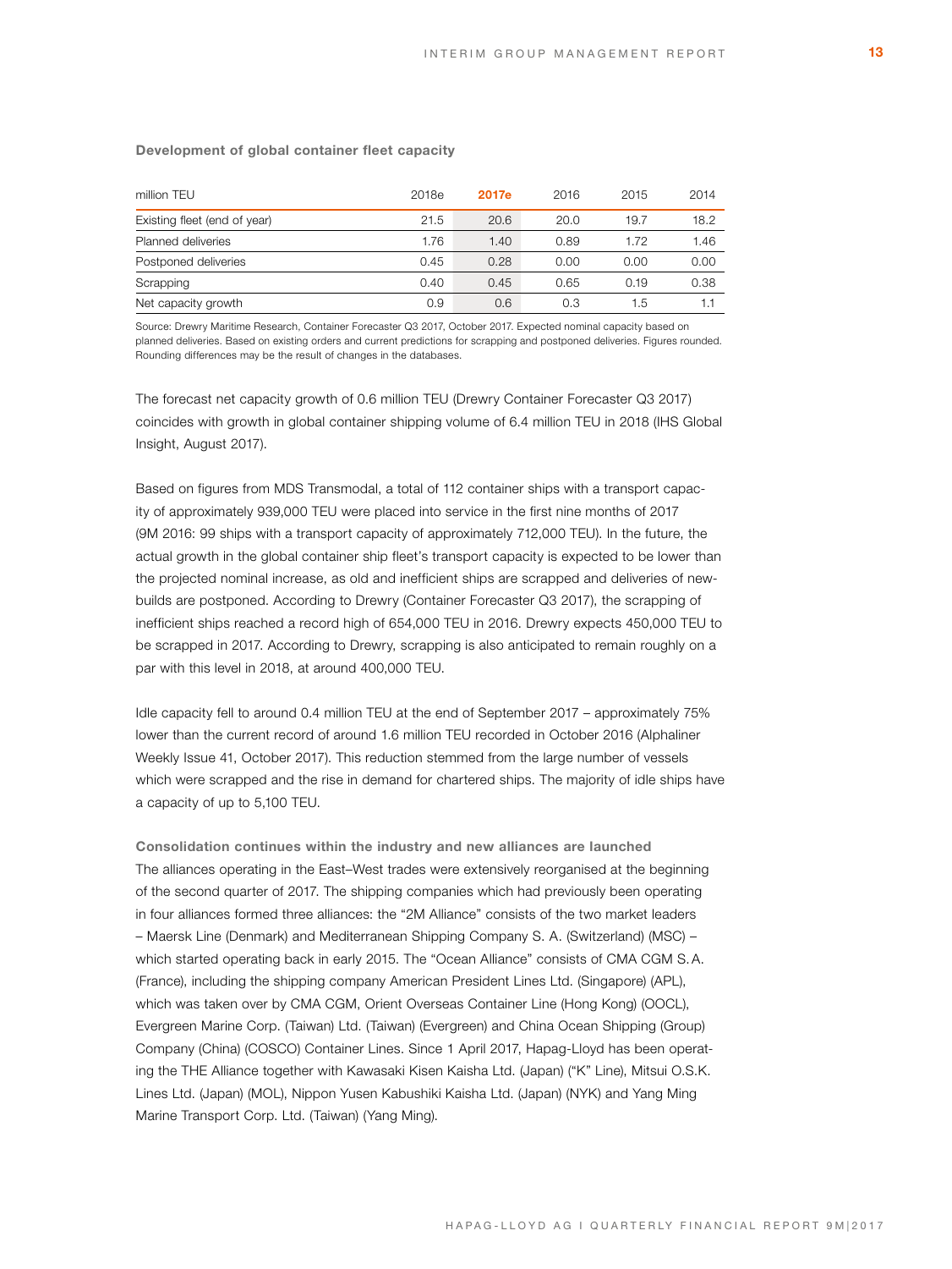**Development of global container fleet capacity**

| million TEU | 2018e | 2017e | 2016 | 2015 | 2014 |
|---|---|---|---|---|---|
| Existing fleet (end of year) | 21.5 | 20.6 | 20.0 | 19.7 | 18.2 |
| Planned deliveries | 1.76 | 1.40 | 0.89 | 1.72 | 1.46 |
| Postponed deliveries | 0.45 | 0.28 | 0.00 | 0.00 | 0.00 |
| Scrapping | 0.40 | 0.45 | 0.65 | 0.19 | 0.38 |
| Net capacity growth | 0.9 | 0.6 | 0.3 | 1.5 | 1.1 |

Source: Drewry Maritime Research, Container Forecaster Q3 2017, October 2017. Expected nominal capacity based on planned deliveries. Based on existing orders and current predictions for scrapping and postponed deliveries. Figures rounded. Rounding differences may be the result of changes in the databases.

The forecast net capacity growth of 0.6 million TEU (Drewry Container Forecaster Q3 2017) coincides with growth in global container shipping volume of 6.4 million TEU in 2018 (IHS Global Insight, August 2017).

Based on figures from MDS Transmodal, a total of 112 container ships with a transport capacity of approximately 939,000 TEU were placed into service in the first nine months of 2017 (9M 2016: 99 ships with a transport capacity of approximately 712,000 TEU). In the future, the actual growth in the global container ship fleet's transport capacity is expected to be lower than the projected nominal increase, as old and inefficient ships are scrapped and deliveries of newbuilds are postponed. According to Drewry (Container Forecaster Q3 2017), the scrapping of inefficient ships reached a record high of 654,000 TEU in 2016. Drewry expects 450,000 TEU to be scrapped in 2017. According to Drewry, scrapping is also anticipated to remain roughly on a par with this level in 2018, at around 400,000 TEU.

Idle capacity fell to around 0.4 million TEU at the end of September 2017 – approximately 75% lower than the current record of around 1.6 million TEU recorded in October 2016 (Alphaliner Weekly Issue 41, October 2017). This reduction stemmed from the large number of vessels which were scrapped and the rise in demand for chartered ships. The majority of idle ships have a capacity of up to 5,100 TEU.

**Consolidation continues within the industry and new alliances are launched**

The alliances operating in the East–West trades were extensively reorganised at the beginning of the second quarter of 2017. The shipping companies which had previously been operating in four alliances formed three alliances: the "2M Alliance" consists of the two market leaders – Maersk Line (Denmark) and Mediterranean Shipping Company S. A. (Switzerland) (MSC) – which started operating back in early 2015. The "Ocean Alliance" consists of CMA CGM S. A. (France), including the shipping company American President Lines Ltd. (Singapore) (APL), which was taken over by CMA CGM, Orient Overseas Container Line (Hong Kong) (OOCL), Evergreen Marine Corp. (Taiwan) Ltd. (Taiwan) (Evergreen) and China Ocean Shipping (Group) Company (China) (COSCO) Container Lines. Since 1 April 2017, Hapag-Lloyd has been operating the THE Alliance together with Kawasaki Kisen Kaisha Ltd. (Japan) ("K" Line), Mitsui O.S.K. Lines Ltd. (Japan) (MOL), Nippon Yusen Kabushiki Kaisha Ltd. (Japan) (NYK) and Yang Ming Marine Transport Corp. Ltd. (Taiwan) (Yang Ming).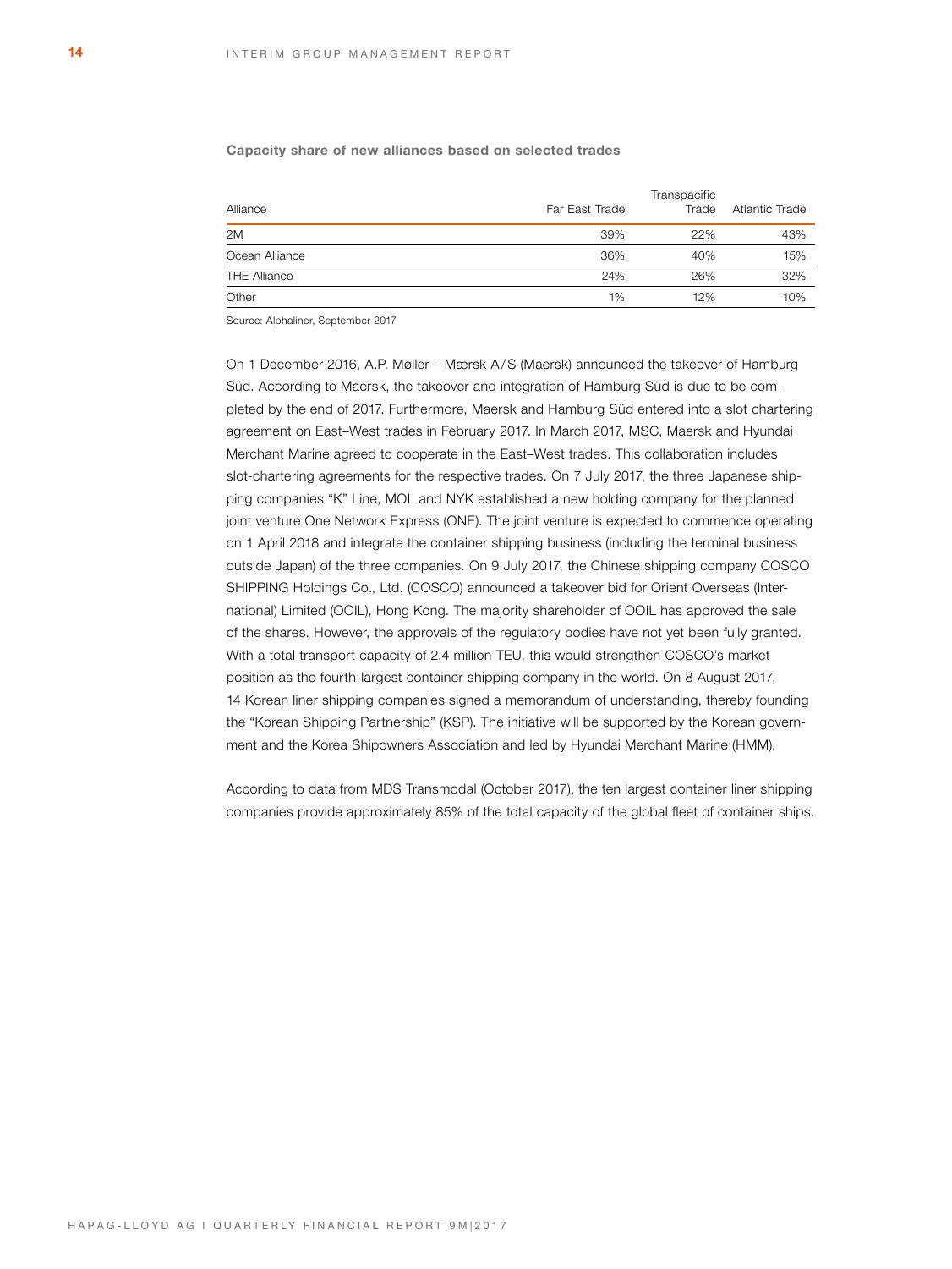**Capacity share of new alliances based on selected trades**

| Alliance | Far East Trade | Transpacific Trade | Atlantic Trade |
|---|---|---|---|
| 2M | 39% | 22% | 43% |
| Ocean Alliance | 36% | 40% | 15% |
| THE Alliance | 24% | 26% | 32% |
| Other | 1% | 12% | 10% |

Source: Alphaliner, September 2017

On 1 December 2016, A.P. Møller – Mærsk A/S (Maersk) announced the takeover of Hamburg Süd. According to Maersk, the takeover and integration of Hamburg Süd is due to be completed by the end of 2017. Furthermore, Maersk and Hamburg Süd entered into a slot chartering agreement on East–West trades in February 2017. In March 2017, MSC, Maersk and Hyundai Merchant Marine agreed to cooperate in the East–West trades. This collaboration includes slot-chartering agreements for the respective trades. On 7 July 2017, the three Japanese shipping companies "K" Line, MOL and NYK established a new holding company for the planned joint venture One Network Express (ONE). The joint venture is expected to commence operating on 1 April 2018 and integrate the container shipping business (including the terminal business outside Japan) of the three companies. On 9 July 2017, the Chinese shipping company COSCO SHIPPING Holdings Co., Ltd. (COSCO) announced a takeover bid for Orient Overseas (International) Limited (OOIL), Hong Kong. The majority shareholder of OOIL has approved the sale of the shares. However, the approvals of the regulatory bodies have not yet been fully granted. With a total transport capacity of 2.4 million TEU, this would strengthen COSCO's market position as the fourth-largest container shipping company in the world. On 8 August 2017, 14 Korean liner shipping companies signed a memorandum of understanding, thereby founding the "Korean Shipping Partnership" (KSP). The initiative will be supported by the Korean government and the Korea Shipowners Association and led by Hyundai Merchant Marine (HMM).

According to data from MDS Transmodal (October 2017), the ten largest container liner shipping companies provide approximately 85% of the total capacity of the global fleet of container ships.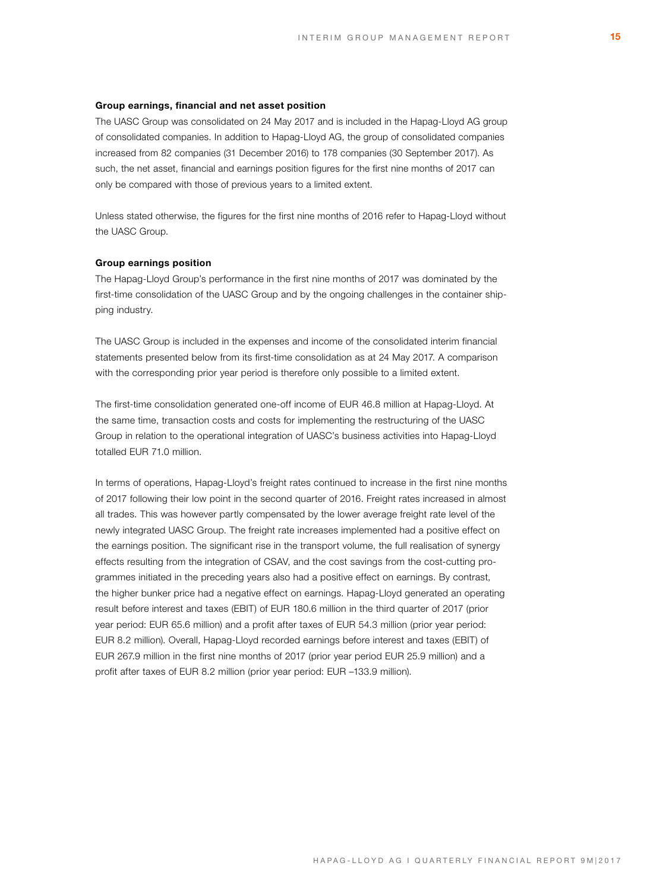### Group earnings, financial and net asset position

The UASC Group was consolidated on 24 May 2017 and is included in the Hapag-Lloyd AG group of consolidated companies. In addition to Hapag-Lloyd AG, the group of consolidated companies increased from 82 companies (31 December 2016) to 178 companies (30 September 2017). As such, the net asset, financial and earnings position figures for the first nine months of 2017 can only be compared with those of previous years to a limited extent.

Unless stated otherwise, the figures for the first nine months of 2016 refer to Hapag-Lloyd without the UASC Group.

### Group earnings position

The Hapag-Lloyd Group's performance in the first nine months of 2017 was dominated by the first-time consolidation of the UASC Group and by the ongoing challenges in the container shipping industry.

The UASC Group is included in the expenses and income of the consolidated interim financial statements presented below from its first-time consolidation as at 24 May 2017. A comparison with the corresponding prior year period is therefore only possible to a limited extent.

The first-time consolidation generated one-off income of EUR 46.8 million at Hapag-Lloyd. At the same time, transaction costs and costs for implementing the restructuring of the UASC Group in relation to the operational integration of UASC's business activities into Hapag-Lloyd totalled EUR 71.0 million.

In terms of operations, Hapag-Lloyd's freight rates continued to increase in the first nine months of 2017 following their low point in the second quarter of 2016. Freight rates increased in almost all trades. This was however partly compensated by the lower average freight rate level of the newly integrated UASC Group. The freight rate increases implemented had a positive effect on the earnings position. The significant rise in the transport volume, the full realisation of synergy effects resulting from the integration of CSAV, and the cost savings from the cost-cutting programmes initiated in the preceding years also had a positive effect on earnings. By contrast, the higher bunker price had a negative effect on earnings. Hapag-Lloyd generated an operating result before interest and taxes (EBIT) of EUR 180.6 million in the third quarter of 2017 (prior year period: EUR 65.6 million) and a profit after taxes of EUR 54.3 million (prior year period: EUR 8.2 million). Overall, Hapag-Lloyd recorded earnings before interest and taxes (EBIT) of EUR 267.9 million in the first nine months of 2017 (prior year period EUR 25.9 million) and a profit after taxes of EUR 8.2 million (prior year period: EUR –133.9 million).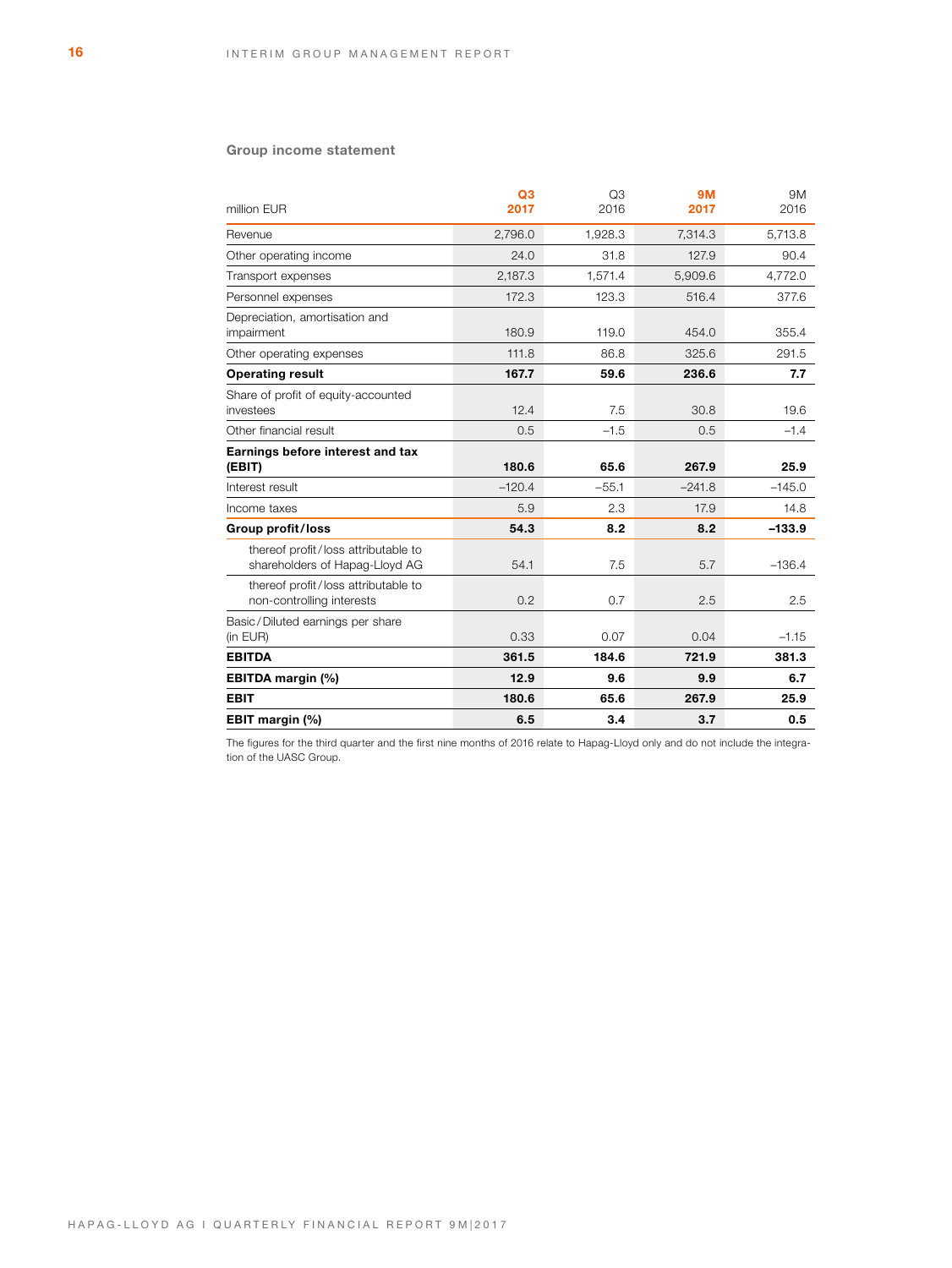### Group income statement

| million EUR | Q3 2017 | Q3 2016 | 9M 2017 | 9M 2016 |
|---|---|---|---|---|
| Revenue | 2,796.0 | 1,928.3 | 7,314.3 | 5,713.8 |
| Other operating income | 24.0 | 31.8 | 127.9 | 90.4 |
| Transport expenses | 2,187.3 | 1,571.4 | 5,909.6 | 4,772.0 |
| Personnel expenses | 172.3 | 123.3 | 516.4 | 377.6 |
| Depreciation, amortisation and impairment | 180.9 | 119.0 | 454.0 | 355.4 |
| Other operating expenses | 111.8 | 86.8 | 325.6 | 291.5 |
| **Operating result** | **167.7** | **59.6** | **236.6** | **7.7** |
| Share of profit of equity-accounted investees | 12.4 | 7.5 | 30.8 | 19.6 |
| Other financial result | 0.5 | –1.5 | 0.5 | –1.4 |
| **Earnings before interest and tax (EBIT)** | **180.6** | **65.6** | **267.9** | **25.9** |
| Interest result | –120.4 | –55.1 | –241.8 | –145.0 |
| Income taxes | 5.9 | 2.3 | 17.9 | 14.8 |
| **Group profit/loss** | **54.3** | **8.2** | **8.2** | **–133.9** |
| thereof profit/loss attributable to shareholders of Hapag-Lloyd AG | 54.1 | 7.5 | 5.7 | –136.4 |
| thereof profit/loss attributable to non-controlling interests | 0.2 | 0.7 | 2.5 | 2.5 |
| Basic/Diluted earnings per share (in EUR) | 0.33 | 0.07 | 0.04 | –1.15 |
| **EBITDA** | **361.5** | **184.6** | **721.9** | **381.3** |
| **EBITDA margin (%)** | **12.9** | **9.6** | **9.9** | **6.7** |
| **EBIT** | **180.6** | **65.6** | **267.9** | **25.9** |
| **EBIT margin (%)** | **6.5** | **3.4** | **3.7** | **0.5** |

The figures for the third quarter and the first nine months of 2016 relate to Hapag-Lloyd only and do not include the integration of the UASC Group.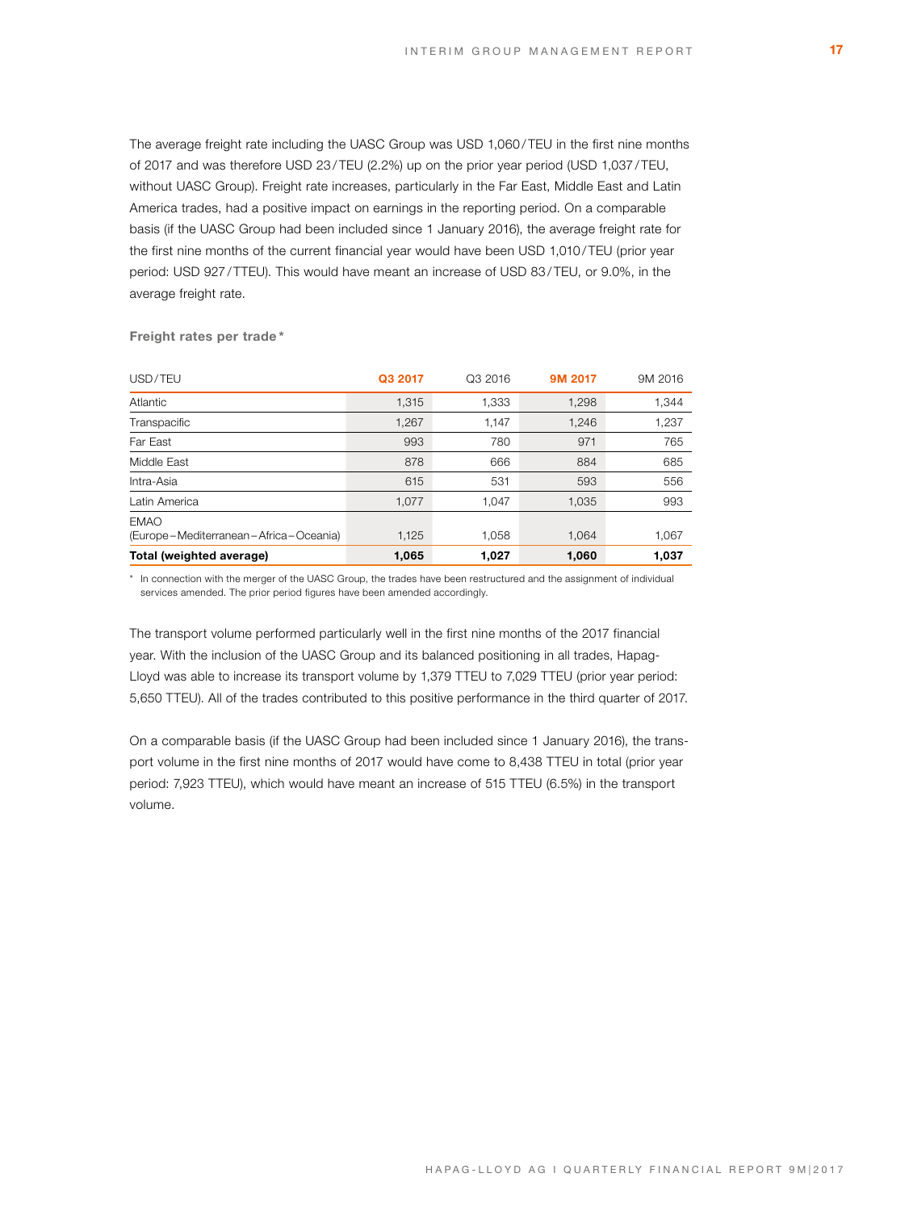The average freight rate including the UASC Group was USD 1,060/TEU in the first nine months of 2017 and was therefore USD 23/TEU (2.2%) up on the prior year period (USD 1,037/TEU, without UASC Group). Freight rate increases, particularly in the Far East, Middle East and Latin America trades, had a positive impact on earnings in the reporting period. On a comparable basis (if the UASC Group had been included since 1 January 2016), the average freight rate for the first nine months of the current financial year would have been USD 1,010/TEU (prior year period: USD 927/TTEU). This would have meant an increase of USD 83/TEU, or 9.0%, in the average freight rate.

**Freight rates per trade***

| USD/TEU | Q3 2017 | Q3 2016 | 9M 2017 | 9M 2016 |
|---|---|---|---|---|
| Atlantic | 1,315 | 1,333 | 1,298 | 1,344 |
| Transpacific | 1,267 | 1,147 | 1,246 | 1,237 |
| Far East | 993 | 780 | 971 | 765 |
| Middle East | 878 | 666 | 884 | 685 |
| Intra-Asia | 615 | 531 | 593 | 556 |
| Latin America | 1,077 | 1,047 | 1,035 | 993 |
| EMAO (Europe–Mediterranean–Africa–Oceania) | 1,125 | 1,058 | 1,064 | 1,067 |
| **Total (weighted average)** | **1,065** | **1,027** | **1,060** | **1,037** |

* In connection with the merger of the UASC Group, the trades have been restructured and the assignment of individual services amended. The prior period figures have been amended accordingly.

The transport volume performed particularly well in the first nine months of the 2017 financial year. With the inclusion of the UASC Group and its balanced positioning in all trades, Hapag-Lloyd was able to increase its transport volume by 1,379 TTEU to 7,029 TTEU (prior year period: 5,650 TTEU). All of the trades contributed to this positive performance in the third quarter of 2017.

On a comparable basis (if the UASC Group had been included since 1 January 2016), the transport volume in the first nine months of 2017 would have come to 8,438 TTEU in total (prior year period: 7,923 TTEU), which would have meant an increase of 515 TTEU (6.5%) in the transport volume.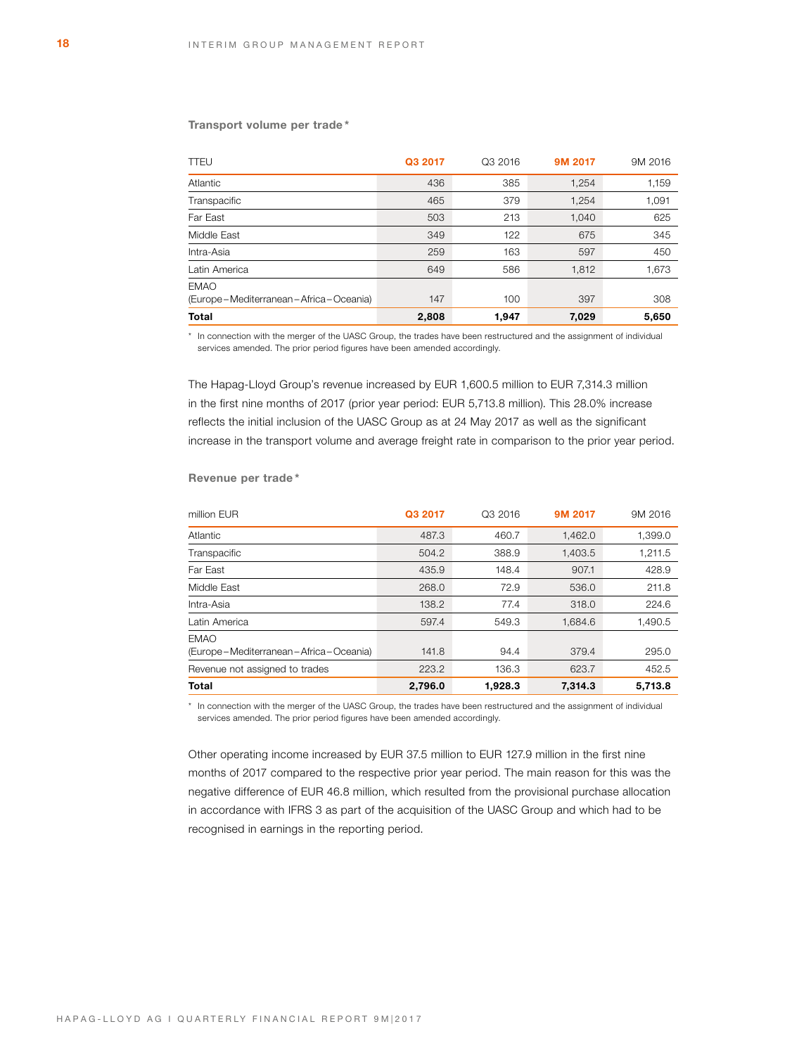**Transport volume per trade***

| TTEU | Q3 2017 | Q3 2016 | 9M 2017 | 9M 2016 |
|---|---|---|---|---|
| Atlantic | 436 | 385 | 1,254 | 1,159 |
| Transpacific | 465 | 379 | 1,254 | 1,091 |
| Far East | 503 | 213 | 1,040 | 625 |
| Middle East | 349 | 122 | 675 | 345 |
| Intra-Asia | 259 | 163 | 597 | 450 |
| Latin America | 649 | 586 | 1,812 | 1,673 |
| EMAO (Europe – Mediterranean – Africa – Oceania) | 147 | 100 | 397 | 308 |
| **Total** | **2,808** | **1,947** | **7,029** | **5,650** |

\* In connection with the merger of the UASC Group, the trades have been restructured and the assignment of individual services amended. The prior period figures have been amended accordingly.

The Hapag-Lloyd Group's revenue increased by EUR 1,600.5 million to EUR 7,314.3 million in the first nine months of 2017 (prior year period: EUR 5,713.8 million). This 28.0% increase reflects the initial inclusion of the UASC Group as at 24 May 2017 as well as the significant increase in the transport volume and average freight rate in comparison to the prior year period.

**Revenue per trade***

| million EUR | Q3 2017 | Q3 2016 | 9M 2017 | 9M 2016 |
|---|---|---|---|---|
| Atlantic | 487.3 | 460.7 | 1,462.0 | 1,399.0 |
| Transpacific | 504.2 | 388.9 | 1,403.5 | 1,211.5 |
| Far East | 435.9 | 148.4 | 907.1 | 428.9 |
| Middle East | 268.0 | 72.9 | 536.0 | 211.8 |
| Intra-Asia | 138.2 | 77.4 | 318.0 | 224.6 |
| Latin America | 597.4 | 549.3 | 1,684.6 | 1,490.5 |
| EMAO (Europe – Mediterranean – Africa – Oceania) | 141.8 | 94.4 | 379.4 | 295.0 |
| Revenue not assigned to trades | 223.2 | 136.3 | 623.7 | 452.5 |
| **Total** | **2,796.0** | **1,928.3** | **7,314.3** | **5,713.8** |

\* In connection with the merger of the UASC Group, the trades have been restructured and the assignment of individual services amended. The prior period figures have been amended accordingly.

Other operating income increased by EUR 37.5 million to EUR 127.9 million in the first nine months of 2017 compared to the respective prior year period. The main reason for this was the negative difference of EUR 46.8 million, which resulted from the provisional purchase allocation in accordance with IFRS 3 as part of the acquisition of the UASC Group and which had to be recognised in earnings in the reporting period.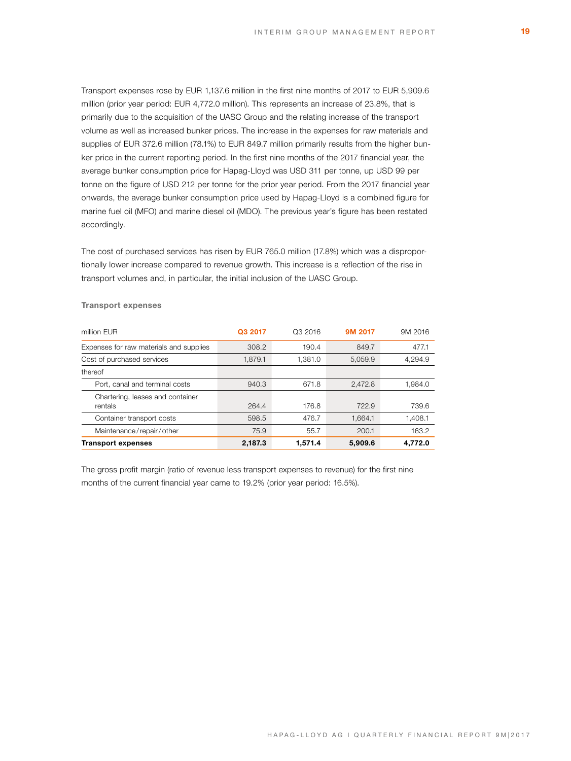Transport expenses rose by EUR 1,137.6 million in the first nine months of 2017 to EUR 5,909.6 million (prior year period: EUR 4,772.0 million). This represents an increase of 23.8%, that is primarily due to the acquisition of the UASC Group and the relating increase of the transport volume as well as increased bunker prices. The increase in the expenses for raw materials and supplies of EUR 372.6 million (78.1%) to EUR 849.7 million primarily results from the higher bunker price in the current reporting period. In the first nine months of the 2017 financial year, the average bunker consumption price for Hapag-Lloyd was USD 311 per tonne, up USD 99 per tonne on the figure of USD 212 per tonne for the prior year period. From the 2017 financial year onwards, the average bunker consumption price used by Hapag-Lloyd is a combined figure for marine fuel oil (MFO) and marine diesel oil (MDO). The previous year's figure has been restated accordingly.

The cost of purchased services has risen by EUR 765.0 million (17.8%) which was a disproportionally lower increase compared to revenue growth. This increase is a reflection of the rise in transport volumes and, in particular, the initial inclusion of the UASC Group.

**Transport expenses**

| million EUR | Q3 2017 | Q3 2016 | 9M 2017 | 9M 2016 |
|---|---|---|---|---|
| Expenses for raw materials and supplies | 308.2 | 190.4 | 849.7 | 477.1 |
| Cost of purchased services | 1,879.1 | 1,381.0 | 5,059.9 | 4,294.9 |
| thereof | | | | |
| Port, canal and terminal costs | 940.3 | 671.8 | 2,472.8 | 1,984.0 |
| Chartering, leases and container rentals | 264.4 | 176.8 | 722.9 | 739.6 |
| Container transport costs | 598.5 | 476.7 | 1,664.1 | 1,408.1 |
| Maintenance/repair/other | 75.9 | 55.7 | 200.1 | 163.2 |
| **Transport expenses** | **2,187.3** | **1,571.4** | **5,909.6** | **4,772.0** |

The gross profit margin (ratio of revenue less transport expenses to revenue) for the first nine months of the current financial year came to 19.2% (prior year period: 16.5%).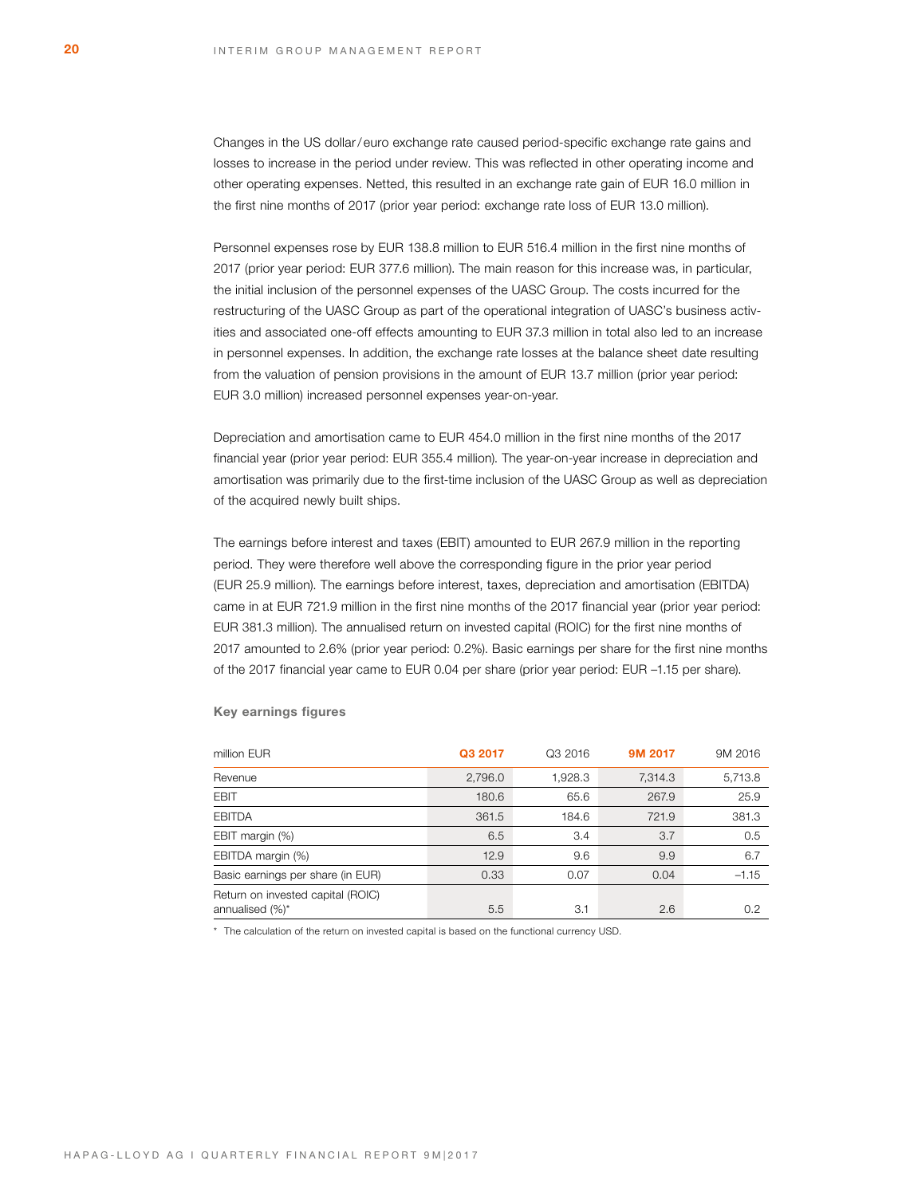Changes in the US dollar/euro exchange rate caused period-specific exchange rate gains and losses to increase in the period under review. This was reflected in other operating income and other operating expenses. Netted, this resulted in an exchange rate gain of EUR 16.0 million in the first nine months of 2017 (prior year period: exchange rate loss of EUR 13.0 million).

Personnel expenses rose by EUR 138.8 million to EUR 516.4 million in the first nine months of 2017 (prior year period: EUR 377.6 million). The main reason for this increase was, in particular, the initial inclusion of the personnel expenses of the UASC Group. The costs incurred for the restructuring of the UASC Group as part of the operational integration of UASC's business activities and associated one-off effects amounting to EUR 37.3 million in total also led to an increase in personnel expenses. In addition, the exchange rate losses at the balance sheet date resulting from the valuation of pension provisions in the amount of EUR 13.7 million (prior year period: EUR 3.0 million) increased personnel expenses year-on-year.

Depreciation and amortisation came to EUR 454.0 million in the first nine months of the 2017 financial year (prior year period: EUR 355.4 million). The year-on-year increase in depreciation and amortisation was primarily due to the first-time inclusion of the UASC Group as well as depreciation of the acquired newly built ships.

The earnings before interest and taxes (EBIT) amounted to EUR 267.9 million in the reporting period. They were therefore well above the corresponding figure in the prior year period (EUR 25.9 million). The earnings before interest, taxes, depreciation and amortisation (EBITDA) came in at EUR 721.9 million in the first nine months of the 2017 financial year (prior year period: EUR 381.3 million). The annualised return on invested capital (ROIC) for the first nine months of 2017 amounted to 2.6% (prior year period: 0.2%). Basic earnings per share for the first nine months of the 2017 financial year came to EUR 0.04 per share (prior year period: EUR –1.15 per share).

**Key earnings figures**

| million EUR | Q3 2017 | Q3 2016 | 9M 2017 | 9M 2016 |
|---|---|---|---|---|
| Revenue | 2,796.0 | 1,928.3 | 7,314.3 | 5,713.8 |
| EBIT | 180.6 | 65.6 | 267.9 | 25.9 |
| EBITDA | 361.5 | 184.6 | 721.9 | 381.3 |
| EBIT margin (%) | 6.5 | 3.4 | 3.7 | 0.5 |
| EBITDA margin (%) | 12.9 | 9.6 | 9.9 | 6.7 |
| Basic earnings per share (in EUR) | 0.33 | 0.07 | 0.04 | –1.15 |
| Return on invested capital (ROIC) annualised (%)* | 5.5 | 3.1 | 2.6 | 0.2 |

\* The calculation of the return on invested capital is based on the functional currency USD.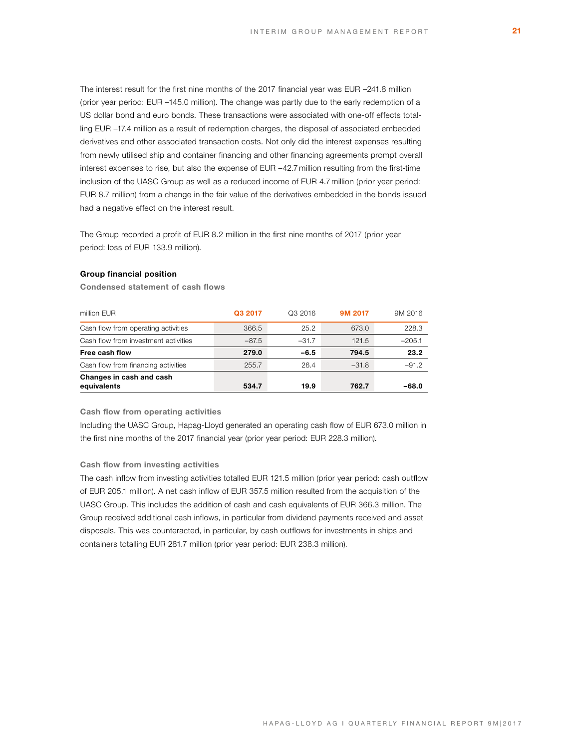The interest result for the first nine months of the 2017 financial year was EUR –241.8 million (prior year period: EUR –145.0 million). The change was partly due to the early redemption of a US dollar bond and euro bonds. These transactions were associated with one-off effects totalling EUR –17.4 million as a result of redemption charges, the disposal of associated embedded derivatives and other associated transaction costs. Not only did the interest expenses resulting from newly utilised ship and container financing and other financing agreements prompt overall interest expenses to rise, but also the expense of EUR –42.7 million resulting from the first-time inclusion of the UASC Group as well as a reduced income of EUR 4.7 million (prior year period: EUR 8.7 million) from a change in the fair value of the derivatives embedded in the bonds issued had a negative effect on the interest result.

The Group recorded a profit of EUR 8.2 million in the first nine months of 2017 (prior year period: loss of EUR 133.9 million).

### Group financial position

**Condensed statement of cash flows**

| million EUR | Q3 2017 | Q3 2016 | 9M 2017 | 9M 2016 |
|---|---|---|---|---|
| Cash flow from operating activities | 366.5 | 25.2 | 673.0 | 228.3 |
| Cash flow from investment activities | –87.5 | –31.7 | 121.5 | –205.1 |
| **Free cash flow** | **279.0** | **–6.5** | **794.5** | **23.2** |
| Cash flow from financing activities | 255.7 | 26.4 | –31.8 | –91.2 |
| **Changes in cash and cash equivalents** | **534.7** | **19.9** | **762.7** | **–68.0** |

**Cash flow from operating activities**

Including the UASC Group, Hapag-Lloyd generated an operating cash flow of EUR 673.0 million in the first nine months of the 2017 financial year (prior year period: EUR 228.3 million).

**Cash flow from investing activities**

The cash inflow from investing activities totalled EUR 121.5 million (prior year period: cash outflow of EUR 205.1 million). A net cash inflow of EUR 357.5 million resulted from the acquisition of the UASC Group. This includes the addition of cash and cash equivalents of EUR 366.3 million. The Group received additional cash inflows, in particular from dividend payments received and asset disposals. This was counteracted, in particular, by cash outflows for investments in ships and containers totalling EUR 281.7 million (prior year period: EUR 238.3 million).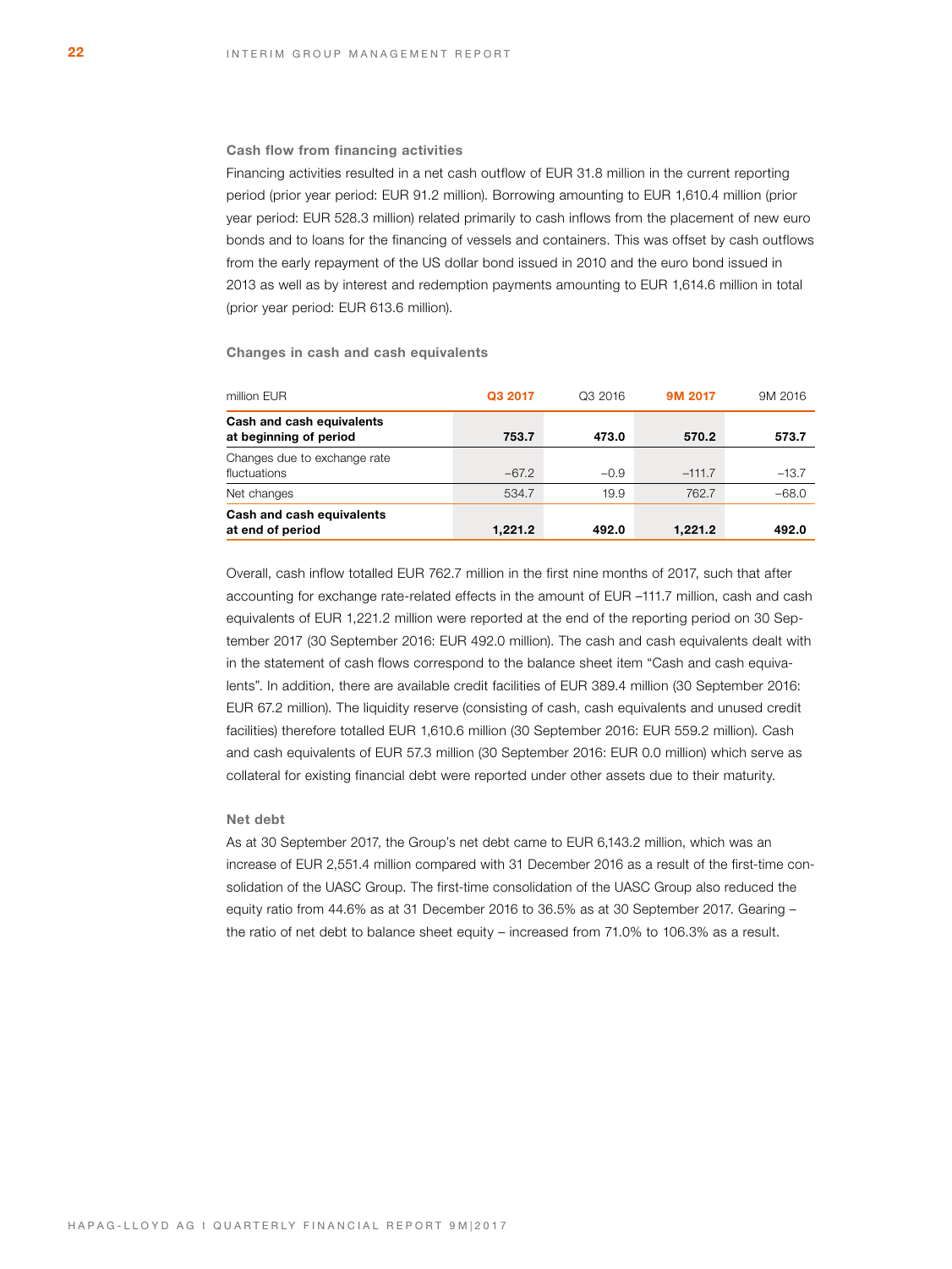### Cash flow from financing activities

Financing activities resulted in a net cash outflow of EUR 31.8 million in the current reporting period (prior year period: EUR 91.2 million). Borrowing amounting to EUR 1,610.4 million (prior year period: EUR 528.3 million) related primarily to cash inflows from the placement of new euro bonds and to loans for the financing of vessels and containers. This was offset by cash outflows from the early repayment of the US dollar bond issued in 2010 and the euro bond issued in 2013 as well as by interest and redemption payments amounting to EUR 1,614.6 million in total (prior year period: EUR 613.6 million).

### Changes in cash and cash equivalents

| million EUR | Q3 2017 | Q3 2016 | 9M 2017 | 9M 2016 |
|---|---|---|---|---|
| **Cash and cash equivalents at beginning of period** | **753.7** | **473.0** | **570.2** | **573.7** |
| Changes due to exchange rate fluctuations | –67.2 | –0.9 | –111.7 | –13.7 |
| Net changes | 534.7 | 19.9 | 762.7 | –68.0 |
| **Cash and cash equivalents at end of period** | **1,221.2** | **492.0** | **1,221.2** | **492.0** |

Overall, cash inflow totalled EUR 762.7 million in the first nine months of 2017, such that after accounting for exchange rate-related effects in the amount of EUR –111.7 million, cash and cash equivalents of EUR 1,221.2 million were reported at the end of the reporting period on 30 September 2017 (30 September 2016: EUR 492.0 million). The cash and cash equivalents dealt with in the statement of cash flows correspond to the balance sheet item "Cash and cash equivalents". In addition, there are available credit facilities of EUR 389.4 million (30 September 2016: EUR 67.2 million). The liquidity reserve (consisting of cash, cash equivalents and unused credit facilities) therefore totalled EUR 1,610.6 million (30 September 2016: EUR 559.2 million). Cash and cash equivalents of EUR 57.3 million (30 September 2016: EUR 0.0 million) which serve as collateral for existing financial debt were reported under other assets due to their maturity.

### Net debt

As at 30 September 2017, the Group's net debt came to EUR 6,143.2 million, which was an increase of EUR 2,551.4 million compared with 31 December 2016 as a result of the first-time consolidation of the UASC Group. The first-time consolidation of the UASC Group also reduced the equity ratio from 44.6% as at 31 December 2016 to 36.5% as at 30 September 2017. Gearing – the ratio of net debt to balance sheet equity – increased from 71.0% to 106.3% as a result.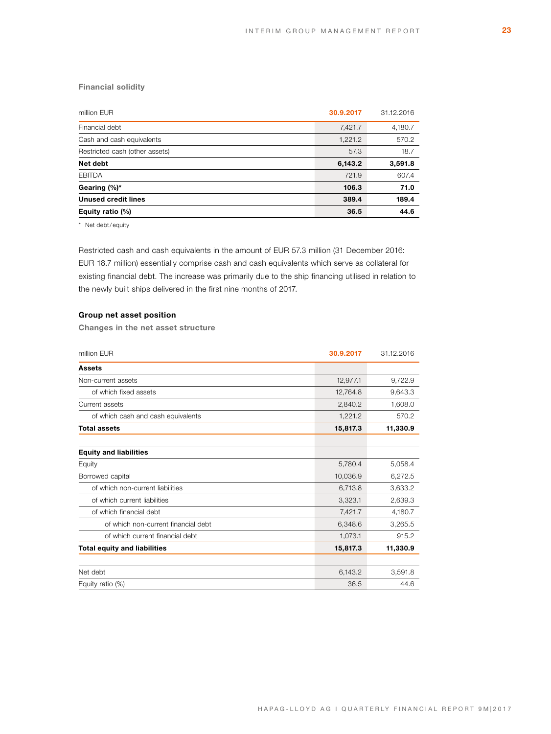### Financial solidity

| million EUR | 30.9.2017 | 31.12.2016 |
|---|---|---|
| Financial debt | 7,421.7 | 4,180.7 |
| Cash and cash equivalents | 1,221.2 | 570.2 |
| Restricted cash (other assets) | 57.3 | 18.7 |
| **Net debt** | **6,143.2** | **3,591.8** |
| EBITDA | 721.9 | 607.4 |
| **Gearing (%)*** | **106.3** | **71.0** |
| **Unused credit lines** | **389.4** | **189.4** |
| **Equity ratio (%)** | **36.5** | **44.6** |

\* Net debt/equity

Restricted cash and cash equivalents in the amount of EUR 57.3 million (31 December 2016: EUR 18.7 million) essentially comprise cash and cash equivalents which serve as collateral for existing financial debt. The increase was primarily due to the ship financing utilised in relation to the newly built ships delivered in the first nine months of 2017.

### Group net asset position

#### Changes in the net asset structure

| million EUR | 30.9.2017 | 31.12.2016 |
|---|---|---|
| **Assets** | | |
| Non-current assets | 12,977.1 | 9,722.9 |
| of which fixed assets | 12,764.8 | 9,643.3 |
| Current assets | 2,840.2 | 1,608.0 |
| of which cash and cash equivalents | 1,221.2 | 570.2 |
| **Total assets** | **15,817.3** | **11,330.9** |
| | | |
| **Equity and liabilities** | | |
| Equity | 5,780.4 | 5,058.4 |
| Borrowed capital | 10,036.9 | 6,272.5 |
| of which non-current liabilities | 6,713.8 | 3,633.2 |
| of which current liabilities | 3,323.1 | 2,639.3 |
| of which financial debt | 7,421.7 | 4,180.7 |
| of which non-current financial debt | 6,348.6 | 3,265.5 |
| of which current financial debt | 1,073.1 | 915.2 |
| **Total equity and liabilities** | **15,817.3** | **11,330.9** |
| | | |
| Net debt | 6,143.2 | 3,591.8 |
| Equity ratio (%) | 36.5 | 44.6 |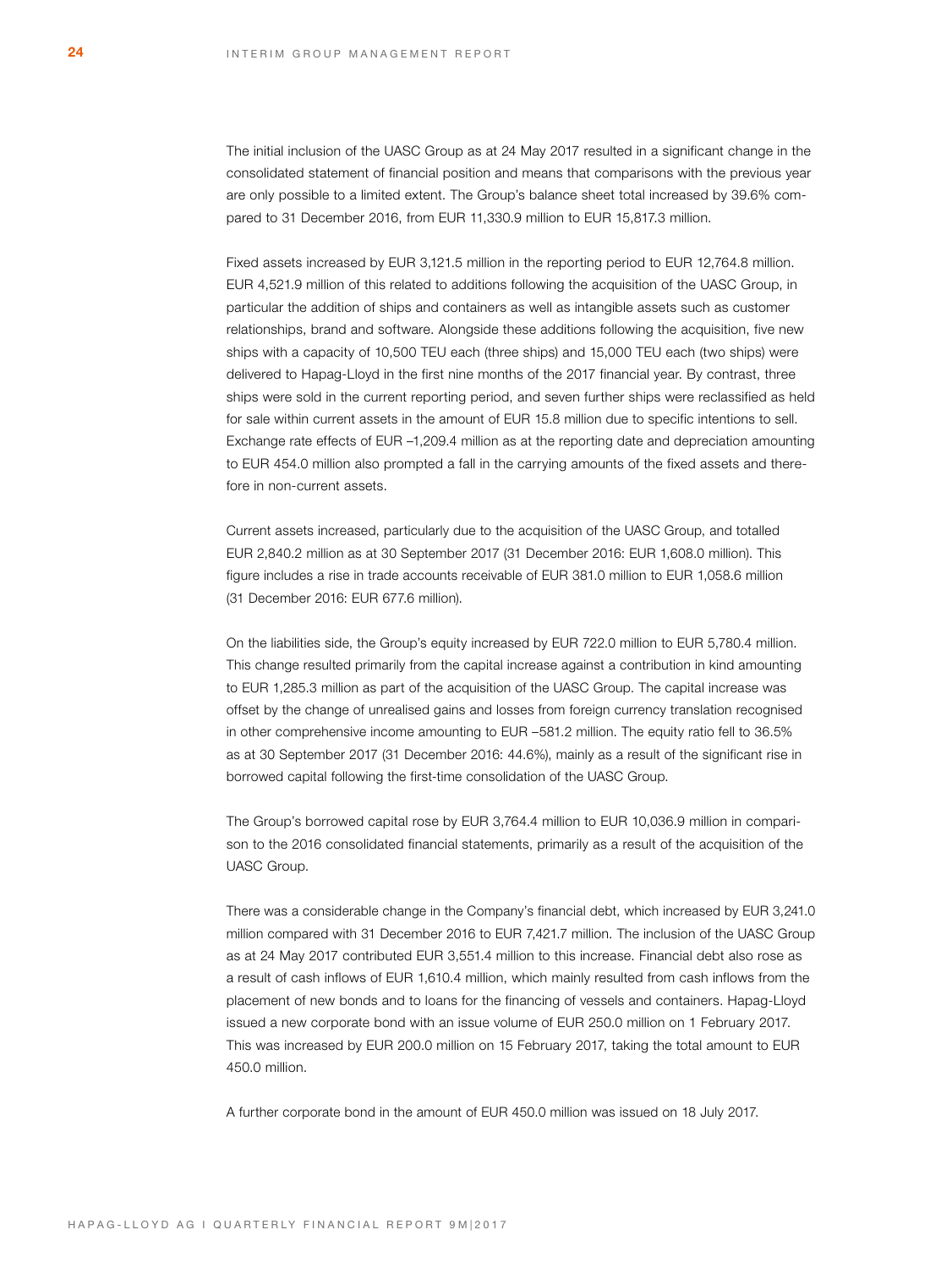The initial inclusion of the UASC Group as at 24 May 2017 resulted in a significant change in the consolidated statement of financial position and means that comparisons with the previous year are only possible to a limited extent. The Group's balance sheet total increased by 39.6% compared to 31 December 2016, from EUR 11,330.9 million to EUR 15,817.3 million.

Fixed assets increased by EUR 3,121.5 million in the reporting period to EUR 12,764.8 million. EUR 4,521.9 million of this related to additions following the acquisition of the UASC Group, in particular the addition of ships and containers as well as intangible assets such as customer relationships, brand and software. Alongside these additions following the acquisition, five new ships with a capacity of 10,500 TEU each (three ships) and 15,000 TEU each (two ships) were delivered to Hapag-Lloyd in the first nine months of the 2017 financial year. By contrast, three ships were sold in the current reporting period, and seven further ships were reclassified as held for sale within current assets in the amount of EUR 15.8 million due to specific intentions to sell. Exchange rate effects of EUR –1,209.4 million as at the reporting date and depreciation amounting to EUR 454.0 million also prompted a fall in the carrying amounts of the fixed assets and therefore in non-current assets.

Current assets increased, particularly due to the acquisition of the UASC Group, and totalled EUR 2,840.2 million as at 30 September 2017 (31 December 2016: EUR 1,608.0 million). This figure includes a rise in trade accounts receivable of EUR 381.0 million to EUR 1,058.6 million (31 December 2016: EUR 677.6 million).

On the liabilities side, the Group's equity increased by EUR 722.0 million to EUR 5,780.4 million. This change resulted primarily from the capital increase against a contribution in kind amounting to EUR 1,285.3 million as part of the acquisition of the UASC Group. The capital increase was offset by the change of unrealised gains and losses from foreign currency translation recognised in other comprehensive income amounting to EUR –581.2 million. The equity ratio fell to 36.5% as at 30 September 2017 (31 December 2016: 44.6%), mainly as a result of the significant rise in borrowed capital following the first-time consolidation of the UASC Group.

The Group's borrowed capital rose by EUR 3,764.4 million to EUR 10,036.9 million in comparison to the 2016 consolidated financial statements, primarily as a result of the acquisition of the UASC Group.

There was a considerable change in the Company's financial debt, which increased by EUR 3,241.0 million compared with 31 December 2016 to EUR 7,421.7 million. The inclusion of the UASC Group as at 24 May 2017 contributed EUR 3,551.4 million to this increase. Financial debt also rose as a result of cash inflows of EUR 1,610.4 million, which mainly resulted from cash inflows from the placement of new bonds and to loans for the financing of vessels and containers. Hapag-Lloyd issued a new corporate bond with an issue volume of EUR 250.0 million on 1 February 2017. This was increased by EUR 200.0 million on 15 February 2017, taking the total amount to EUR 450.0 million.

A further corporate bond in the amount of EUR 450.0 million was issued on 18 July 2017.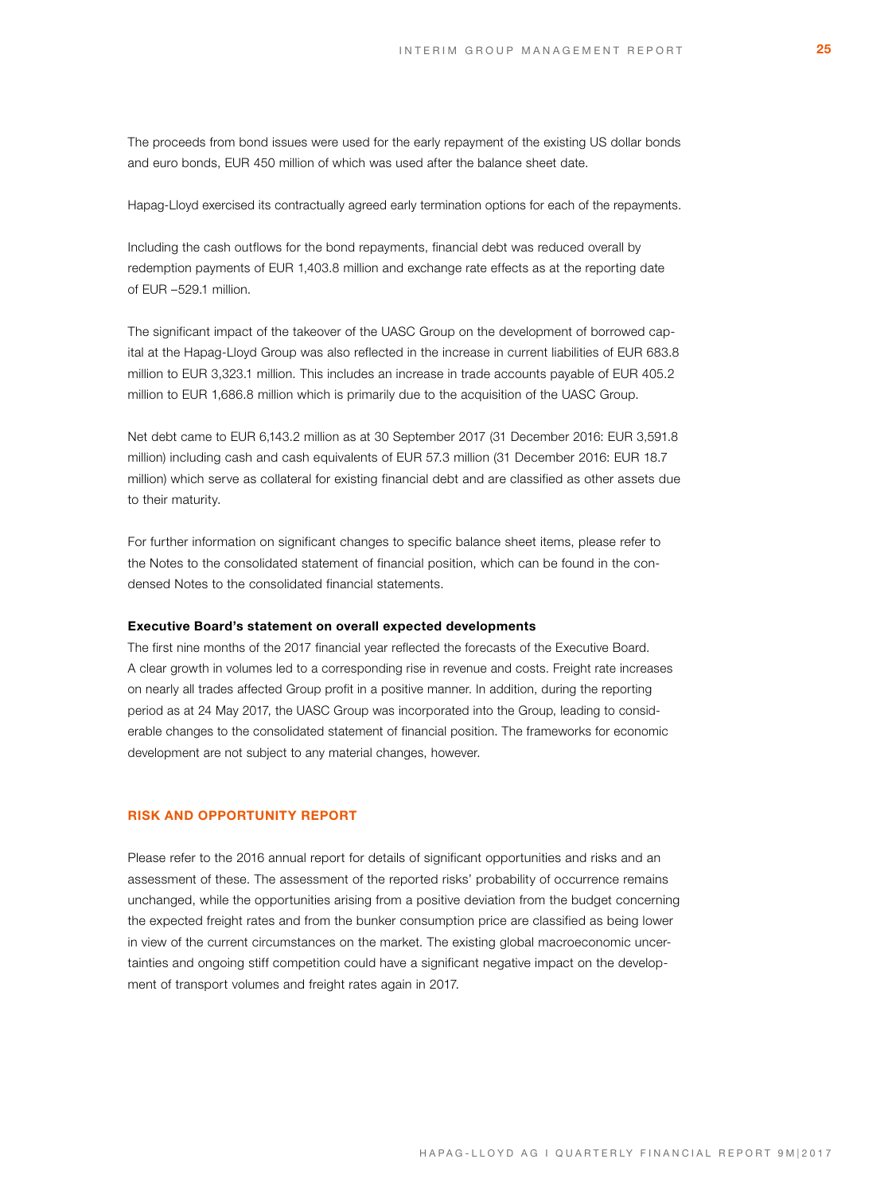The proceeds from bond issues were used for the early repayment of the existing US dollar bonds and euro bonds, EUR 450 million of which was used after the balance sheet date.

Hapag-Lloyd exercised its contractually agreed early termination options for each of the repayments.

Including the cash outflows for the bond repayments, financial debt was reduced overall by redemption payments of EUR 1,403.8 million and exchange rate effects as at the reporting date of EUR –529.1 million.

The significant impact of the takeover of the UASC Group on the development of borrowed capital at the Hapag-Lloyd Group was also reflected in the increase in current liabilities of EUR 683.8 million to EUR 3,323.1 million. This includes an increase in trade accounts payable of EUR 405.2 million to EUR 1,686.8 million which is primarily due to the acquisition of the UASC Group.

Net debt came to EUR 6,143.2 million as at 30 September 2017 (31 December 2016: EUR 3,591.8 million) including cash and cash equivalents of EUR 57.3 million (31 December 2016: EUR 18.7 million) which serve as collateral for existing financial debt and are classified as other assets due to their maturity.

For further information on significant changes to specific balance sheet items, please refer to the Notes to the consolidated statement of financial position, which can be found in the condensed Notes to the consolidated financial statements.

**Executive Board's statement on overall expected developments**

The first nine months of the 2017 financial year reflected the forecasts of the Executive Board. A clear growth in volumes led to a corresponding rise in revenue and costs. Freight rate increases on nearly all trades affected Group profit in a positive manner. In addition, during the reporting period as at 24 May 2017, the UASC Group was incorporated into the Group, leading to considerable changes to the consolidated statement of financial position. The frameworks for economic development are not subject to any material changes, however.

## RISK AND OPPORTUNITY REPORT

Please refer to the 2016 annual report for details of significant opportunities and risks and an assessment of these. The assessment of the reported risks' probability of occurrence remains unchanged, while the opportunities arising from a positive deviation from the budget concerning the expected freight rates and from the bunker consumption price are classified as being lower in view of the current circumstances on the market. The existing global macroeconomic uncertainties and ongoing stiff competition could have a significant negative impact on the development of transport volumes and freight rates again in 2017.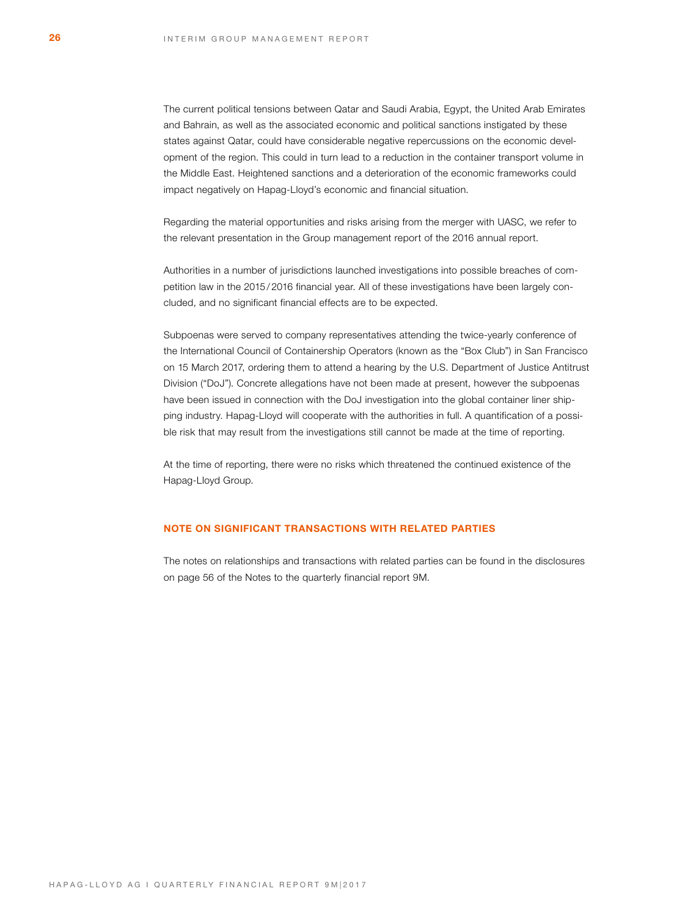The current political tensions between Qatar and Saudi Arabia, Egypt, the United Arab Emirates and Bahrain, as well as the associated economic and political sanctions instigated by these states against Qatar, could have considerable negative repercussions on the economic development of the region. This could in turn lead to a reduction in the container transport volume in the Middle East. Heightened sanctions and a deterioration of the economic frameworks could impact negatively on Hapag-Lloyd's economic and financial situation.

Regarding the material opportunities and risks arising from the merger with UASC, we refer to the relevant presentation in the Group management report of the 2016 annual report.

Authorities in a number of jurisdictions launched investigations into possible breaches of competition law in the 2015/2016 financial year. All of these investigations have been largely concluded, and no significant financial effects are to be expected.

Subpoenas were served to company representatives attending the twice-yearly conference of the International Council of Containership Operators (known as the "Box Club") in San Francisco on 15 March 2017, ordering them to attend a hearing by the U.S. Department of Justice Antitrust Division ("DoJ"). Concrete allegations have not been made at present, however the subpoenas have been issued in connection with the DoJ investigation into the global container liner shipping industry. Hapag-Lloyd will cooperate with the authorities in full. A quantification of a possible risk that may result from the investigations still cannot be made at the time of reporting.

At the time of reporting, there were no risks which threatened the continued existence of the Hapag-Lloyd Group.

## NOTE ON SIGNIFICANT TRANSACTIONS WITH RELATED PARTIES

The notes on relationships and transactions with related parties can be found in the disclosures on page 56 of the Notes to the quarterly financial report 9M.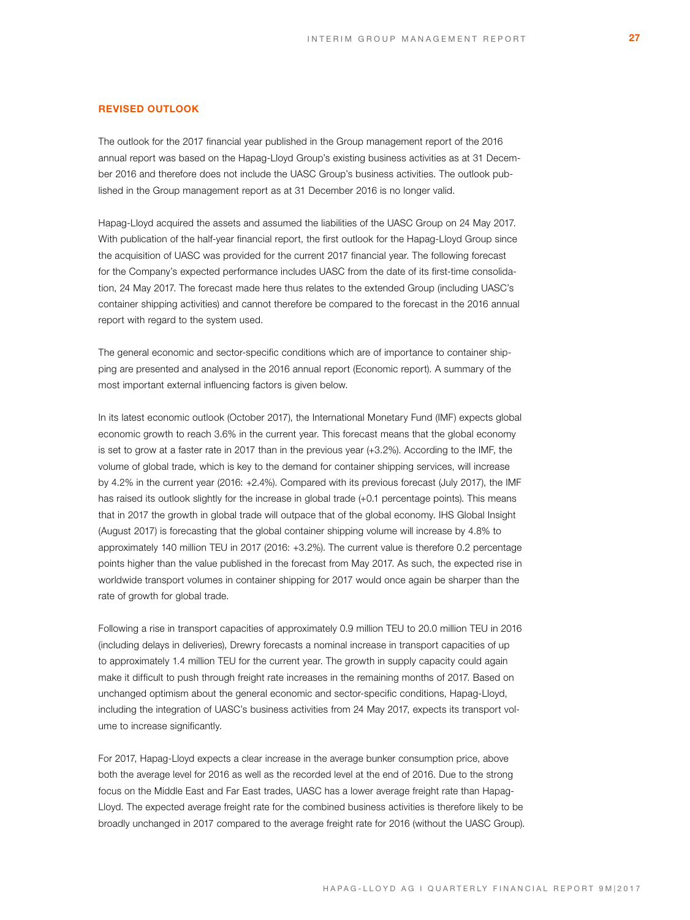## REVISED OUTLOOK

The outlook for the 2017 financial year published in the Group management report of the 2016 annual report was based on the Hapag-Lloyd Group's existing business activities as at 31 December 2016 and therefore does not include the UASC Group's business activities. The outlook published in the Group management report as at 31 December 2016 is no longer valid.

Hapag-Lloyd acquired the assets and assumed the liabilities of the UASC Group on 24 May 2017. With publication of the half-year financial report, the first outlook for the Hapag-Lloyd Group since the acquisition of UASC was provided for the current 2017 financial year. The following forecast for the Company's expected performance includes UASC from the date of its first-time consolidation, 24 May 2017. The forecast made here thus relates to the extended Group (including UASC's container shipping activities) and cannot therefore be compared to the forecast in the 2016 annual report with regard to the system used.

The general economic and sector-specific conditions which are of importance to container shipping are presented and analysed in the 2016 annual report (Economic report). A summary of the most important external influencing factors is given below.

In its latest economic outlook (October 2017), the International Monetary Fund (IMF) expects global economic growth to reach 3.6% in the current year. This forecast means that the global economy is set to grow at a faster rate in 2017 than in the previous year (+3.2%). According to the IMF, the volume of global trade, which is key to the demand for container shipping services, will increase by 4.2% in the current year (2016: +2.4%). Compared with its previous forecast (July 2017), the IMF has raised its outlook slightly for the increase in global trade (+0.1 percentage points). This means that in 2017 the growth in global trade will outpace that of the global economy. IHS Global Insight (August 2017) is forecasting that the global container shipping volume will increase by 4.8% to approximately 140 million TEU in 2017 (2016: +3.2%). The current value is therefore 0.2 percentage points higher than the value published in the forecast from May 2017. As such, the expected rise in worldwide transport volumes in container shipping for 2017 would once again be sharper than the rate of growth for global trade.

Following a rise in transport capacities of approximately 0.9 million TEU to 20.0 million TEU in 2016 (including delays in deliveries), Drewry forecasts a nominal increase in transport capacities of up to approximately 1.4 million TEU for the current year. The growth in supply capacity could again make it difficult to push through freight rate increases in the remaining months of 2017. Based on unchanged optimism about the general economic and sector-specific conditions, Hapag-Lloyd, including the integration of UASC's business activities from 24 May 2017, expects its transport volume to increase significantly.

For 2017, Hapag-Lloyd expects a clear increase in the average bunker consumption price, above both the average level for 2016 as well as the recorded level at the end of 2016. Due to the strong focus on the Middle East and Far East trades, UASC has a lower average freight rate than Hapag-Lloyd. The expected average freight rate for the combined business activities is therefore likely to be broadly unchanged in 2017 compared to the average freight rate for 2016 (without the UASC Group).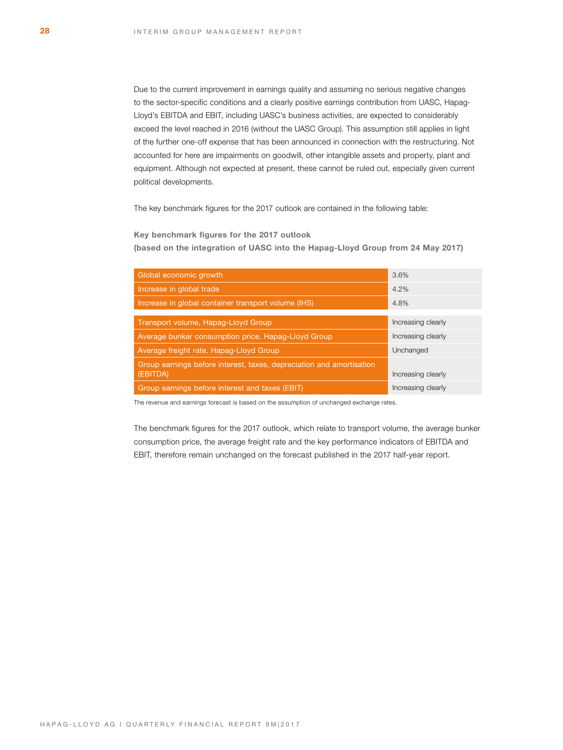Due to the current improvement in earnings quality and assuming no serious negative changes to the sector-specific conditions and a clearly positive earnings contribution from UASC, Hapag-Lloyd's EBITDA and EBIT, including UASC's business activities, are expected to considerably exceed the level reached in 2016 (without the UASC Group). This assumption still applies in light of the further one-off expense that has been announced in connection with the restructuring. Not accounted for here are impairments on goodwill, other intangible assets and property, plant and equipment. Although not expected at present, these cannot be ruled out, especially given current political developments.

The key benchmark figures for the 2017 outlook are contained in the following table:

**Key benchmark figures for the 2017 outlook**
**(based on the integration of UASC into the Hapag-Lloyd Group from 24 May 2017)**

| | |
|---|---|
| Global economic growth | 3.6% |
| Increase in global trade | 4.2% |
| Increase in global container transport volume (IHS) | 4.8% |
| Transport volume, Hapag-Lloyd Group | Increasing clearly |
| Average bunker consumption price, Hapag-Lloyd Group | Increasing clearly |
| Average freight rate, Hapag-Lloyd Group | Unchanged |
| Group earnings before interest, taxes, depreciation and amortisation (EBITDA) | Increasing clearly |
| Group earnings before interest and taxes (EBIT) | Increasing clearly |

The revenue and earnings forecast is based on the assumption of unchanged exchange rates.

The benchmark figures for the 2017 outlook, which relate to transport volume, the average bunker consumption price, the average freight rate and the key performance indicators of EBITDA and EBIT, therefore remain unchanged on the forecast published in the 2017 half-year report.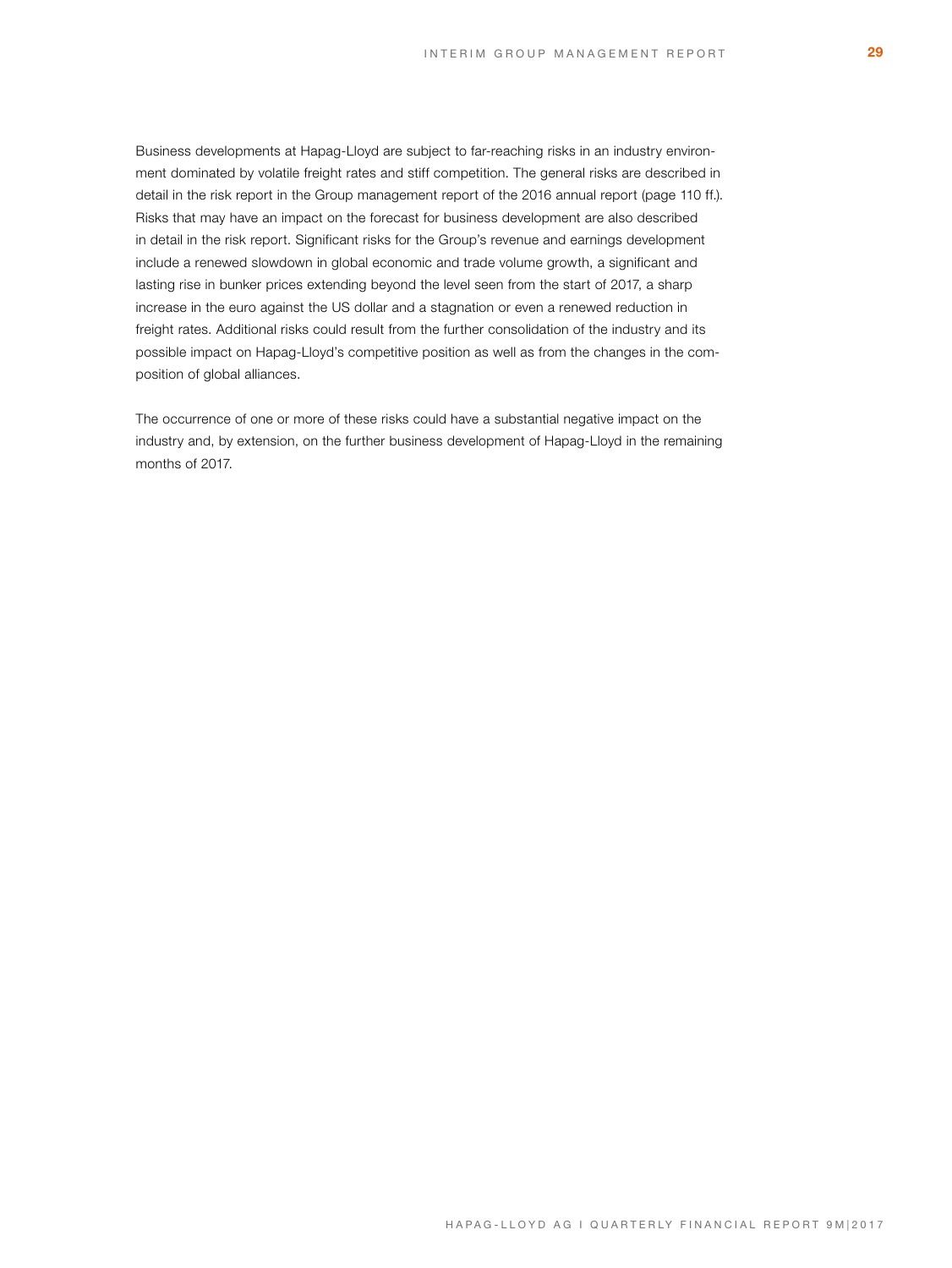Business developments at Hapag-Lloyd are subject to far-reaching risks in an industry environment dominated by volatile freight rates and stiff competition. The general risks are described in detail in the risk report in the Group management report of the 2016 annual report (page 110 ff.). Risks that may have an impact on the forecast for business development are also described in detail in the risk report. Significant risks for the Group's revenue and earnings development include a renewed slowdown in global economic and trade volume growth, a significant and lasting rise in bunker prices extending beyond the level seen from the start of 2017, a sharp increase in the euro against the US dollar and a stagnation or even a renewed reduction in freight rates. Additional risks could result from the further consolidation of the industry and its possible impact on Hapag-Lloyd's competitive position as well as from the changes in the composition of global alliances.

The occurrence of one or more of these risks could have a substantial negative impact on the industry and, by extension, on the further business development of Hapag-Lloyd in the remaining months of 2017.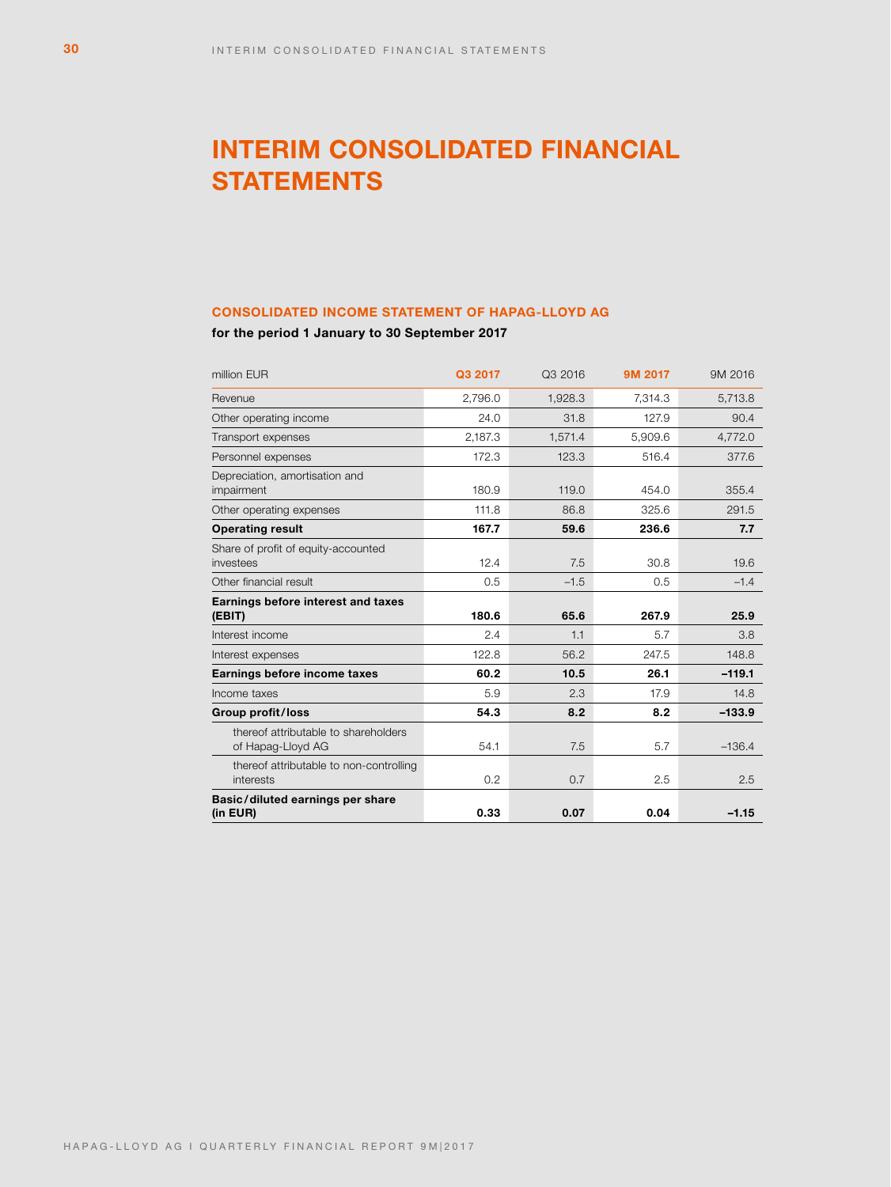# INTERIM CONSOLIDATED FINANCIAL STATEMENTS

### CONSOLIDATED INCOME STATEMENT OF HAPAG-LLOYD AG

**for the period 1 January to 30 September 2017**

| million EUR | Q3 2017 | Q3 2016 | 9M 2017 | 9M 2016 |
|---|---|---|---|---|
| Revenue | 2,796.0 | 1,928.3 | 7,314.3 | 5,713.8 |
| Other operating income | 24.0 | 31.8 | 127.9 | 90.4 |
| Transport expenses | 2,187.3 | 1,571.4 | 5,909.6 | 4,772.0 |
| Personnel expenses | 172.3 | 123.3 | 516.4 | 377.6 |
| Depreciation, amortisation and impairment | 180.9 | 119.0 | 454.0 | 355.4 |
| Other operating expenses | 111.8 | 86.8 | 325.6 | 291.5 |
| **Operating result** | **167.7** | **59.6** | **236.6** | **7.7** |
| Share of profit of equity-accounted investees | 12.4 | 7.5 | 30.8 | 19.6 |
| Other financial result | 0.5 | –1.5 | 0.5 | –1.4 |
| **Earnings before interest and taxes (EBIT)** | **180.6** | **65.6** | **267.9** | **25.9** |
| Interest income | 2.4 | 1.1 | 5.7 | 3.8 |
| Interest expenses | 122.8 | 56.2 | 247.5 | 148.8 |
| **Earnings before income taxes** | **60.2** | **10.5** | **26.1** | **–119.1** |
| Income taxes | 5.9 | 2.3 | 17.9 | 14.8 |
| **Group profit/loss** | **54.3** | **8.2** | **8.2** | **–133.9** |
| thereof attributable to shareholders of Hapag-Lloyd AG | 54.1 | 7.5 | 5.7 | –136.4 |
| thereof attributable to non-controlling interests | 0.2 | 0.7 | 2.5 | 2.5 |
| **Basic/diluted earnings per share (in EUR)** | **0.33** | **0.07** | **0.04** | **–1.15** |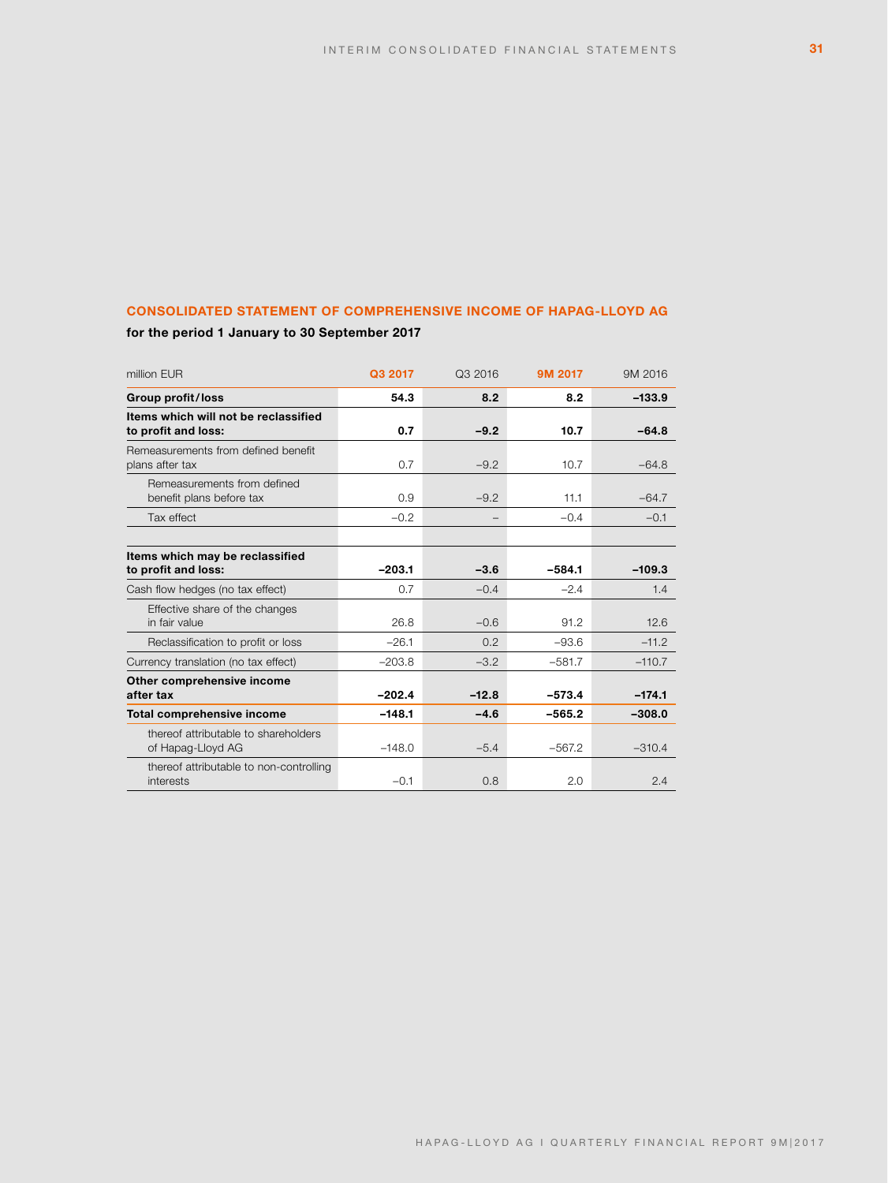## CONSOLIDATED STATEMENT OF COMPREHENSIVE INCOME OF HAPAG-LLOYD AG

**for the period 1 January to 30 September 2017**

| million EUR | Q3 2017 | Q3 2016 | 9M 2017 | 9M 2016 |
|---|---|---|---|---|
| **Group profit/loss** | **54.3** | **8.2** | **8.2** | **–133.9** |
| **Items which will not be reclassified to profit and loss:** | **0.7** | **–9.2** | **10.7** | **–64.8** |
| Remeasurements from defined benefit plans after tax | 0.7 | –9.2 | 10.7 | –64.8 |
| Remeasurements from defined benefit plans before tax | 0.9 | –9.2 | 11.1 | –64.7 |
| Tax effect | –0.2 | – | –0.4 | –0.1 |
| | | | | |
| **Items which may be reclassified to profit and loss:** | **–203.1** | **–3.6** | **–584.1** | **–109.3** |
| Cash flow hedges (no tax effect) | 0.7 | –0.4 | –2.4 | 1.4 |
| Effective share of the changes in fair value | 26.8 | –0.6 | 91.2 | 12.6 |
| Reclassification to profit or loss | –26.1 | 0.2 | –93.6 | –11.2 |
| Currency translation (no tax effect) | –203.8 | –3.2 | –581.7 | –110.7 |
| **Other comprehensive income after tax** | **–202.4** | **–12.8** | **–573.4** | **–174.1** |
| **Total comprehensive income** | **–148.1** | **–4.6** | **–565.2** | **–308.0** |
| thereof attributable to shareholders of Hapag-Lloyd AG | –148.0 | –5.4 | –567.2 | –310.4 |
| thereof attributable to non-controlling interests | –0.1 | 0.8 | 2.0 | 2.4 |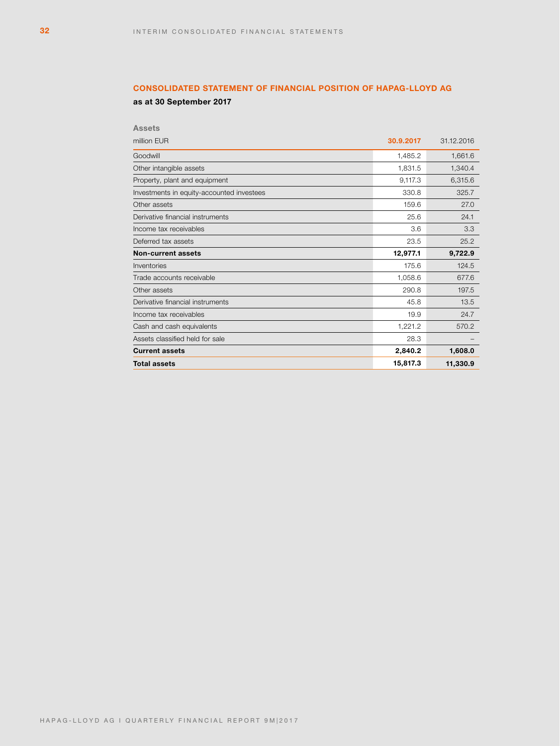## CONSOLIDATED STATEMENT OF FINANCIAL POSITION OF HAPAG-LLOYD AG

**as at 30 September 2017**

**Assets**

| million EUR | 30.9.2017 | 31.12.2016 |
|---|---|---|
| Goodwill | 1,485.2 | 1,661.6 |
| Other intangible assets | 1,831.5 | 1,340.4 |
| Property, plant and equipment | 9,117.3 | 6,315.6 |
| Investments in equity-accounted investees | 330.8 | 325.7 |
| Other assets | 159.6 | 27.0 |
| Derivative financial instruments | 25.6 | 24.1 |
| Income tax receivables | 3.6 | 3.3 |
| Deferred tax assets | 23.5 | 25.2 |
| **Non-current assets** | **12,977.1** | **9,722.9** |
| Inventories | 175.6 | 124.5 |
| Trade accounts receivable | 1,058.6 | 677.6 |
| Other assets | 290.8 | 197.5 |
| Derivative financial instruments | 45.8 | 13.5 |
| Income tax receivables | 19.9 | 24.7 |
| Cash and cash equivalents | 1,221.2 | 570.2 |
| Assets classified held for sale | 28.3 | – |
| **Current assets** | **2,840.2** | **1,608.0** |
| **Total assets** | **15,817.3** | **11,330.9** |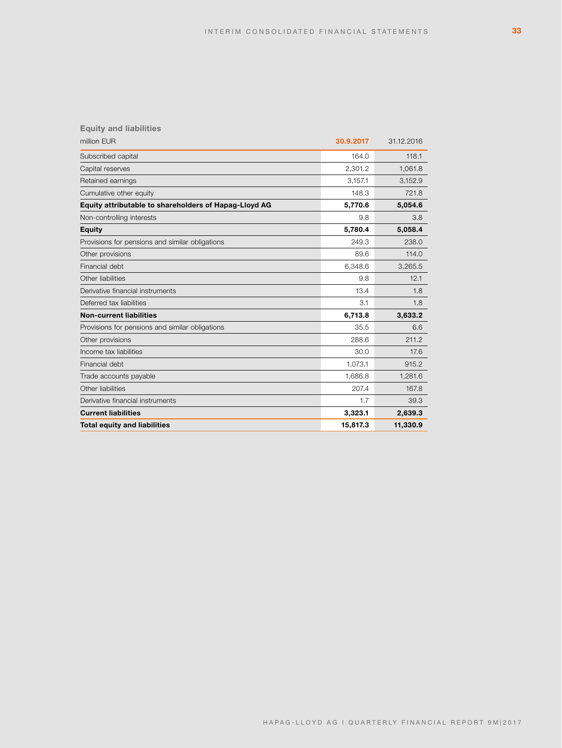**Equity and liabilities**

| million EUR | 30.9.2017 | 31.12.2016 |
|---|---|---|
| Subscribed capital | 164.0 | 118.1 |
| Capital reserves | 2,301.2 | 1,061.8 |
| Retained earnings | 3,157.1 | 3,152.9 |
| Cumulative other equity | 148.3 | 721.8 |
| **Equity attributable to shareholders of Hapag-Lloyd AG** | **5,770.6** | **5,054.6** |
| Non-controlling interests | 9.8 | 3.8 |
| **Equity** | **5,780.4** | **5,058.4** |
| Provisions for pensions and similar obligations | 249.3 | 238.0 |
| Other provisions | 89.6 | 114.0 |
| Financial debt | 6,348.6 | 3,265.5 |
| Other liabilities | 9.8 | 12.1 |
| Derivative financial instruments | 13.4 | 1.8 |
| Deferred tax liabilities | 3.1 | 1.8 |
| **Non-current liabilities** | **6,713.8** | **3,633.2** |
| Provisions for pensions and similar obligations | 35.5 | 6.6 |
| Other provisions | 288.6 | 211.2 |
| Income tax liabilities | 30.0 | 17.6 |
| Financial debt | 1,073.1 | 915.2 |
| Trade accounts payable | 1,686.8 | 1,281.6 |
| Other liabilities | 207.4 | 167.8 |
| Derivative financial instruments | 1.7 | 39.3 |
| **Current liabilities** | **3,323.1** | **2,639.3** |
| **Total equity and liabilities** | **15,817.3** | **11,330.9** |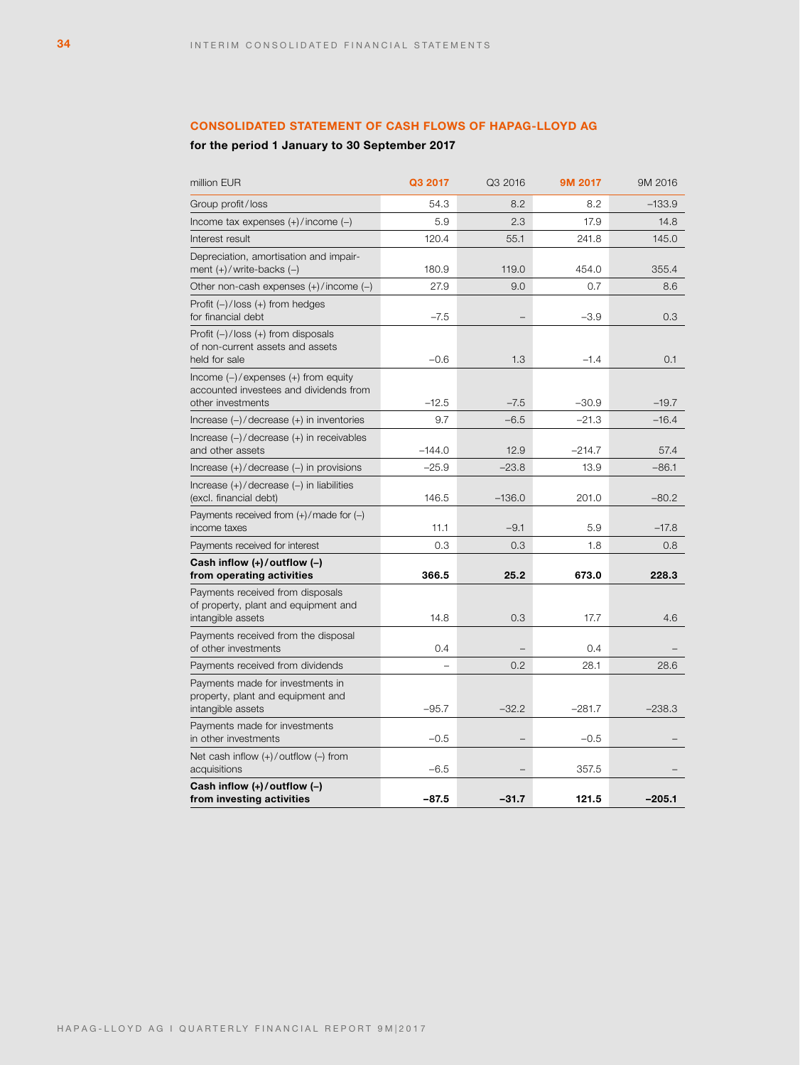## CONSOLIDATED STATEMENT OF CASH FLOWS OF HAPAG-LLOYD AG

**for the period 1 January to 30 September 2017**

| million EUR | Q3 2017 | Q3 2016 | 9M 2017 | 9M 2016 |
|---|---|---|---|---|
| Group profit / loss | 54.3 | 8.2 | 8.2 | –133.9 |
| Income tax expenses (+) / income (–) | 5.9 | 2.3 | 17.9 | 14.8 |
| Interest result | 120.4 | 55.1 | 241.8 | 145.0 |
| Depreciation, amortisation and impairment (+) / write-backs (–) | 180.9 | 119.0 | 454.0 | 355.4 |
| Other non-cash expenses (+) / income (–) | 27.9 | 9.0 | 0.7 | 8.6 |
| Profit (–) / loss (+) from hedges for financial debt | –7.5 | – | –3.9 | 0.3 |
| Profit (–) / loss (+) from disposals of non-current assets and assets held for sale | –0.6 | 1.3 | –1.4 | 0.1 |
| Income (–) / expenses (+) from equity accounted investees and dividends from other investments | –12.5 | –7.5 | –30.9 | –19.7 |
| Increase (–) / decrease (+) in inventories | 9.7 | –6.5 | –21.3 | –16.4 |
| Increase (–) / decrease (+) in receivables and other assets | –144.0 | 12.9 | –214.7 | 57.4 |
| Increase (+) / decrease (–) in provisions | –25.9 | –23.8 | 13.9 | –86.1 |
| Increase (+) / decrease (–) in liabilities (excl. financial debt) | 146.5 | –136.0 | 201.0 | –80.2 |
| Payments received from (+) / made for (–) income taxes | 11.1 | –9.1 | 5.9 | –17.8 |
| Payments received for interest | 0.3 | 0.3 | 1.8 | 0.8 |
| **Cash inflow (+) / outflow (–) from operating activities** | **366.5** | **25.2** | **673.0** | **228.3** |
| Payments received from disposals of property, plant and equipment and intangible assets | 14.8 | 0.3 | 17.7 | 4.6 |
| Payments received from the disposal of other investments | 0.4 | – | 0.4 | – |
| Payments received from dividends | – | 0.2 | 28.1 | 28.6 |
| Payments made for investments in property, plant and equipment and intangible assets | –95.7 | –32.2 | –281.7 | –238.3 |
| Payments made for investments in other investments | –0.5 | – | –0.5 | – |
| Net cash inflow (+) / outflow (–) from acquisitions | –6.5 | – | 357.5 | – |
| **Cash inflow (+) / outflow (–) from investing activities** | **–87.5** | **–31.7** | **121.5** | **–205.1** |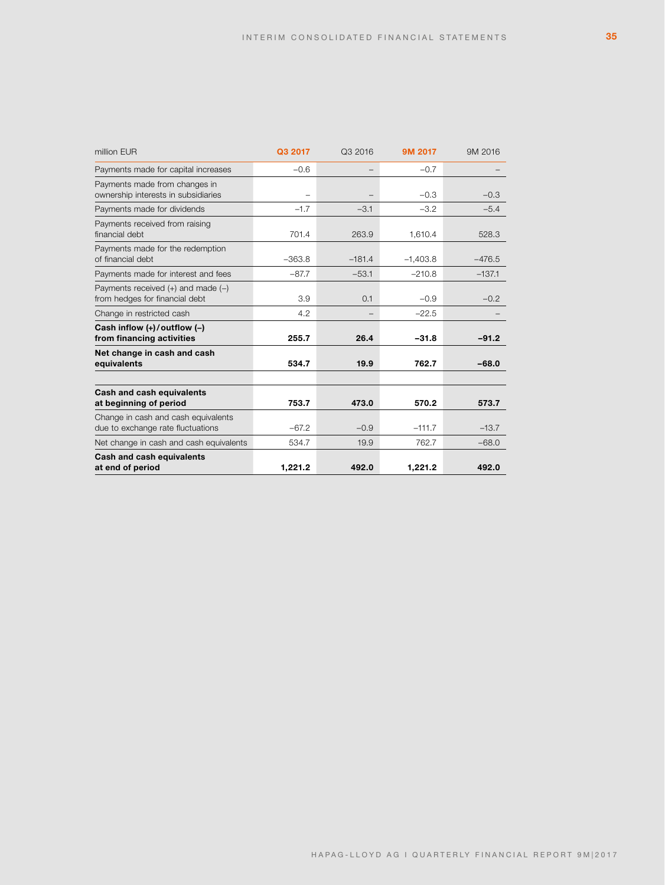| million EUR | Q3 2017 | Q3 2016 | 9M 2017 | 9M 2016 |
|---|---|---|---|---|
| Payments made for capital increases | –0.6 | – | –0.7 | – |
| Payments made from changes in ownership interests in subsidiaries | – | – | –0.3 | –0.3 |
| Payments made for dividends | –1.7 | –3.1 | –3.2 | –5.4 |
| Payments received from raising financial debt | 701.4 | 263.9 | 1,610.4 | 528.3 |
| Payments made for the redemption of financial debt | –363.8 | –181.4 | –1,403.8 | –476.5 |
| Payments made for interest and fees | –87.7 | –53.1 | –210.8 | –137.1 |
| Payments received (+) and made (–) from hedges for financial debt | 3.9 | 0.1 | –0.9 | –0.2 |
| Change in restricted cash | 4.2 | – | –22.5 | – |
| **Cash inflow (+)/outflow (–) from financing activities** | **255.7** | **26.4** | **–31.8** | **–91.2** |
| **Net change in cash and cash equivalents** | **534.7** | **19.9** | **762.7** | **–68.0** |
| | | | | |
| **Cash and cash equivalents at beginning of period** | **753.7** | **473.0** | **570.2** | **573.7** |
| Change in cash and cash equivalents due to exchange rate fluctuations | –67.2 | –0.9 | –111.7 | –13.7 |
| Net change in cash and cash equivalents | 534.7 | 19.9 | 762.7 | –68.0 |
| **Cash and cash equivalents at end of period** | **1,221.2** | **492.0** | **1,221.2** | **492.0** |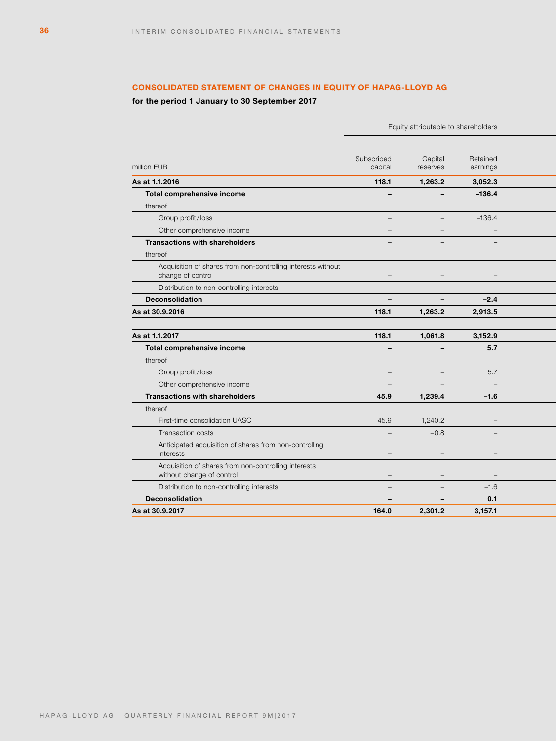## CONSOLIDATED STATEMENT OF CHANGES IN EQUITY OF HAPAG-LLOYD AG

**for the period 1 January to 30 September 2017**

| | Equity attributable to shareholders | | |
|---|---|---|---|
| million EUR | Subscribed capital | Capital reserves | Retained earnings |
| **As at 1.1.2016** | **118.1** | **1,263.2** | **3,052.3** |
| **Total comprehensive income** | **–** | **–** | **–136.4** |
| thereof | | | |
| Group profit/loss | – | – | –136.4 |
| Other comprehensive income | – | – | – |
| **Transactions with shareholders** | **–** | **–** | **–** |
| thereof | | | |
| Acquisition of shares from non-controlling interests without change of control | – | – | – |
| Distribution to non-controlling interests | – | – | – |
| **Deconsolidation** | **–** | **–** | **–2.4** |
| **As at 30.9.2016** | **118.1** | **1,263.2** | **2,913.5** |
| | | | |
| **As at 1.1.2017** | **118.1** | **1,061.8** | **3,152.9** |
| **Total comprehensive income** | **–** | **–** | **5.7** |
| thereof | | | |
| Group profit/loss | – | – | 5.7 |
| Other comprehensive income | – | – | – |
| **Transactions with shareholders** | **45.9** | **1,239.4** | **–1.6** |
| thereof | | | |
| First-time consolidation UASC | 45.9 | 1,240.2 | – |
| Transaction costs | – | –0.8 | – |
| Anticipated acquisition of shares from non-controlling interests | – | – | – |
| Acquisition of shares from non-controlling interests without change of control | – | – | – |
| Distribution to non-controlling interests | – | – | –1.6 |
| **Deconsolidation** | **–** | **–** | **0.1** |
| **As at 30.9.2017** | **164.0** | **2,301.2** | **3,157.1** |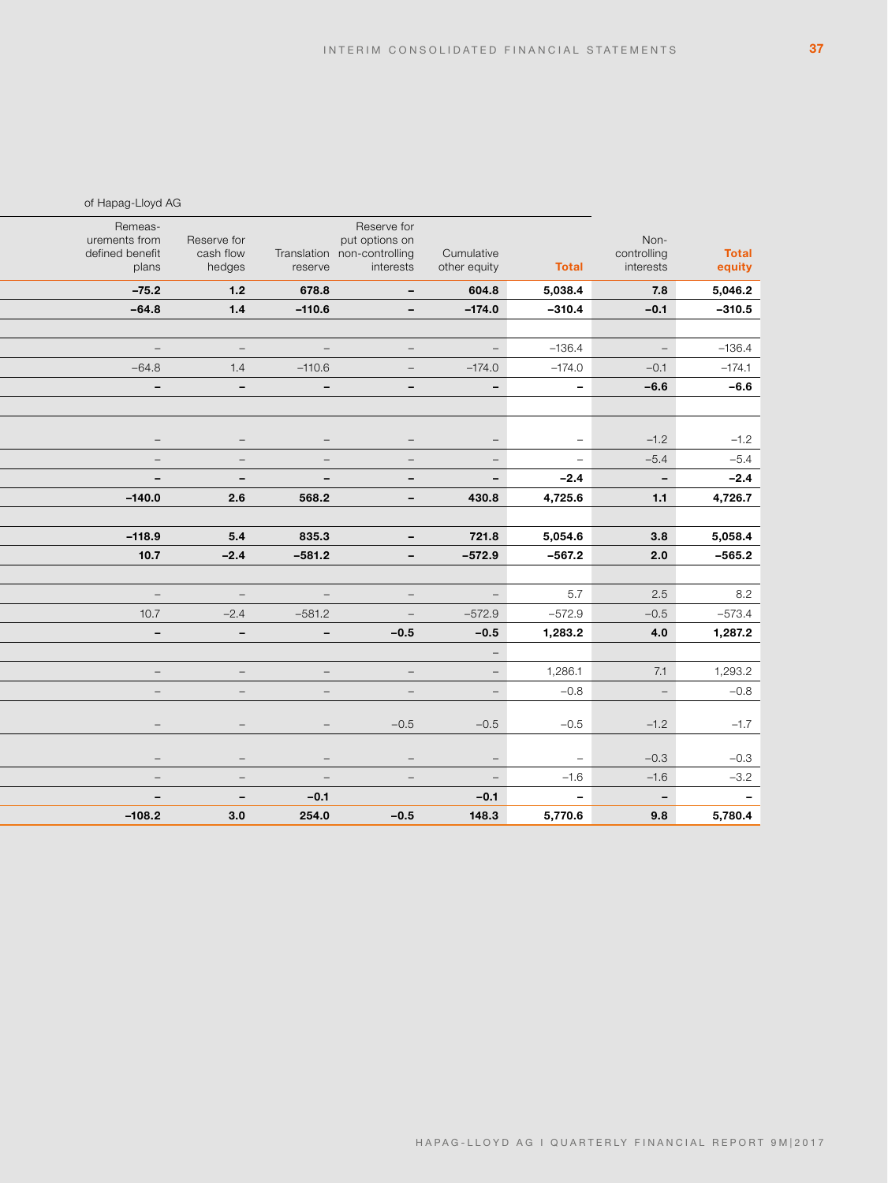| of Hapag-Lloyd AG | | | | | | | |
|---|---|---|---|---|---|---|---|
| Remeasurements from defined benefit plans | Reserve for cash flow hedges | Translation reserve | Reserve for put options on non-controlling interests | Cumulative other equity | **Total** | Non-controlling interests | **Total equity** |
| **–75.2** | **1.2** | **678.8** | **–** | **604.8** | **5,038.4** | **7.8** | **5,046.2** |
| **–64.8** | **1.4** | **–110.6** | **–** | **–174.0** | **–310.4** | **–0.1** | **–310.5** |
| | | | | | | | |
| – | – | – | – | – | –136.4 | – | –136.4 |
| –64.8 | 1.4 | –110.6 | – | –174.0 | –174.0 | –0.1 | –174.1 |
| **–** | **–** | **–** | **–** | **–** | **–** | **–6.6** | **–6.6** |
| | | | | | | | |
| – | – | – | – | – | – | –1.2 | –1.2 |
| – | – | – | – | – | – | –5.4 | –5.4 |
| **–** | **–** | **–** | **–** | **–** | **–2.4** | **–** | **–2.4** |
| **–140.0** | **2.6** | **568.2** | **–** | **430.8** | **4,725.6** | **1.1** | **4,726.7** |
| | | | | | | | |
| **–118.9** | **5.4** | **835.3** | **–** | **721.8** | **5,054.6** | **3.8** | **5,058.4** |
| **10.7** | **–2.4** | **–581.2** | **–** | **–572.9** | **–567.2** | **2.0** | **–565.2** |
| | | | | | | | |
| – | – | – | – | – | 5.7 | 2.5 | 8.2 |
| 10.7 | –2.4 | –581.2 | – | –572.9 | –572.9 | –0.5 | –573.4 |
| **–** | **–** | **–** | **–0.5** | **–0.5** | **1,283.2** | **4.0** | **1,287.2** |
| | | | | – | | | |
| – | – | – | – | – | 1,286.1 | 7.1 | 1,293.2 |
| – | – | – | – | – | –0.8 | – | –0.8 |
| – | – | – | –0.5 | –0.5 | –0.5 | –1.2 | –1.7 |
| – | – | – | – | – | – | –0.3 | –0.3 |
| – | – | – | – | – | –1.6 | –1.6 | –3.2 |
| **–** | **–** | **–0.1** | | **–0.1** | **–** | **–** | **–** |
| **–108.2** | **3.0** | **254.0** | **–0.5** | **148.3** | **5,770.6** | **9.8** | **5,780.4** |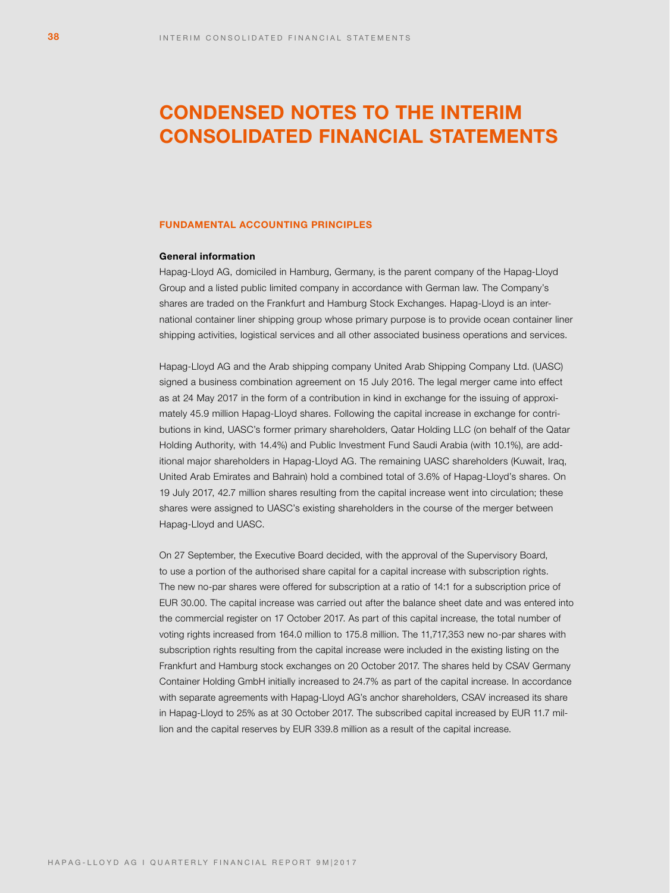# CONDENSED NOTES TO THE INTERIM CONSOLIDATED FINANCIAL STATEMENTS

## FUNDAMENTAL ACCOUNTING PRINCIPLES

### General information

Hapag-Lloyd AG, domiciled in Hamburg, Germany, is the parent company of the Hapag-Lloyd Group and a listed public limited company in accordance with German law. The Company's shares are traded on the Frankfurt and Hamburg Stock Exchanges. Hapag-Lloyd is an international container liner shipping group whose primary purpose is to provide ocean container liner shipping activities, logistical services and all other associated business operations and services.

Hapag-Lloyd AG and the Arab shipping company United Arab Shipping Company Ltd. (UASC) signed a business combination agreement on 15 July 2016. The legal merger came into effect as at 24 May 2017 in the form of a contribution in kind in exchange for the issuing of approximately 45.9 million Hapag-Lloyd shares. Following the capital increase in exchange for contributions in kind, UASC's former primary shareholders, Qatar Holding LLC (on behalf of the Qatar Holding Authority, with 14.4%) and Public Investment Fund Saudi Arabia (with 10.1%), are additional major shareholders in Hapag-Lloyd AG. The remaining UASC shareholders (Kuwait, Iraq, United Arab Emirates and Bahrain) hold a combined total of 3.6% of Hapag-Lloyd's shares. On 19 July 2017, 42.7 million shares resulting from the capital increase went into circulation; these shares were assigned to UASC's existing shareholders in the course of the merger between Hapag-Lloyd and UASC.

On 27 September, the Executive Board decided, with the approval of the Supervisory Board, to use a portion of the authorised share capital for a capital increase with subscription rights. The new no-par shares were offered for subscription at a ratio of 14:1 for a subscription price of EUR 30.00. The capital increase was carried out after the balance sheet date and was entered into the commercial register on 17 October 2017. As part of this capital increase, the total number of voting rights increased from 164.0 million to 175.8 million. The 11,717,353 new no-par shares with subscription rights resulting from the capital increase were included in the existing listing on the Frankfurt and Hamburg stock exchanges on 20 October 2017. The shares held by CSAV Germany Container Holding GmbH initially increased to 24.7% as part of the capital increase. In accordance with separate agreements with Hapag-Lloyd AG's anchor shareholders, CSAV increased its share in Hapag-Lloyd to 25% as at 30 October 2017. The subscribed capital increased by EUR 11.7 million and the capital reserves by EUR 339.8 million as a result of the capital increase.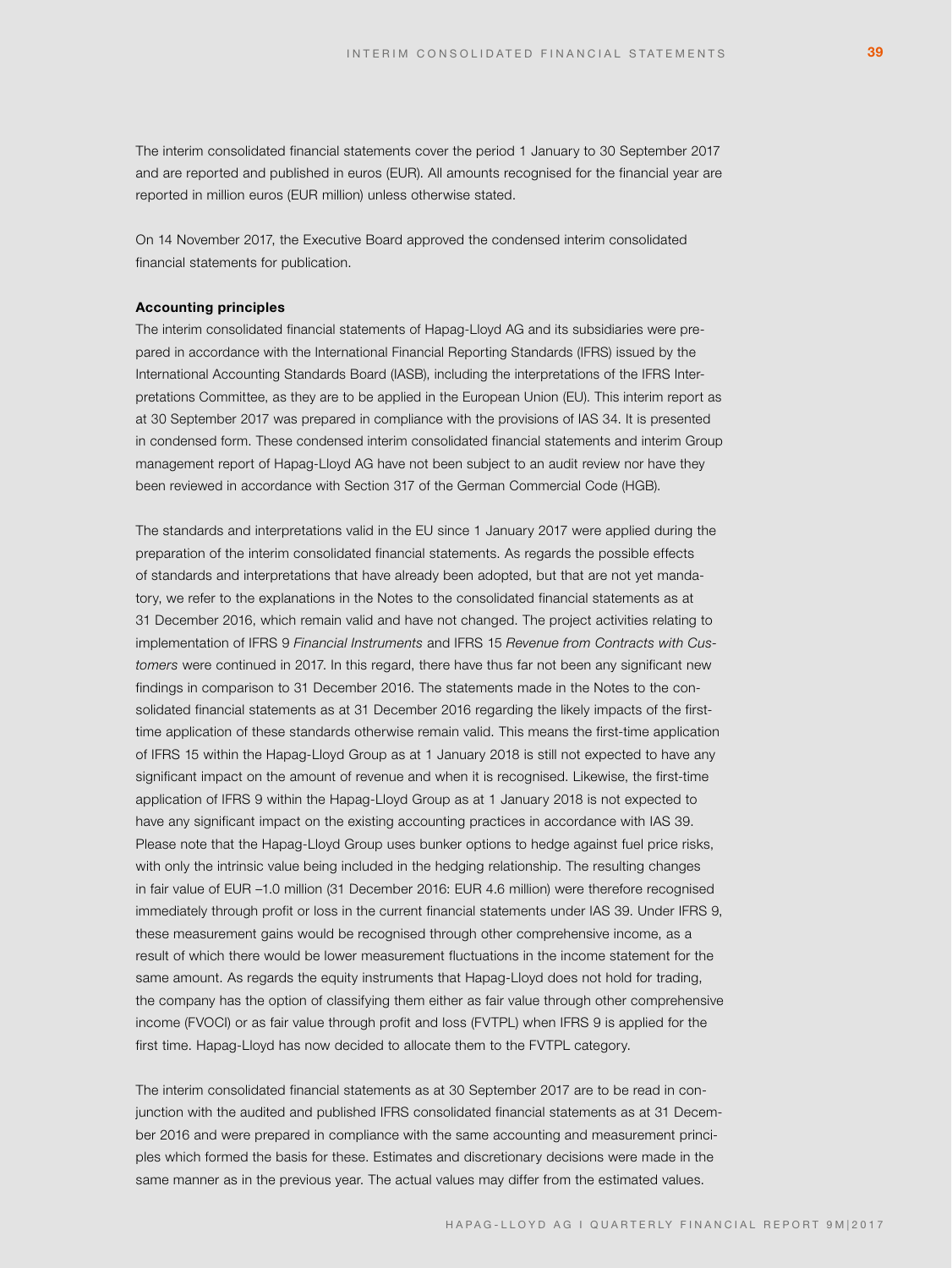The interim consolidated financial statements cover the period 1 January to 30 September 2017 and are reported and published in euros (EUR). All amounts recognised for the financial year are reported in million euros (EUR million) unless otherwise stated.

On 14 November 2017, the Executive Board approved the condensed interim consolidated financial statements for publication.

**Accounting principles**

The interim consolidated financial statements of Hapag-Lloyd AG and its subsidiaries were prepared in accordance with the International Financial Reporting Standards (IFRS) issued by the International Accounting Standards Board (IASB), including the interpretations of the IFRS Interpretations Committee, as they are to be applied in the European Union (EU). This interim report as at 30 September 2017 was prepared in compliance with the provisions of IAS 34. It is presented in condensed form. These condensed interim consolidated financial statements and interim Group management report of Hapag-Lloyd AG have not been subject to an audit review nor have they been reviewed in accordance with Section 317 of the German Commercial Code (HGB).

The standards and interpretations valid in the EU since 1 January 2017 were applied during the preparation of the interim consolidated financial statements. As regards the possible effects of standards and interpretations that have already been adopted, but that are not yet mandatory, we refer to the explanations in the Notes to the consolidated financial statements as at 31 December 2016, which remain valid and have not changed. The project activities relating to implementation of IFRS 9 *Financial Instruments* and IFRS 15 *Revenue from Contracts with Customers* were continued in 2017. In this regard, there have thus far not been any significant new findings in comparison to 31 December 2016. The statements made in the Notes to the consolidated financial statements as at 31 December 2016 regarding the likely impacts of the first-time application of these standards otherwise remain valid. This means the first-time application of IFRS 15 within the Hapag-Lloyd Group as at 1 January 2018 is still not expected to have any significant impact on the amount of revenue and when it is recognised. Likewise, the first-time application of IFRS 9 within the Hapag-Lloyd Group as at 1 January 2018 is not expected to have any significant impact on the existing accounting practices in accordance with IAS 39. Please note that the Hapag-Lloyd Group uses bunker options to hedge against fuel price risks, with only the intrinsic value being included in the hedging relationship. The resulting changes in fair value of EUR –1.0 million (31 December 2016: EUR 4.6 million) were therefore recognised immediately through profit or loss in the current financial statements under IAS 39. Under IFRS 9, these measurement gains would be recognised through other comprehensive income, as a result of which there would be lower measurement fluctuations in the income statement for the same amount. As regards the equity instruments that Hapag-Lloyd does not hold for trading, the company has the option of classifying them either as fair value through other comprehensive income (FVOCI) or as fair value through profit and loss (FVTPL) when IFRS 9 is applied for the first time. Hapag-Lloyd has now decided to allocate them to the FVTPL category.

The interim consolidated financial statements as at 30 September 2017 are to be read in conjunction with the audited and published IFRS consolidated financial statements as at 31 December 2016 and were prepared in compliance with the same accounting and measurement principles which formed the basis for these. Estimates and discretionary decisions were made in the same manner as in the previous year. The actual values may differ from the estimated values.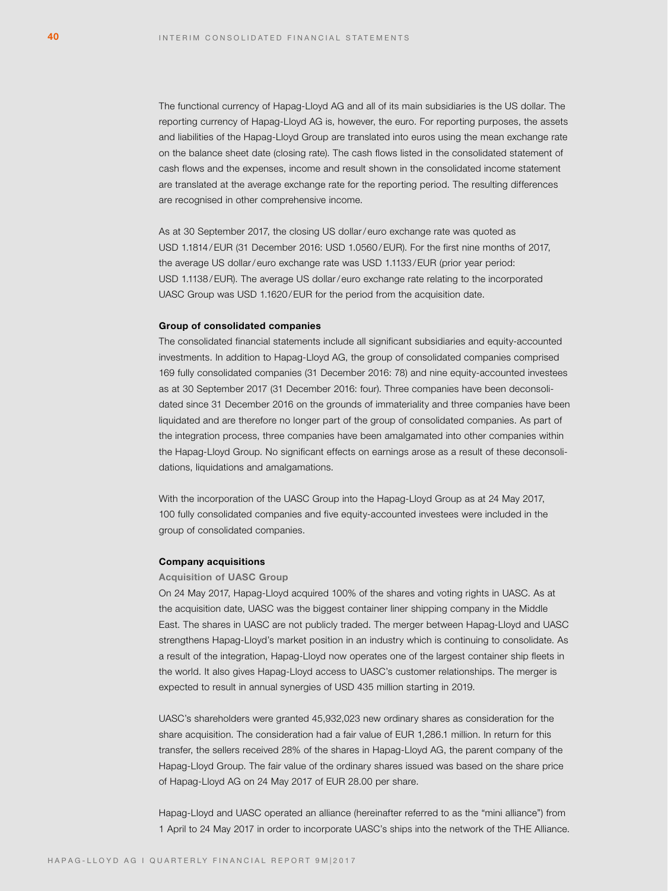The functional currency of Hapag-Lloyd AG and all of its main subsidiaries is the US dollar. The reporting currency of Hapag-Lloyd AG is, however, the euro. For reporting purposes, the assets and liabilities of the Hapag-Lloyd Group are translated into euros using the mean exchange rate on the balance sheet date (closing rate). The cash flows listed in the consolidated statement of cash flows and the expenses, income and result shown in the consolidated income statement are translated at the average exchange rate for the reporting period. The resulting differences are recognised in other comprehensive income.

As at 30 September 2017, the closing US dollar/euro exchange rate was quoted as USD 1.1814/EUR (31 December 2016: USD 1.0560/EUR). For the first nine months of 2017, the average US dollar/euro exchange rate was USD 1.1133/EUR (prior year period: USD 1.1138/EUR). The average US dollar/euro exchange rate relating to the incorporated UASC Group was USD 1.1620/EUR for the period from the acquisition date.

**Group of consolidated companies**

The consolidated financial statements include all significant subsidiaries and equity-accounted investments. In addition to Hapag-Lloyd AG, the group of consolidated companies comprised 169 fully consolidated companies (31 December 2016: 78) and nine equity-accounted investees as at 30 September 2017 (31 December 2016: four). Three companies have been deconsolidated since 31 December 2016 on the grounds of immateriality and three companies have been liquidated and are therefore no longer part of the group of consolidated companies. As part of the integration process, three companies have been amalgamated into other companies within the Hapag-Lloyd Group. No significant effects on earnings arose as a result of these deconsolidations, liquidations and amalgamations.

With the incorporation of the UASC Group into the Hapag-Lloyd Group as at 24 May 2017, 100 fully consolidated companies and five equity-accounted investees were included in the group of consolidated companies.

**Company acquisitions**

**Acquisition of UASC Group**

On 24 May 2017, Hapag-Lloyd acquired 100% of the shares and voting rights in UASC. As at the acquisition date, UASC was the biggest container liner shipping company in the Middle East. The shares in UASC are not publicly traded. The merger between Hapag-Lloyd and UASC strengthens Hapag-Lloyd's market position in an industry which is continuing to consolidate. As a result of the integration, Hapag-Lloyd now operates one of the largest container ship fleets in the world. It also gives Hapag-Lloyd access to UASC's customer relationships. The merger is expected to result in annual synergies of USD 435 million starting in 2019.

UASC's shareholders were granted 45,932,023 new ordinary shares as consideration for the share acquisition. The consideration had a fair value of EUR 1,286.1 million. In return for this transfer, the sellers received 28% of the shares in Hapag-Lloyd AG, the parent company of the Hapag-Lloyd Group. The fair value of the ordinary shares issued was based on the share price of Hapag-Lloyd AG on 24 May 2017 of EUR 28.00 per share.

Hapag-Lloyd and UASC operated an alliance (hereinafter referred to as the "mini alliance") from 1 April to 24 May 2017 in order to incorporate UASC's ships into the network of the THE Alliance.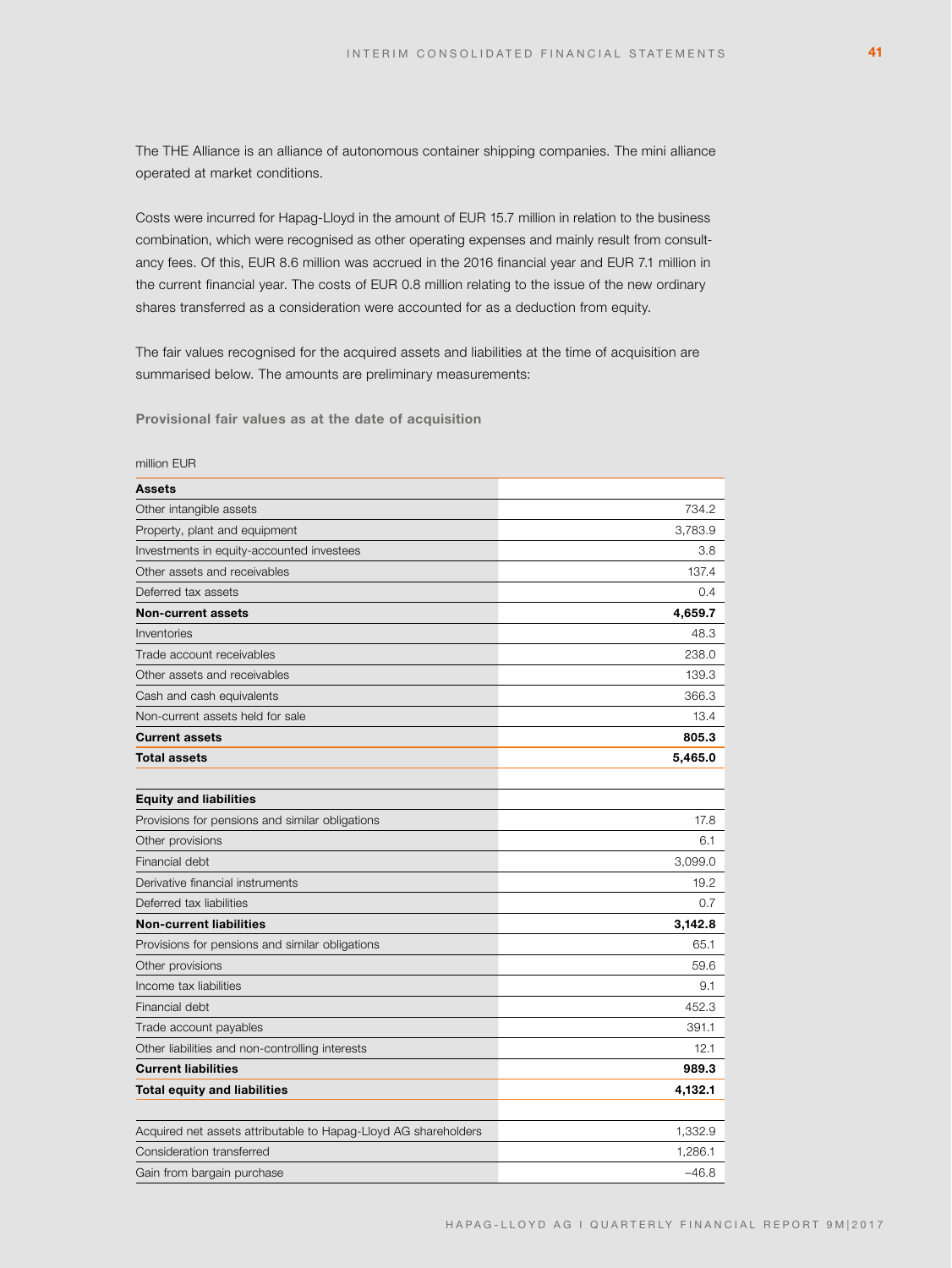The THE Alliance is an alliance of autonomous container shipping companies. The mini alliance operated at market conditions.

Costs were incurred for Hapag-Lloyd in the amount of EUR 15.7 million in relation to the business combination, which were recognised as other operating expenses and mainly result from consultancy fees. Of this, EUR 8.6 million was accrued in the 2016 financial year and EUR 7.1 million in the current financial year. The costs of EUR 0.8 million relating to the issue of the new ordinary shares transferred as a consideration were accounted for as a deduction from equity.

The fair values recognised for the acquired assets and liabilities at the time of acquisition are summarised below. The amounts are preliminary measurements:

**Provisional fair values as at the date of acquisition**

million EUR

| **Assets** | |
|---|---|
| Other intangible assets | 734.2 |
| Property, plant and equipment | 3,783.9 |
| Investments in equity-accounted investees | 3.8 |
| Other assets and receivables | 137.4 |
| Deferred tax assets | 0.4 |
| **Non-current assets** | **4,659.7** |
| Inventories | 48.3 |
| Trade account receivables | 238.0 |
| Other assets and receivables | 139.3 |
| Cash and cash equivalents | 366.3 |
| Non-current assets held for sale | 13.4 |
| **Current assets** | **805.3** |
| **Total assets** | **5,465.0** |
| | |
| **Equity and liabilities** | |
| Provisions for pensions and similar obligations | 17.8 |
| Other provisions | 6.1 |
| Financial debt | 3,099.0 |
| Derivative financial instruments | 19.2 |
| Deferred tax liabilities | 0.7 |
| **Non-current liabilities** | **3,142.8** |
| Provisions for pensions and similar obligations | 65.1 |
| Other provisions | 59.6 |
| Income tax liabilities | 9.1 |
| Financial debt | 452.3 |
| Trade account payables | 391.1 |
| Other liabilities and non-controlling interests | 12.1 |
| **Current liabilities** | **989.3** |
| **Total equity and liabilities** | **4,132.1** |
| | |
| Acquired net assets attributable to Hapag-Lloyd AG shareholders | 1,332.9 |
| Consideration transferred | 1,286.1 |
| Gain from bargain purchase | –46.8 |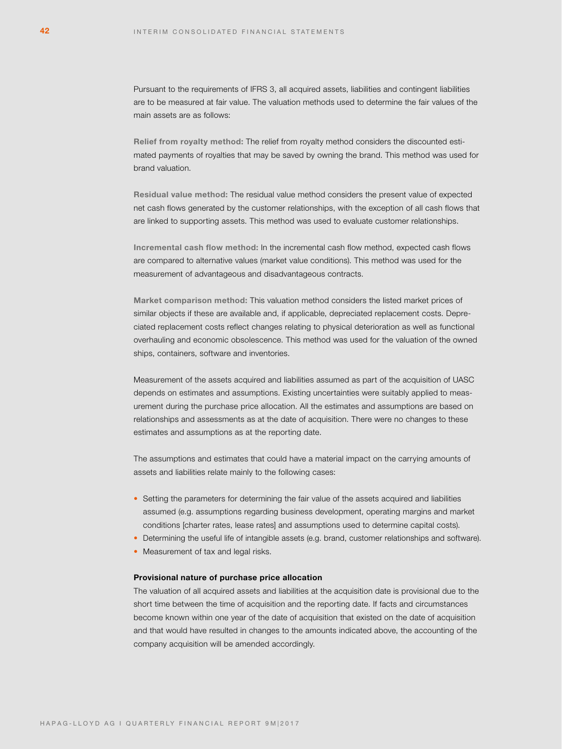Pursuant to the requirements of IFRS 3, all acquired assets, liabilities and contingent liabilities are to be measured at fair value. The valuation methods used to determine the fair values of the main assets are as follows:

**Relief from royalty method:** The relief from royalty method considers the discounted estimated payments of royalties that may be saved by owning the brand. This method was used for brand valuation.

**Residual value method:** The residual value method considers the present value of expected net cash flows generated by the customer relationships, with the exception of all cash flows that are linked to supporting assets. This method was used to evaluate customer relationships.

**Incremental cash flow method:** In the incremental cash flow method, expected cash flows are compared to alternative values (market value conditions). This method was used for the measurement of advantageous and disadvantageous contracts.

**Market comparison method:** This valuation method considers the listed market prices of similar objects if these are available and, if applicable, depreciated replacement costs. Depreciated replacement costs reflect changes relating to physical deterioration as well as functional overhauling and economic obsolescence. This method was used for the valuation of the owned ships, containers, software and inventories.

Measurement of the assets acquired and liabilities assumed as part of the acquisition of UASC depends on estimates and assumptions. Existing uncertainties were suitably applied to measurement during the purchase price allocation. All the estimates and assumptions are based on relationships and assessments as at the date of acquisition. There were no changes to these estimates and assumptions as at the reporting date.

The assumptions and estimates that could have a material impact on the carrying amounts of assets and liabilities relate mainly to the following cases:

- Setting the parameters for determining the fair value of the assets acquired and liabilities assumed (e.g. assumptions regarding business development, operating margins and market conditions [charter rates, lease rates] and assumptions used to determine capital costs).
- Determining the useful life of intangible assets (e.g. brand, customer relationships and software).
- Measurement of tax and legal risks.

**Provisional nature of purchase price allocation**

The valuation of all acquired assets and liabilities at the acquisition date is provisional due to the short time between the time of acquisition and the reporting date. If facts and circumstances become known within one year of the date of acquisition that existed on the date of acquisition and that would have resulted in changes to the amounts indicated above, the accounting of the company acquisition will be amended accordingly.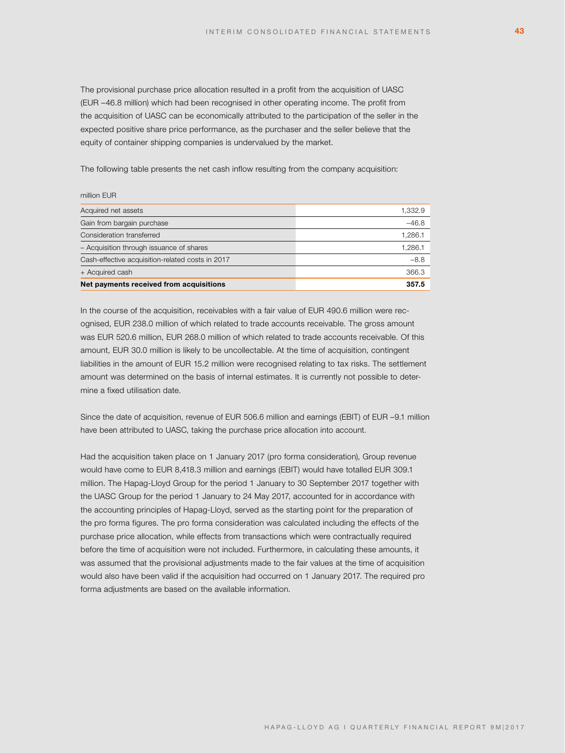The provisional purchase price allocation resulted in a profit from the acquisition of UASC (EUR –46.8 million) which had been recognised in other operating income. The profit from the acquisition of UASC can be economically attributed to the participation of the seller in the expected positive share price performance, as the purchaser and the seller believe that the equity of container shipping companies is undervalued by the market.

The following table presents the net cash inflow resulting from the company acquisition:

million EUR

| | |
|---|---|
| Acquired net assets | 1,332.9 |
| Gain from bargain purchase | –46.8 |
| Consideration transferred | 1,286.1 |
| – Acquisition through issuance of shares | 1,286.1 |
| Cash-effective acquisition-related costs in 2017 | –8.8 |
| + Acquired cash | 366.3 |
| **Net payments received from acquisitions** | **357.5** |

In the course of the acquisition, receivables with a fair value of EUR 490.6 million were recognised, EUR 238.0 million of which related to trade accounts receivable. The gross amount was EUR 520.6 million, EUR 268.0 million of which related to trade accounts receivable. Of this amount, EUR 30.0 million is likely to be uncollectable. At the time of acquisition, contingent liabilities in the amount of EUR 15.2 million were recognised relating to tax risks. The settlement amount was determined on the basis of internal estimates. It is currently not possible to determine a fixed utilisation date.

Since the date of acquisition, revenue of EUR 506.6 million and earnings (EBIT) of EUR –9.1 million have been attributed to UASC, taking the purchase price allocation into account.

Had the acquisition taken place on 1 January 2017 (pro forma consideration), Group revenue would have come to EUR 8,418.3 million and earnings (EBIT) would have totalled EUR 309.1 million. The Hapag-Lloyd Group for the period 1 January to 30 September 2017 together with the UASC Group for the period 1 January to 24 May 2017, accounted for in accordance with the accounting principles of Hapag-Lloyd, served as the starting point for the preparation of the pro forma figures. The pro forma consideration was calculated including the effects of the purchase price allocation, while effects from transactions which were contractually required before the time of acquisition were not included. Furthermore, in calculating these amounts, it was assumed that the provisional adjustments made to the fair values at the time of acquisition would also have been valid if the acquisition had occurred on 1 January 2017. The required pro forma adjustments are based on the available information.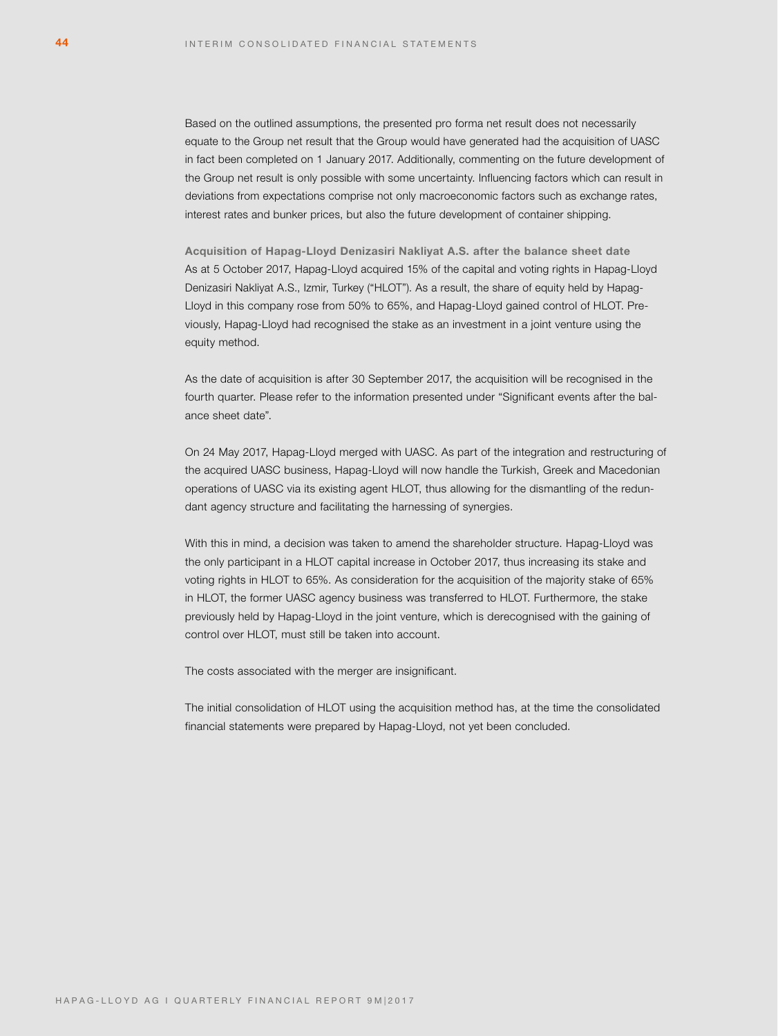Based on the outlined assumptions, the presented pro forma net result does not necessarily equate to the Group net result that the Group would have generated had the acquisition of UASC in fact been completed on 1 January 2017. Additionally, commenting on the future development of the Group net result is only possible with some uncertainty. Influencing factors which can result in deviations from expectations comprise not only macroeconomic factors such as exchange rates, interest rates and bunker prices, but also the future development of container shipping.

**Acquisition of Hapag-Lloyd Denizasiri Nakliyat A.S. after the balance sheet date**

As at 5 October 2017, Hapag-Lloyd acquired 15% of the capital and voting rights in Hapag-Lloyd Denizasiri Nakliyat A.S., Izmir, Turkey ("HLOT"). As a result, the share of equity held by Hapag-Lloyd in this company rose from 50% to 65%, and Hapag-Lloyd gained control of HLOT. Previously, Hapag-Lloyd had recognised the stake as an investment in a joint venture using the equity method.

As the date of acquisition is after 30 September 2017, the acquisition will be recognised in the fourth quarter. Please refer to the information presented under "Significant events after the balance sheet date".

On 24 May 2017, Hapag-Lloyd merged with UASC. As part of the integration and restructuring of the acquired UASC business, Hapag-Lloyd will now handle the Turkish, Greek and Macedonian operations of UASC via its existing agent HLOT, thus allowing for the dismantling of the redundant agency structure and facilitating the harnessing of synergies.

With this in mind, a decision was taken to amend the shareholder structure. Hapag-Lloyd was the only participant in a HLOT capital increase in October 2017, thus increasing its stake and voting rights in HLOT to 65%. As consideration for the acquisition of the majority stake of 65% in HLOT, the former UASC agency business was transferred to HLOT. Furthermore, the stake previously held by Hapag-Lloyd in the joint venture, which is derecognised with the gaining of control over HLOT, must still be taken into account.

The costs associated with the merger are insignificant.

The initial consolidation of HLOT using the acquisition method has, at the time the consolidated financial statements were prepared by Hapag-Lloyd, not yet been concluded.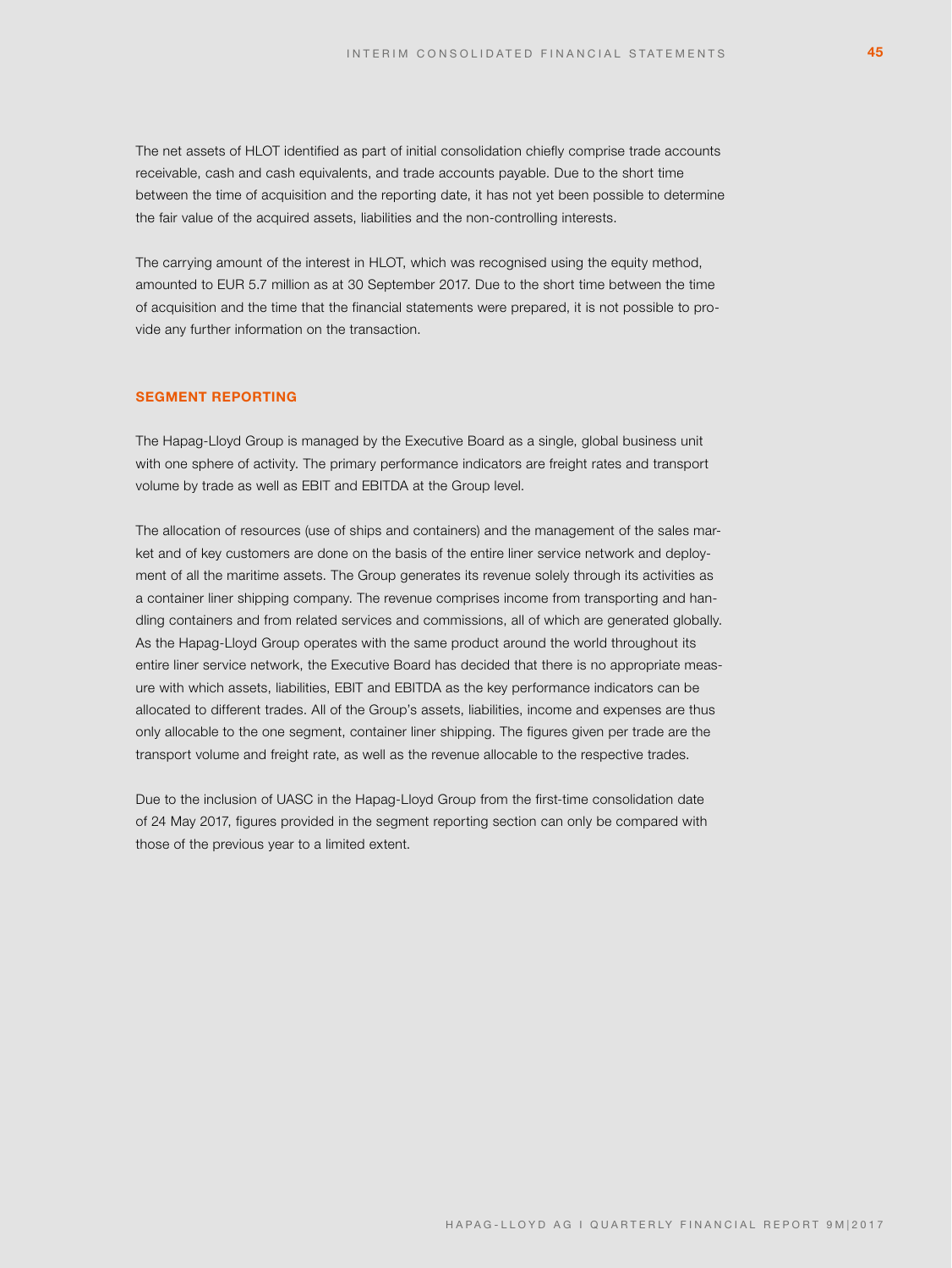The net assets of HLOT identified as part of initial consolidation chiefly comprise trade accounts receivable, cash and cash equivalents, and trade accounts payable. Due to the short time between the time of acquisition and the reporting date, it has not yet been possible to determine the fair value of the acquired assets, liabilities and the non-controlling interests.

The carrying amount of the interest in HLOT, which was recognised using the equity method, amounted to EUR 5.7 million as at 30 September 2017. Due to the short time between the time of acquisition and the time that the financial statements were prepared, it is not possible to provide any further information on the transaction.

## SEGMENT REPORTING

The Hapag-Lloyd Group is managed by the Executive Board as a single, global business unit with one sphere of activity. The primary performance indicators are freight rates and transport volume by trade as well as EBIT and EBITDA at the Group level.

The allocation of resources (use of ships and containers) and the management of the sales market and of key customers are done on the basis of the entire liner service network and deployment of all the maritime assets. The Group generates its revenue solely through its activities as a container liner shipping company. The revenue comprises income from transporting and handling containers and from related services and commissions, all of which are generated globally. As the Hapag-Lloyd Group operates with the same product around the world throughout its entire liner service network, the Executive Board has decided that there is no appropriate measure with which assets, liabilities, EBIT and EBITDA as the key performance indicators can be allocated to different trades. All of the Group's assets, liabilities, income and expenses are thus only allocable to the one segment, container liner shipping. The figures given per trade are the transport volume and freight rate, as well as the revenue allocable to the respective trades.

Due to the inclusion of UASC in the Hapag-Lloyd Group from the first-time consolidation date of 24 May 2017, figures provided in the segment reporting section can only be compared with those of the previous year to a limited extent.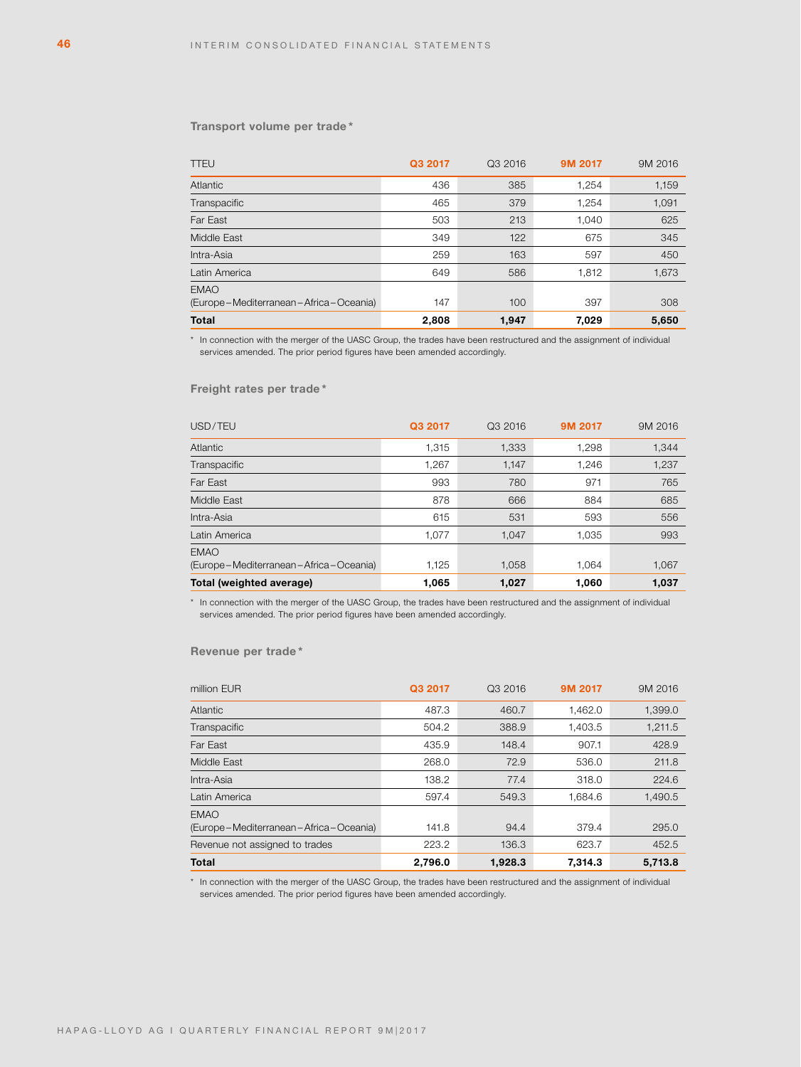### Transport volume per trade*

| TTEU | Q3 2017 | Q3 2016 | 9M 2017 | 9M 2016 |
|---|---|---|---|---|
| Atlantic | 436 | 385 | 1,254 | 1,159 |
| Transpacific | 465 | 379 | 1,254 | 1,091 |
| Far East | 503 | 213 | 1,040 | 625 |
| Middle East | 349 | 122 | 675 | 345 |
| Intra-Asia | 259 | 163 | 597 | 450 |
| Latin America | 649 | 586 | 1,812 | 1,673 |
| EMAO (Europe – Mediterranean – Africa – Oceania) | 147 | 100 | 397 | 308 |
| **Total** | **2,808** | **1,947** | **7,029** | **5,650** |

\* In connection with the merger of the UASC Group, the trades have been restructured and the assignment of individual services amended. The prior period figures have been amended accordingly.

### Freight rates per trade*

| USD/TEU | Q3 2017 | Q3 2016 | 9M 2017 | 9M 2016 |
|---|---|---|---|---|
| Atlantic | 1,315 | 1,333 | 1,298 | 1,344 |
| Transpacific | 1,267 | 1,147 | 1,246 | 1,237 |
| Far East | 993 | 780 | 971 | 765 |
| Middle East | 878 | 666 | 884 | 685 |
| Intra-Asia | 615 | 531 | 593 | 556 |
| Latin America | 1,077 | 1,047 | 1,035 | 993 |
| EMAO (Europe – Mediterranean – Africa – Oceania) | 1,125 | 1,058 | 1,064 | 1,067 |
| **Total (weighted average)** | **1,065** | **1,027** | **1,060** | **1,037** |

\* In connection with the merger of the UASC Group, the trades have been restructured and the assignment of individual services amended. The prior period figures have been amended accordingly.

### Revenue per trade*

| million EUR | Q3 2017 | Q3 2016 | 9M 2017 | 9M 2016 |
|---|---|---|---|---|
| Atlantic | 487.3 | 460.7 | 1,462.0 | 1,399.0 |
| Transpacific | 504.2 | 388.9 | 1,403.5 | 1,211.5 |
| Far East | 435.9 | 148.4 | 907.1 | 428.9 |
| Middle East | 268.0 | 72.9 | 536.0 | 211.8 |
| Intra-Asia | 138.2 | 77.4 | 318.0 | 224.6 |
| Latin America | 597.4 | 549.3 | 1,684.6 | 1,490.5 |
| EMAO (Europe – Mediterranean – Africa – Oceania) | 141.8 | 94.4 | 379.4 | 295.0 |
| Revenue not assigned to trades | 223.2 | 136.3 | 623.7 | 452.5 |
| **Total** | **2,796.0** | **1,928.3** | **7,314.3** | **5,713.8** |

\* In connection with the merger of the UASC Group, the trades have been restructured and the assignment of individual services amended. The prior period figures have been amended accordingly.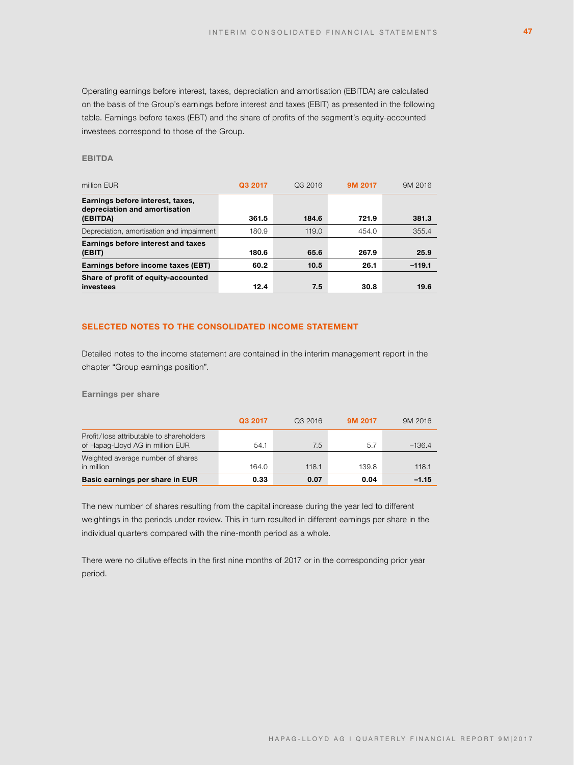Operating earnings before interest, taxes, depreciation and amortisation (EBITDA) are calculated on the basis of the Group's earnings before interest and taxes (EBIT) as presented in the following table. Earnings before taxes (EBT) and the share of profits of the segment's equity-accounted investees correspond to those of the Group.

### EBITDA

| million EUR | Q3 2017 | Q3 2016 | 9M 2017 | 9M 2016 |
|---|---|---|---|---|
| **Earnings before interest, taxes, depreciation and amortisation (EBITDA)** | **361.5** | **184.6** | **721.9** | **381.3** |
| Depreciation, amortisation and impairment | 180.9 | 119.0 | 454.0 | 355.4 |
| **Earnings before interest and taxes (EBIT)** | **180.6** | **65.6** | **267.9** | **25.9** |
| **Earnings before income taxes (EBT)** | **60.2** | **10.5** | **26.1** | **–119.1** |
| **Share of profit of equity-accounted investees** | **12.4** | **7.5** | **30.8** | **19.6** |

## SELECTED NOTES TO THE CONSOLIDATED INCOME STATEMENT

Detailed notes to the income statement are contained in the interim management report in the chapter "Group earnings position".

### Earnings per share

| | Q3 2017 | Q3 2016 | 9M 2017 | 9M 2016 |
|---|---|---|---|---|
| Profit/loss attributable to shareholders of Hapag-Lloyd AG in million EUR | 54.1 | 7.5 | 5.7 | –136.4 |
| Weighted average number of shares in million | 164.0 | 118.1 | 139.8 | 118.1 |
| **Basic earnings per share in EUR** | **0.33** | **0.07** | **0.04** | **–1.15** |

The new number of shares resulting from the capital increase during the year led to different weightings in the periods under review. This in turn resulted in different earnings per share in the individual quarters compared with the nine-month period as a whole.

There were no dilutive effects in the first nine months of 2017 or in the corresponding prior year period.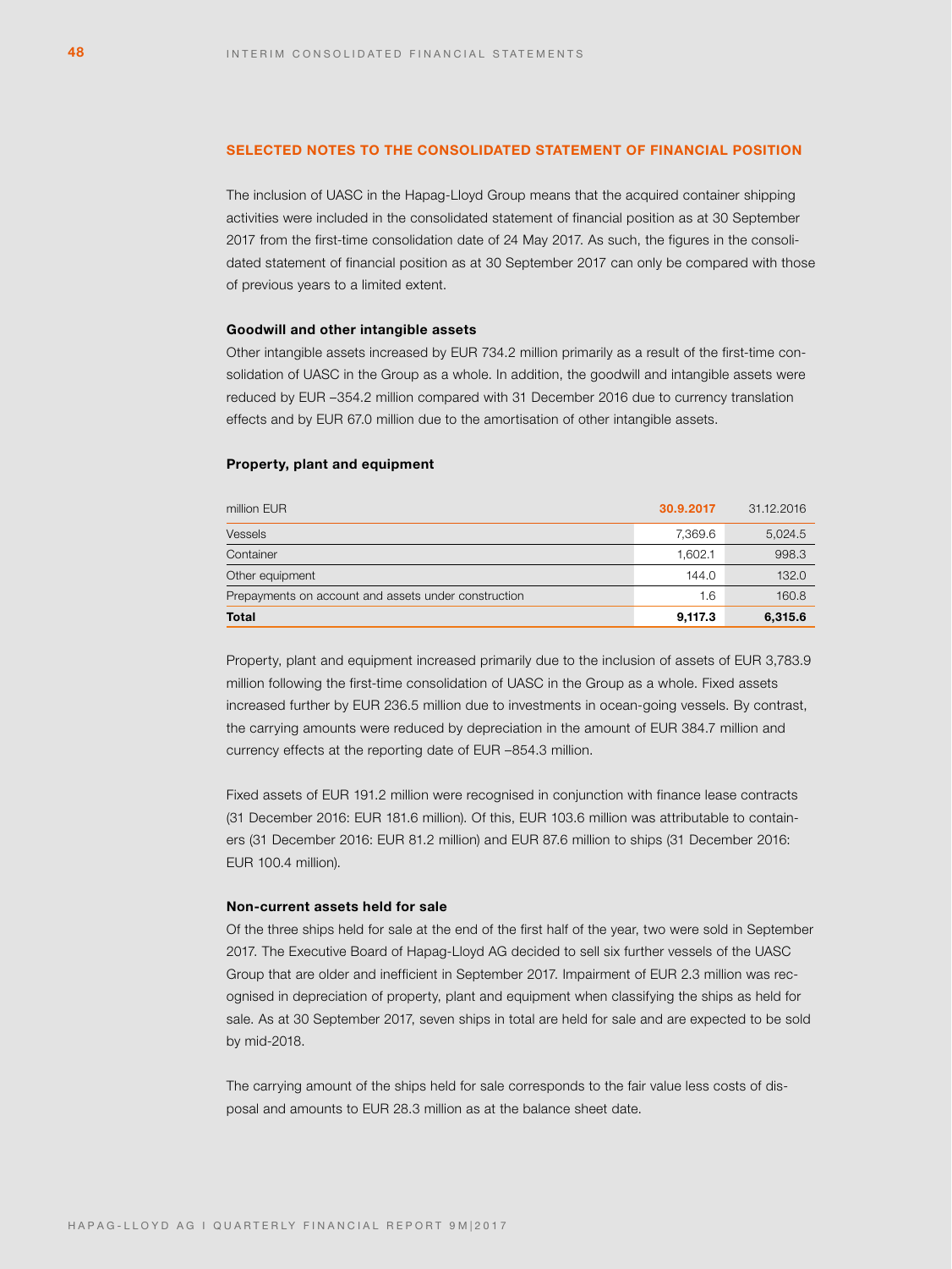## SELECTED NOTES TO THE CONSOLIDATED STATEMENT OF FINANCIAL POSITION

The inclusion of UASC in the Hapag-Lloyd Group means that the acquired container shipping activities were included in the consolidated statement of financial position as at 30 September 2017 from the first-time consolidation date of 24 May 2017. As such, the figures in the consolidated statement of financial position as at 30 September 2017 can only be compared with those of previous years to a limited extent.

### Goodwill and other intangible assets

Other intangible assets increased by EUR 734.2 million primarily as a result of the first-time consolidation of UASC in the Group as a whole. In addition, the goodwill and intangible assets were reduced by EUR –354.2 million compared with 31 December 2016 due to currency translation effects and by EUR 67.0 million due to the amortisation of other intangible assets.

### Property, plant and equipment

| million EUR | 30.9.2017 | 31.12.2016 |
|---|---|---|
| Vessels | 7,369.6 | 5,024.5 |
| Container | 1,602.1 | 998.3 |
| Other equipment | 144.0 | 132.0 |
| Prepayments on account and assets under construction | 1.6 | 160.8 |
| **Total** | **9,117.3** | **6,315.6** |

Property, plant and equipment increased primarily due to the inclusion of assets of EUR 3,783.9 million following the first-time consolidation of UASC in the Group as a whole. Fixed assets increased further by EUR 236.5 million due to investments in ocean-going vessels. By contrast, the carrying amounts were reduced by depreciation in the amount of EUR 384.7 million and currency effects at the reporting date of EUR –854.3 million.

Fixed assets of EUR 191.2 million were recognised in conjunction with finance lease contracts (31 December 2016: EUR 181.6 million). Of this, EUR 103.6 million was attributable to containers (31 December 2016: EUR 81.2 million) and EUR 87.6 million to ships (31 December 2016: EUR 100.4 million).

### Non-current assets held for sale

Of the three ships held for sale at the end of the first half of the year, two were sold in September 2017. The Executive Board of Hapag-Lloyd AG decided to sell six further vessels of the UASC Group that are older and inefficient in September 2017. Impairment of EUR 2.3 million was recognised in depreciation of property, plant and equipment when classifying the ships as held for sale. As at 30 September 2017, seven ships in total are held for sale and are expected to be sold by mid-2018.

The carrying amount of the ships held for sale corresponds to the fair value less costs of disposal and amounts to EUR 28.3 million as at the balance sheet date.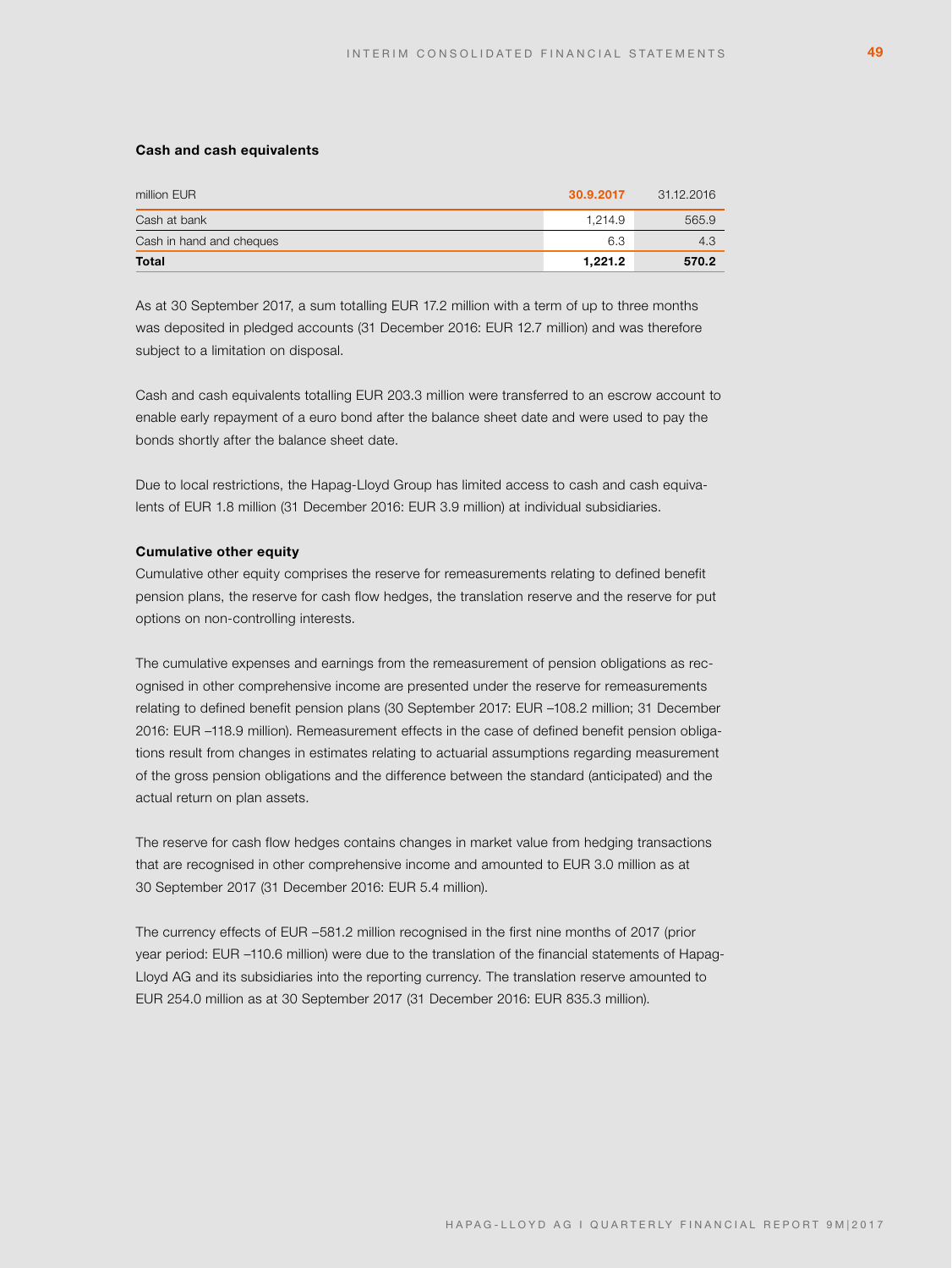### Cash and cash equivalents

| million EUR | 30.9.2017 | 31.12.2016 |
|---|---|---|
| Cash at bank | 1,214.9 | 565.9 |
| Cash in hand and cheques | 6.3 | 4.3 |
| **Total** | **1,221.2** | **570.2** |

As at 30 September 2017, a sum totalling EUR 17.2 million with a term of up to three months was deposited in pledged accounts (31 December 2016: EUR 12.7 million) and was therefore subject to a limitation on disposal.

Cash and cash equivalents totalling EUR 203.3 million were transferred to an escrow account to enable early repayment of a euro bond after the balance sheet date and were used to pay the bonds shortly after the balance sheet date.

Due to local restrictions, the Hapag-Lloyd Group has limited access to cash and cash equivalents of EUR 1.8 million (31 December 2016: EUR 3.9 million) at individual subsidiaries.

### Cumulative other equity

Cumulative other equity comprises the reserve for remeasurements relating to defined benefit pension plans, the reserve for cash flow hedges, the translation reserve and the reserve for put options on non-controlling interests.

The cumulative expenses and earnings from the remeasurement of pension obligations as recognised in other comprehensive income are presented under the reserve for remeasurements relating to defined benefit pension plans (30 September 2017: EUR –108.2 million; 31 December 2016: EUR –118.9 million). Remeasurement effects in the case of defined benefit pension obligations result from changes in estimates relating to actuarial assumptions regarding measurement of the gross pension obligations and the difference between the standard (anticipated) and the actual return on plan assets.

The reserve for cash flow hedges contains changes in market value from hedging transactions that are recognised in other comprehensive income and amounted to EUR 3.0 million as at 30 September 2017 (31 December 2016: EUR 5.4 million).

The currency effects of EUR –581.2 million recognised in the first nine months of 2017 (prior year period: EUR –110.6 million) were due to the translation of the financial statements of Hapag-Lloyd AG and its subsidiaries into the reporting currency. The translation reserve amounted to EUR 254.0 million as at 30 September 2017 (31 December 2016: EUR 835.3 million).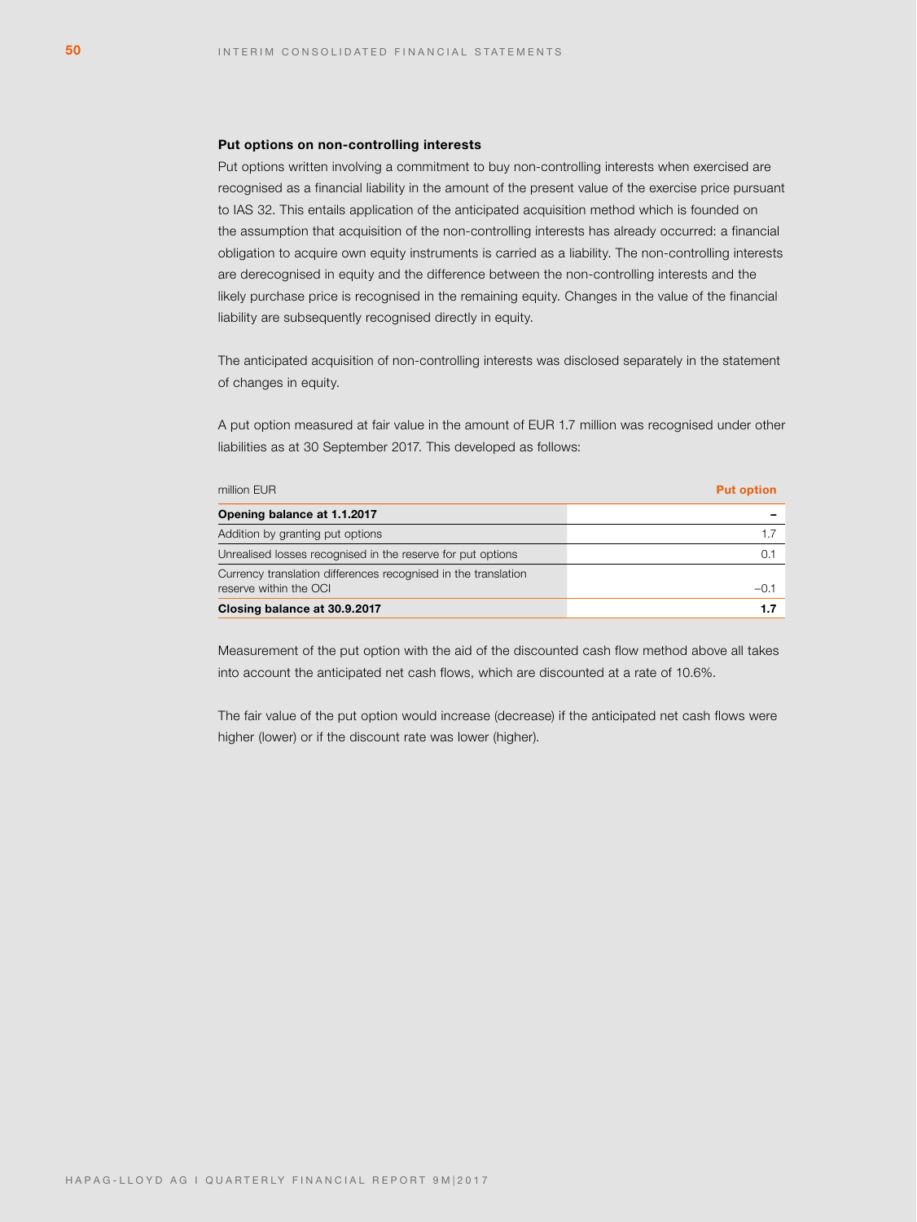### Put options on non-controlling interests

Put options written involving a commitment to buy non-controlling interests when exercised are recognised as a financial liability in the amount of the present value of the exercise price pursuant to IAS 32. This entails application of the anticipated acquisition method which is founded on the assumption that acquisition of the non-controlling interests has already occurred: a financial obligation to acquire own equity instruments is carried as a liability. The non-controlling interests are derecognised in equity and the difference between the non-controlling interests and the likely purchase price is recognised in the remaining equity. Changes in the value of the financial liability are subsequently recognised directly in equity.

The anticipated acquisition of non-controlling interests was disclosed separately in the statement of changes in equity.

A put option measured at fair value in the amount of EUR 1.7 million was recognised under other liabilities as at 30 September 2017. This developed as follows:

| million EUR | Put option |
|---|---|
| **Opening balance at 1.1.2017** | **–** |
| Addition by granting put options | 1.7 |
| Unrealised losses recognised in the reserve for put options | 0.1 |
| Currency translation differences recognised in the translation reserve within the OCI | –0.1 |
| **Closing balance at 30.9.2017** | **1.7** |

Measurement of the put option with the aid of the discounted cash flow method above all takes into account the anticipated net cash flows, which are discounted at a rate of 10.6%.

The fair value of the put option would increase (decrease) if the anticipated net cash flows were higher (lower) or if the discount rate was lower (higher).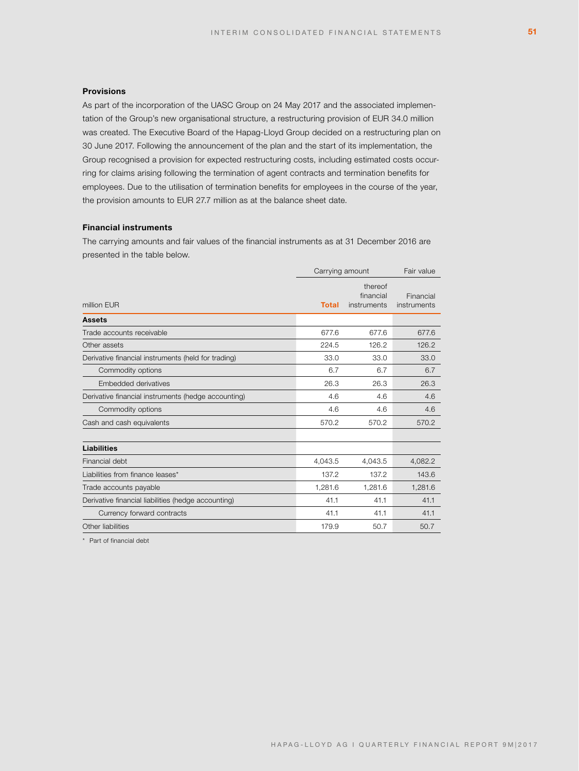### Provisions

As part of the incorporation of the UASC Group on 24 May 2017 and the associated implementation of the Group's new organisational structure, a restructuring provision of EUR 34.0 million was created. The Executive Board of the Hapag-Lloyd Group decided on a restructuring plan on 30 June 2017. Following the announcement of the plan and the start of its implementation, the Group recognised a provision for expected restructuring costs, including estimated costs occurring for claims arising following the termination of agent contracts and termination benefits for employees. Due to the utilisation of termination benefits for employees in the course of the year, the provision amounts to EUR 27.7 million as at the balance sheet date.

### Financial instruments

The carrying amounts and fair values of the financial instruments as at 31 December 2016 are presented in the table below.

| | Carrying amount | | Fair value |
|---|---|---|---|
| million EUR | **Total** | thereof financial instruments | Financial instruments |
| **Assets** | | | |
| Trade accounts receivable | 677.6 | 677.6 | 677.6 |
| Other assets | 224.5 | 126.2 | 126.2 |
| Derivative financial instruments (held for trading) | 33.0 | 33.0 | 33.0 |
| Commodity options | 6.7 | 6.7 | 6.7 |
| Embedded derivatives | 26.3 | 26.3 | 26.3 |
| Derivative financial instruments (hedge accounting) | 4.6 | 4.6 | 4.6 |
| Commodity options | 4.6 | 4.6 | 4.6 |
| Cash and cash equivalents | 570.2 | 570.2 | 570.2 |
| | | | |
| **Liabilities** | | | |
| Financial debt | 4,043.5 | 4,043.5 | 4,082.2 |
| Liabilities from finance leases* | 137.2 | 137.2 | 143.6 |
| Trade accounts payable | 1,281.6 | 1,281.6 | 1,281.6 |
| Derivative financial liabilities (hedge accounting) | 41.1 | 41.1 | 41.1 |
| Currency forward contracts | 41.1 | 41.1 | 41.1 |
| Other liabilities | 179.9 | 50.7 | 50.7 |

\* Part of financial debt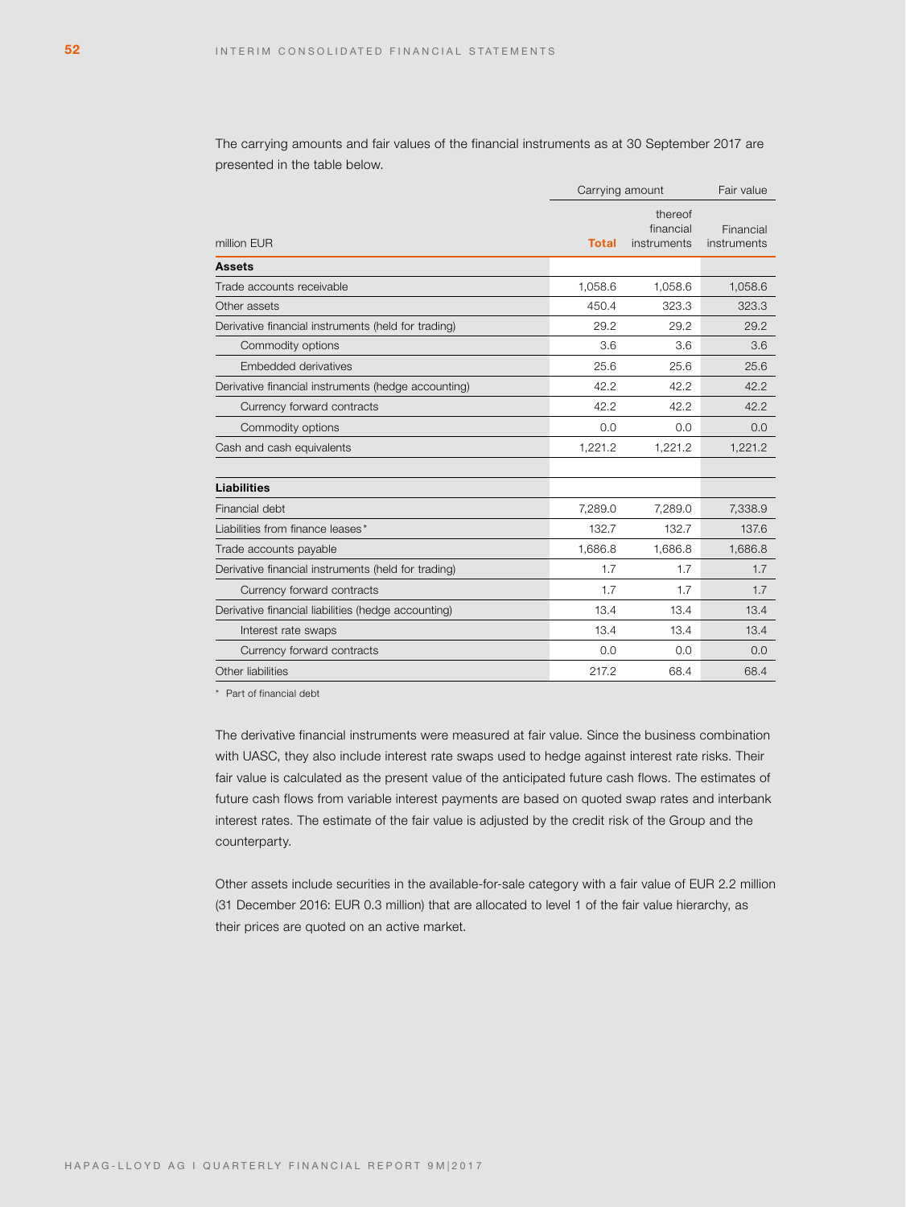The carrying amounts and fair values of the financial instruments as at 30 September 2017 are presented in the table below.

| million EUR | Carrying amount | | Fair value |
|---|---|---|---|
| | **Total** | thereof financial instruments | Financial instruments |
| **Assets** | | | |
| Trade accounts receivable | 1,058.6 | 1,058.6 | 1,058.6 |
| Other assets | 450.4 | 323.3 | 323.3 |
| Derivative financial instruments (held for trading) | 29.2 | 29.2 | 29.2 |
| Commodity options | 3.6 | 3.6 | 3.6 |
| Embedded derivatives | 25.6 | 25.6 | 25.6 |
| Derivative financial instruments (hedge accounting) | 42.2 | 42.2 | 42.2 |
| Currency forward contracts | 42.2 | 42.2 | 42.2 |
| Commodity options | 0.0 | 0.0 | 0.0 |
| Cash and cash equivalents | 1,221.2 | 1,221.2 | 1,221.2 |
| | | | |
| **Liabilities** | | | |
| Financial debt | 7,289.0 | 7,289.0 | 7,338.9 |
| Liabilities from finance leases* | 132.7 | 132.7 | 137.6 |
| Trade accounts payable | 1,686.8 | 1,686.8 | 1,686.8 |
| Derivative financial instruments (held for trading) | 1.7 | 1.7 | 1.7 |
| Currency forward contracts | 1.7 | 1.7 | 1.7 |
| Derivative financial liabilities (hedge accounting) | 13.4 | 13.4 | 13.4 |
| Interest rate swaps | 13.4 | 13.4 | 13.4 |
| Currency forward contracts | 0.0 | 0.0 | 0.0 |
| Other liabilities | 217.2 | 68.4 | 68.4 |

* Part of financial debt

The derivative financial instruments were measured at fair value. Since the business combination with UASC, they also include interest rate swaps used to hedge against interest rate risks. Their fair value is calculated as the present value of the anticipated future cash flows. The estimates of future cash flows from variable interest payments are based on quoted swap rates and interbank interest rates. The estimate of the fair value is adjusted by the credit risk of the Group and the counterparty.

Other assets include securities in the available-for-sale category with a fair value of EUR 2.2 million (31 December 2016: EUR 0.3 million) that are allocated to level 1 of the fair value hierarchy, as their prices are quoted on an active market.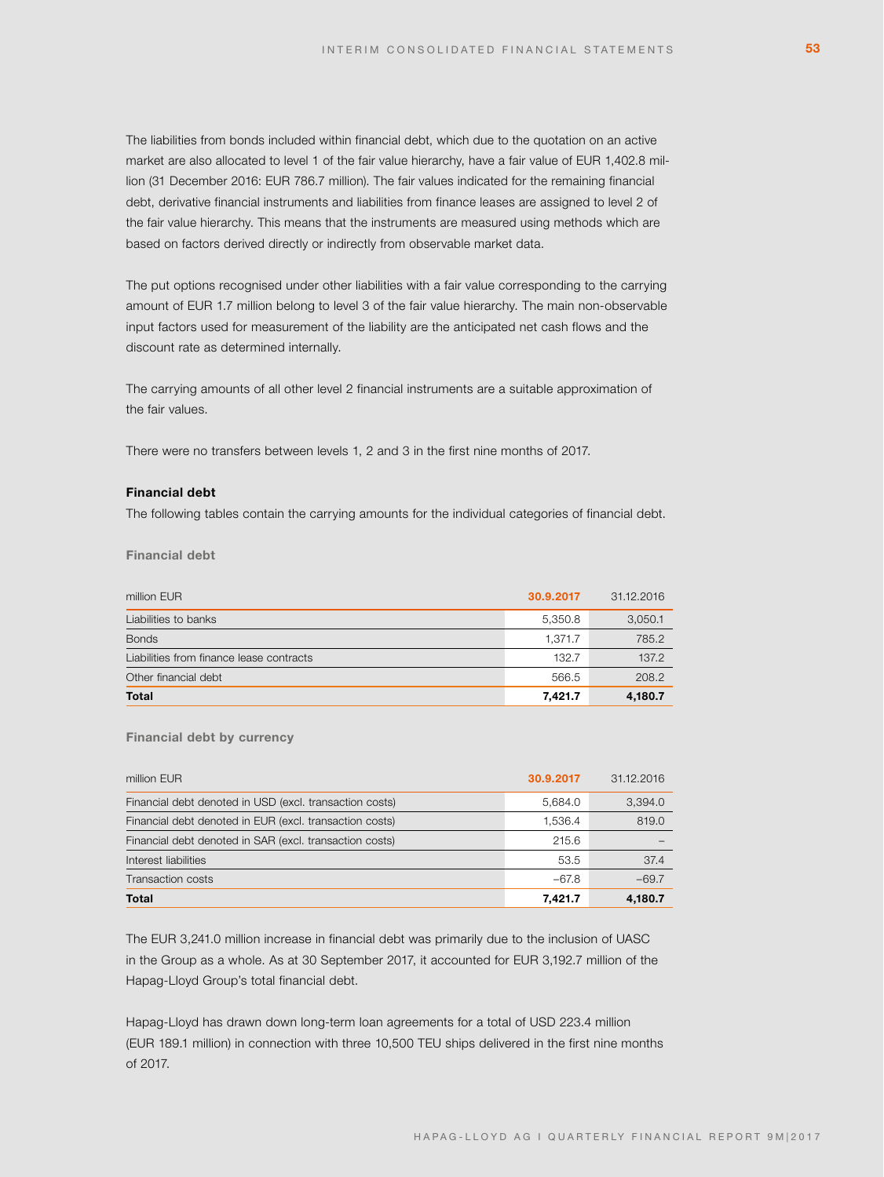The liabilities from bonds included within financial debt, which due to the quotation on an active market are also allocated to level 1 of the fair value hierarchy, have a fair value of EUR 1,402.8 million (31 December 2016: EUR 786.7 million). The fair values indicated for the remaining financial debt, derivative financial instruments and liabilities from finance leases are assigned to level 2 of the fair value hierarchy. This means that the instruments are measured using methods which are based on factors derived directly or indirectly from observable market data.

The put options recognised under other liabilities with a fair value corresponding to the carrying amount of EUR 1.7 million belong to level 3 of the fair value hierarchy. The main non-observable input factors used for measurement of the liability are the anticipated net cash flows and the discount rate as determined internally.

The carrying amounts of all other level 2 financial instruments are a suitable approximation of the fair values.

There were no transfers between levels 1, 2 and 3 in the first nine months of 2017.

## Financial debt

The following tables contain the carrying amounts for the individual categories of financial debt.

**Financial debt**

| million EUR | 30.9.2017 | 31.12.2016 |
|---|---|---|
| Liabilities to banks | 5,350.8 | 3,050.1 |
| Bonds | 1,371.7 | 785.2 |
| Liabilities from finance lease contracts | 132.7 | 137.2 |
| Other financial debt | 566.5 | 208.2 |
| **Total** | **7,421.7** | **4,180.7** |

**Financial debt by currency**

| million EUR | 30.9.2017 | 31.12.2016 |
|---|---|---|
| Financial debt denoted in USD (excl. transaction costs) | 5,684.0 | 3,394.0 |
| Financial debt denoted in EUR (excl. transaction costs) | 1,536.4 | 819.0 |
| Financial debt denoted in SAR (excl. transaction costs) | 215.6 | – |
| Interest liabilities | 53.5 | 37.4 |
| Transaction costs | –67.8 | –69.7 |
| **Total** | **7,421.7** | **4,180.7** |

The EUR 3,241.0 million increase in financial debt was primarily due to the inclusion of UASC in the Group as a whole. As at 30 September 2017, it accounted for EUR 3,192.7 million of the Hapag-Lloyd Group's total financial debt.

Hapag-Lloyd has drawn down long-term loan agreements for a total of USD 223.4 million (EUR 189.1 million) in connection with three 10,500 TEU ships delivered in the first nine months of 2017.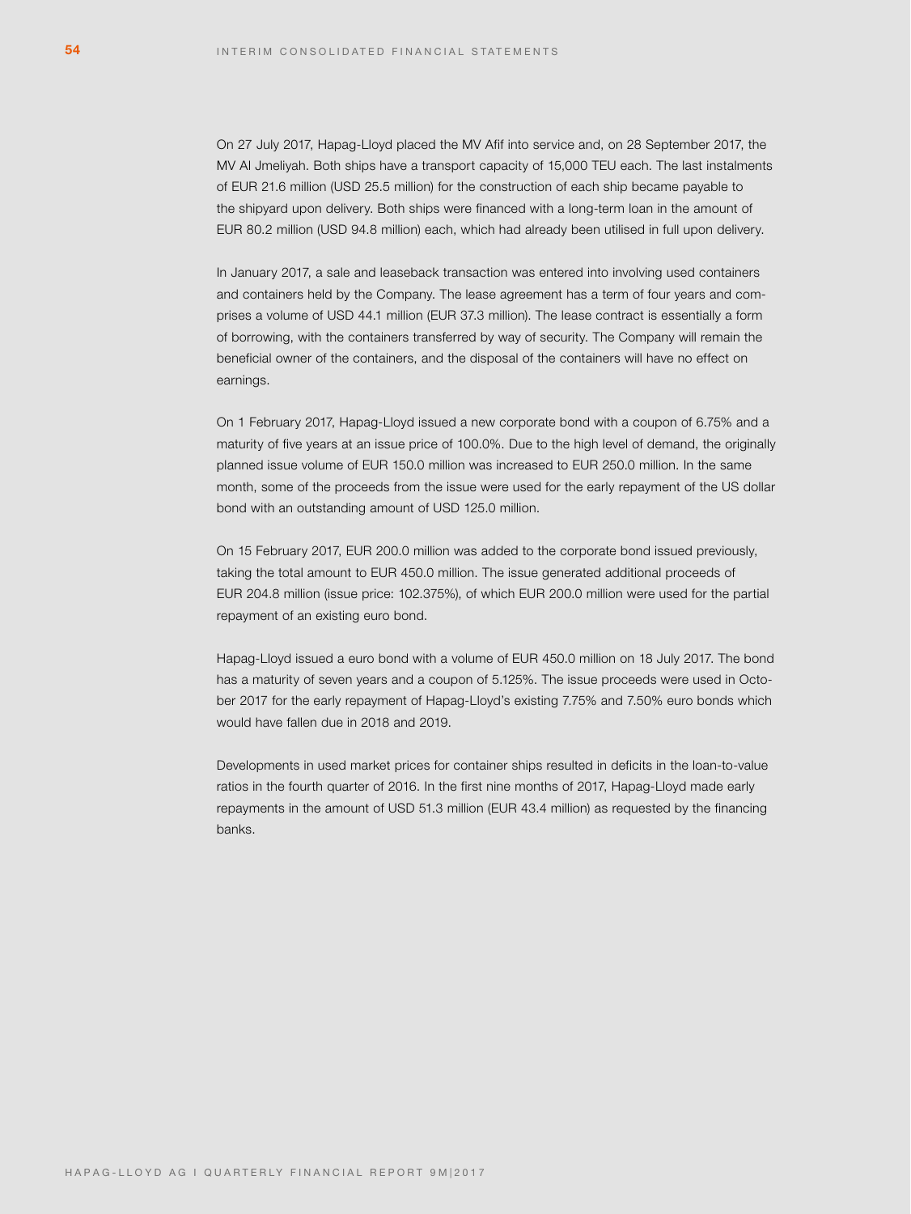On 27 July 2017, Hapag-Lloyd placed the MV Afif into service and, on 28 September 2017, the MV Al Jmeliyah. Both ships have a transport capacity of 15,000 TEU each. The last instalments of EUR 21.6 million (USD 25.5 million) for the construction of each ship became payable to the shipyard upon delivery. Both ships were financed with a long-term loan in the amount of EUR 80.2 million (USD 94.8 million) each, which had already been utilised in full upon delivery.

In January 2017, a sale and leaseback transaction was entered into involving used containers and containers held by the Company. The lease agreement has a term of four years and comprises a volume of USD 44.1 million (EUR 37.3 million). The lease contract is essentially a form of borrowing, with the containers transferred by way of security. The Company will remain the beneficial owner of the containers, and the disposal of the containers will have no effect on earnings.

On 1 February 2017, Hapag-Lloyd issued a new corporate bond with a coupon of 6.75% and a maturity of five years at an issue price of 100.0%. Due to the high level of demand, the originally planned issue volume of EUR 150.0 million was increased to EUR 250.0 million. In the same month, some of the proceeds from the issue were used for the early repayment of the US dollar bond with an outstanding amount of USD 125.0 million.

On 15 February 2017, EUR 200.0 million was added to the corporate bond issued previously, taking the total amount to EUR 450.0 million. The issue generated additional proceeds of EUR 204.8 million (issue price: 102.375%), of which EUR 200.0 million were used for the partial repayment of an existing euro bond.

Hapag-Lloyd issued a euro bond with a volume of EUR 450.0 million on 18 July 2017. The bond has a maturity of seven years and a coupon of 5.125%. The issue proceeds were used in October 2017 for the early repayment of Hapag-Lloyd's existing 7.75% and 7.50% euro bonds which would have fallen due in 2018 and 2019.

Developments in used market prices for container ships resulted in deficits in the loan-to-value ratios in the fourth quarter of 2016. In the first nine months of 2017, Hapag-Lloyd made early repayments in the amount of USD 51.3 million (EUR 43.4 million) as requested by the financing banks.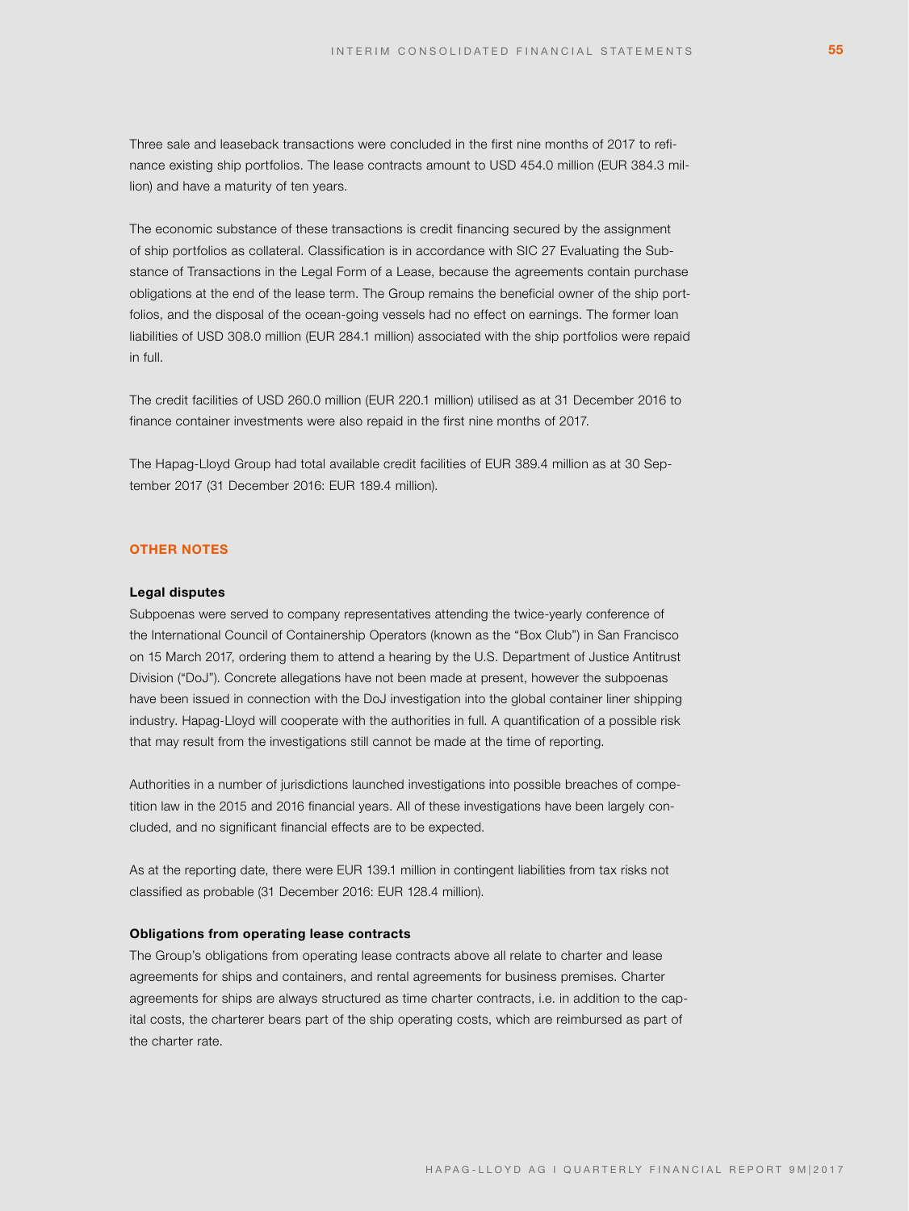Three sale and leaseback transactions were concluded in the first nine months of 2017 to refinance existing ship portfolios. The lease contracts amount to USD 454.0 million (EUR 384.3 million) and have a maturity of ten years.

The economic substance of these transactions is credit financing secured by the assignment of ship portfolios as collateral. Classification is in accordance with SIC 27 Evaluating the Substance of Transactions in the Legal Form of a Lease, because the agreements contain purchase obligations at the end of the lease term. The Group remains the beneficial owner of the ship portfolios, and the disposal of the ocean-going vessels had no effect on earnings. The former loan liabilities of USD 308.0 million (EUR 284.1 million) associated with the ship portfolios were repaid in full.

The credit facilities of USD 260.0 million (EUR 220.1 million) utilised as at 31 December 2016 to finance container investments were also repaid in the first nine months of 2017.

The Hapag-Lloyd Group had total available credit facilities of EUR 389.4 million as at 30 September 2017 (31 December 2016: EUR 189.4 million).

## OTHER NOTES

### Legal disputes

Subpoenas were served to company representatives attending the twice-yearly conference of the International Council of Containership Operators (known as the "Box Club") in San Francisco on 15 March 2017, ordering them to attend a hearing by the U.S. Department of Justice Antitrust Division ("DoJ"). Concrete allegations have not been made at present, however the subpoenas have been issued in connection with the DoJ investigation into the global container liner shipping industry. Hapag-Lloyd will cooperate with the authorities in full. A quantification of a possible risk that may result from the investigations still cannot be made at the time of reporting.

Authorities in a number of jurisdictions launched investigations into possible breaches of competition law in the 2015 and 2016 financial years. All of these investigations have been largely concluded, and no significant financial effects are to be expected.

As at the reporting date, there were EUR 139.1 million in contingent liabilities from tax risks not classified as probable (31 December 2016: EUR 128.4 million).

### Obligations from operating lease contracts

The Group's obligations from operating lease contracts above all relate to charter and lease agreements for ships and containers, and rental agreements for business premises. Charter agreements for ships are always structured as time charter contracts, i.e. in addition to the capital costs, the charterer bears part of the ship operating costs, which are reimbursed as part of the charter rate.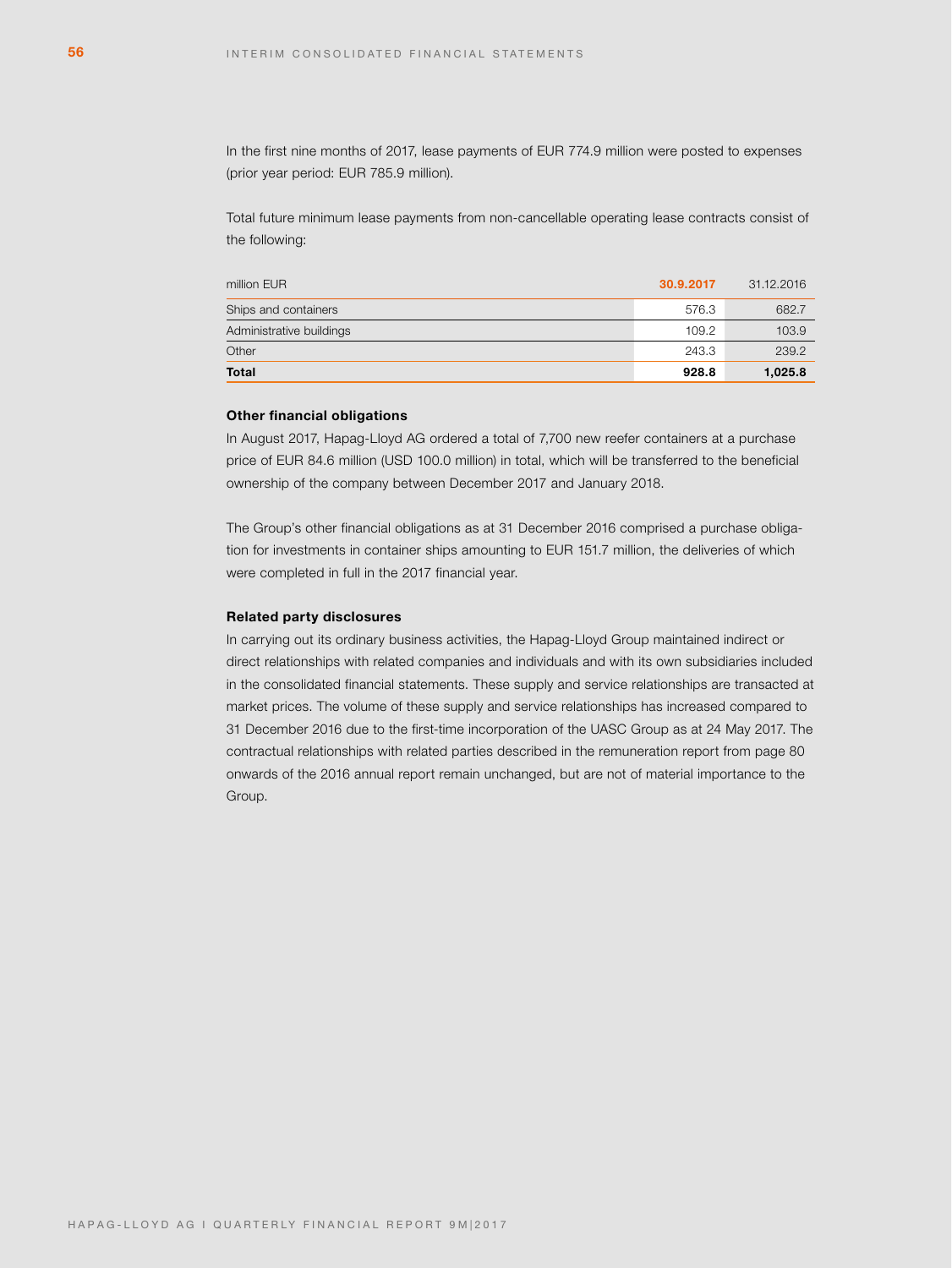In the first nine months of 2017, lease payments of EUR 774.9 million were posted to expenses (prior year period: EUR 785.9 million).

Total future minimum lease payments from non-cancellable operating lease contracts consist of the following:

| million EUR | 30.9.2017 | 31.12.2016 |
|---|---|---|
| Ships and containers | 576.3 | 682.7 |
| Administrative buildings | 109.2 | 103.9 |
| Other | 243.3 | 239.2 |
| **Total** | **928.8** | **1,025.8** |

### Other financial obligations

In August 2017, Hapag-Lloyd AG ordered a total of 7,700 new reefer containers at a purchase price of EUR 84.6 million (USD 100.0 million) in total, which will be transferred to the beneficial ownership of the company between December 2017 and January 2018.

The Group's other financial obligations as at 31 December 2016 comprised a purchase obligation for investments in container ships amounting to EUR 151.7 million, the deliveries of which were completed in full in the 2017 financial year.

### Related party disclosures

In carrying out its ordinary business activities, the Hapag-Lloyd Group maintained indirect or direct relationships with related companies and individuals and with its own subsidiaries included in the consolidated financial statements. These supply and service relationships are transacted at market prices. The volume of these supply and service relationships has increased compared to 31 December 2016 due to the first-time incorporation of the UASC Group as at 24 May 2017. The contractual relationships with related parties described in the remuneration report from page 80 onwards of the 2016 annual report remain unchanged, but are not of material importance to the Group.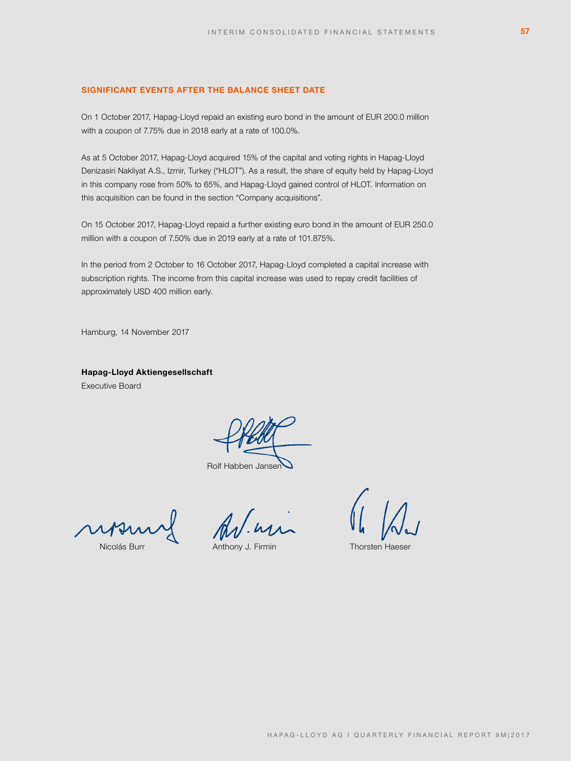## SIGNIFICANT EVENTS AFTER THE BALANCE SHEET DATE

On 1 October 2017, Hapag-Lloyd repaid an existing euro bond in the amount of EUR 200.0 million with a coupon of 7.75% due in 2018 early at a rate of 100.0%.

As at 5 October 2017, Hapag-Lloyd acquired 15% of the capital and voting rights in Hapag-Lloyd Denizasiri Nakliyat A.S., Izmir, Turkey ("HLOT"). As a result, the share of equity held by Hapag-Lloyd in this company rose from 50% to 65%, and Hapag-Lloyd gained control of HLOT. Information on this acquisition can be found in the section "Company acquisitions".

On 15 October 2017, Hapag-Lloyd repaid a further existing euro bond in the amount of EUR 250.0 million with a coupon of 7.50% due in 2019 early at a rate of 101.875%.

In the period from 2 October to 16 October 2017, Hapag-Lloyd completed a capital increase with subscription rights. The income from this capital increase was used to repay credit facilities of approximately USD 400 million early.

Hamburg, 14 November 2017

**Hapag-Lloyd Aktiengesellschaft**
Executive Board

Rolf Habben Jansen

Nicolás Burr

Anthony J. Firmin

Thorsten Haeser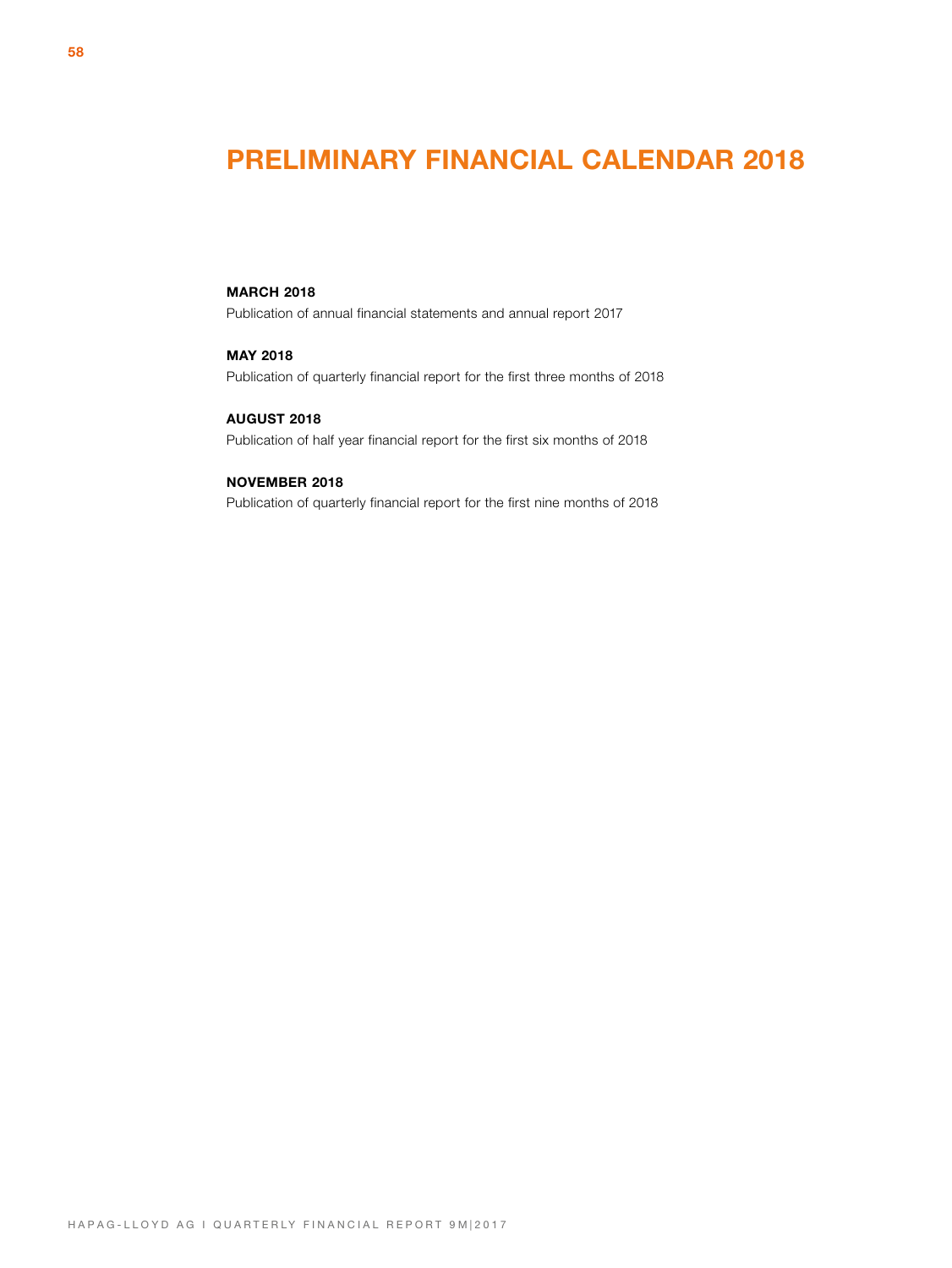# PRELIMINARY FINANCIAL CALENDAR 2018

**MARCH 2018**
Publication of annual financial statements and annual report 2017

**MAY 2018**
Publication of quarterly financial report for the first three months of 2018

**AUGUST 2018**
Publication of half year financial report for the first six months of 2018

**NOVEMBER 2018**
Publication of quarterly financial report for the first nine months of 2018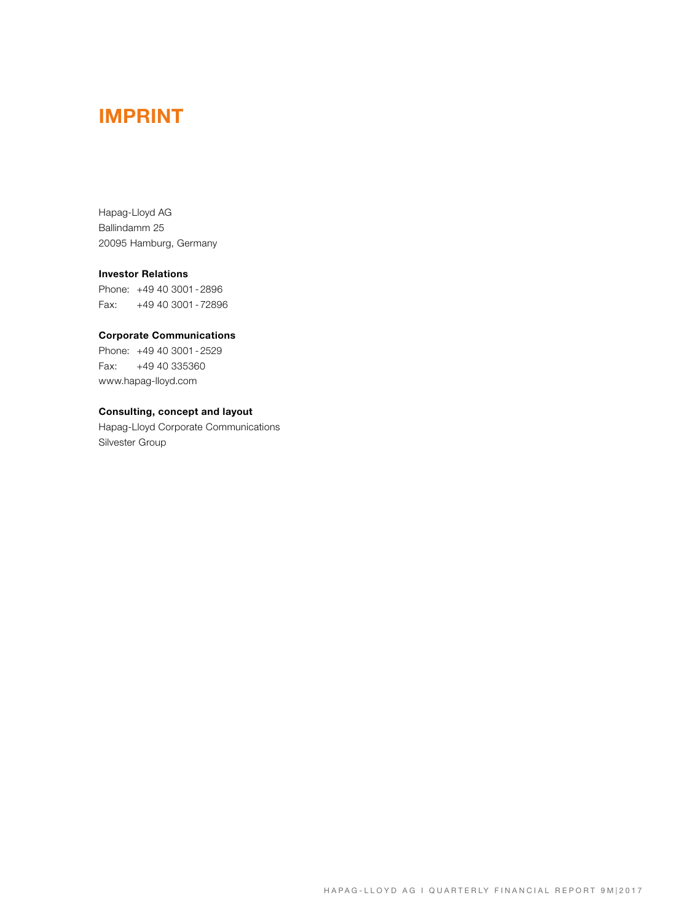# IMPRINT

Hapag-Lloyd AG
Ballindamm 25
20095 Hamburg, Germany

**Investor Relations**
Phone: +49 40 3001 - 2896
Fax: +49 40 3001 - 72896

**Corporate Communications**
Phone: +49 40 3001 - 2529
Fax: +49 40 335360
www.hapag-lloyd.com

**Consulting, concept and layout**
Hapag-Lloyd Corporate Communications
Silvester Group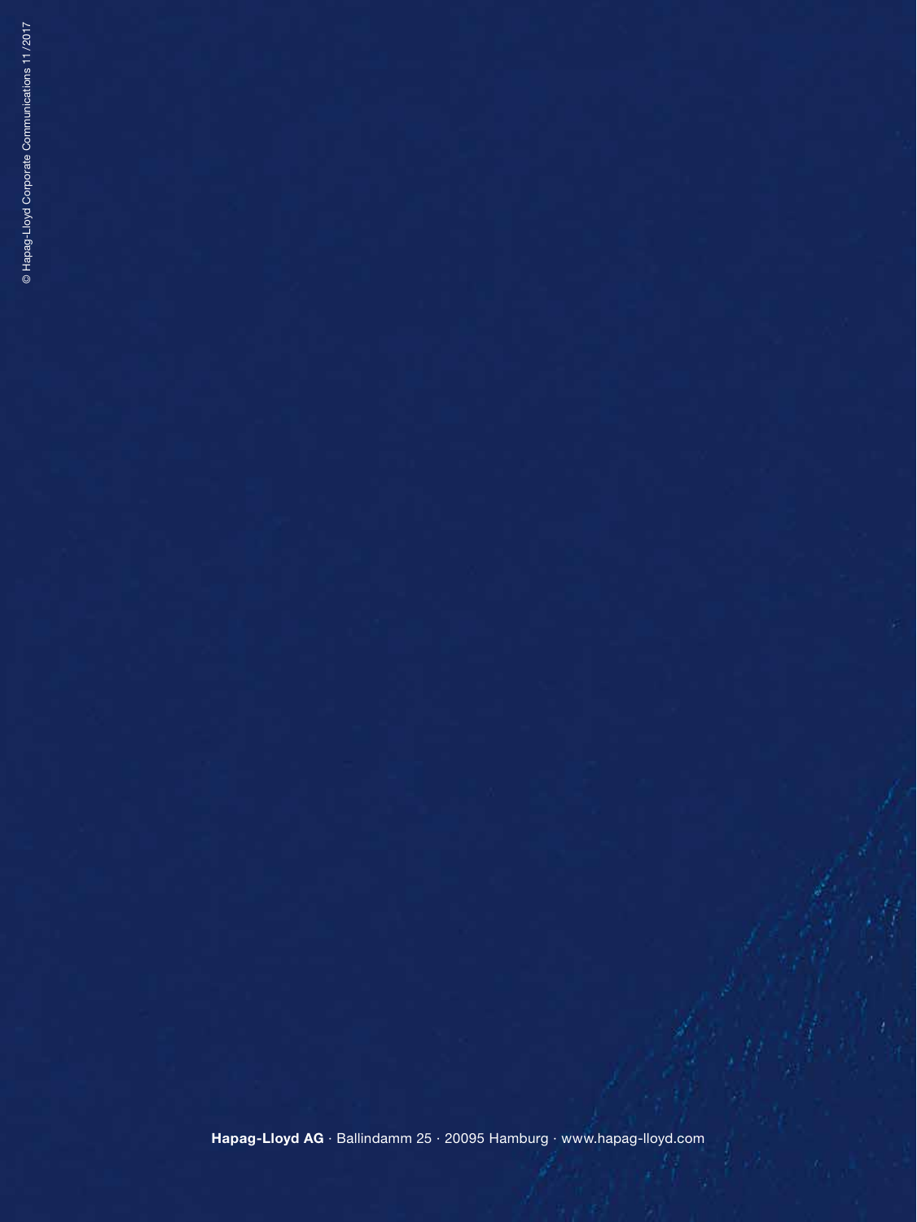© Hapag-Lloyd Corporate Communications 11/2017

**Hapag-Lloyd AG** · Ballindamm 25 · 20095 Hamburg · www.hapag-lloyd.com